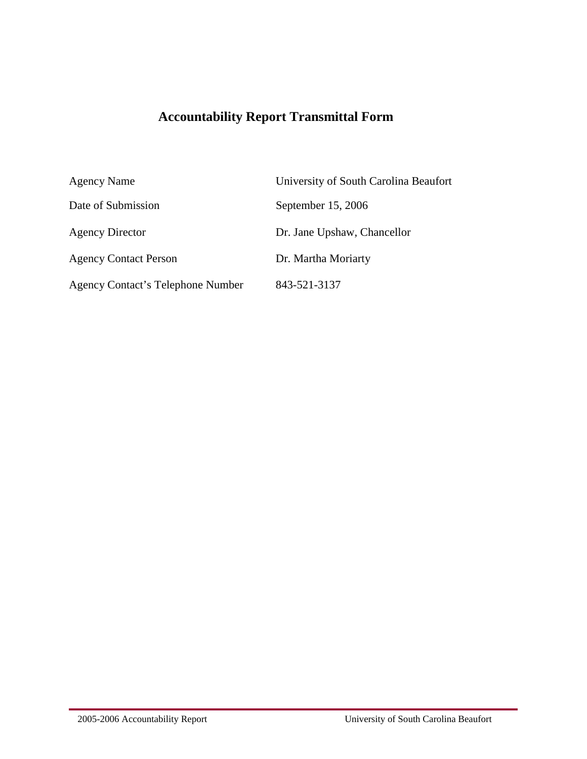# Accountability Report Transmittal Form

| | |
|---|---|
| Agency Name | University of South Carolina Beaufort |
| Date of Submission | September 15, 2006 |
| Agency Director | Dr. Jane Upshaw, Chancellor |
| Agency Contact Person | Dr. Martha Moriarty |
| Agency Contact's Telephone Number | 843-521-3137 |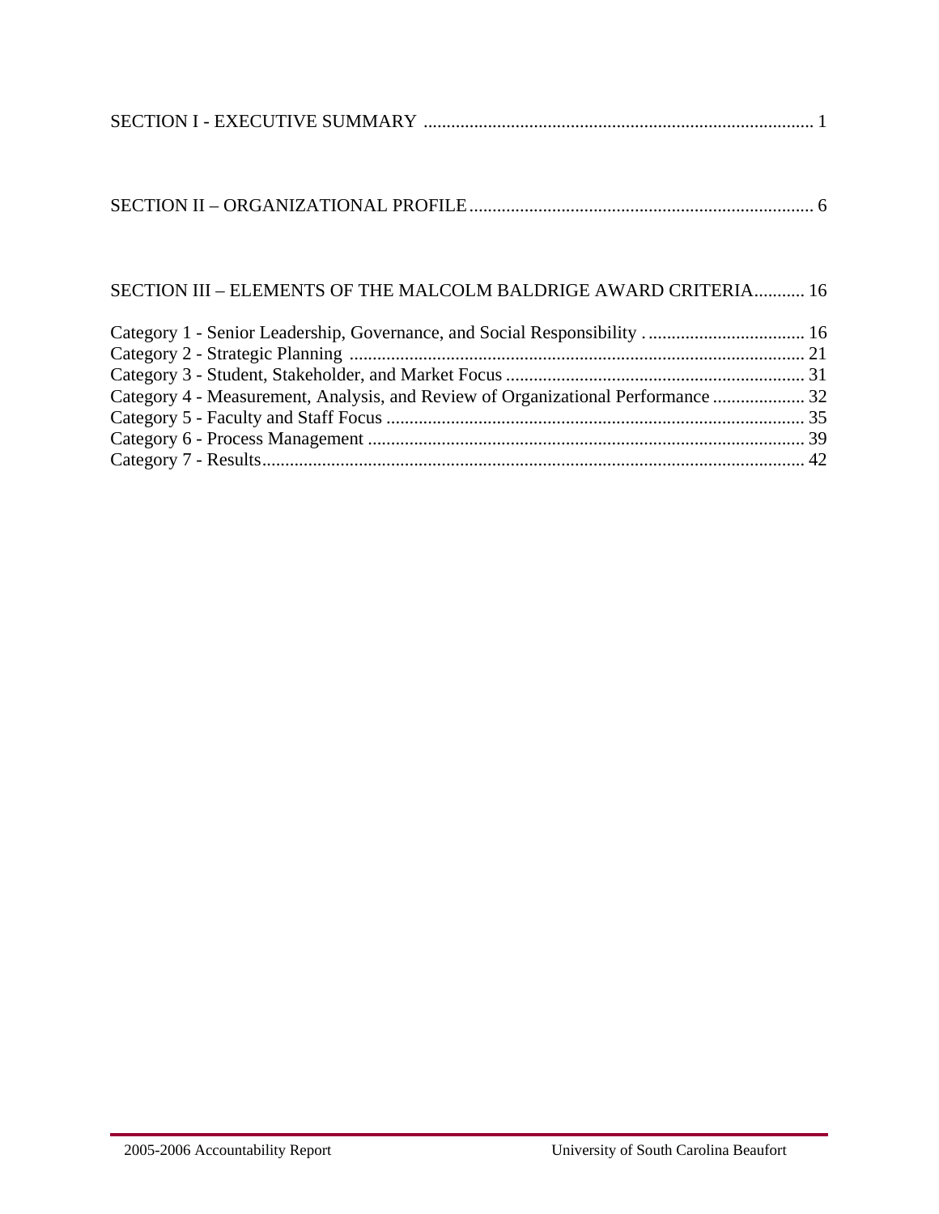SECTION I - EXECUTIVE SUMMARY .................................................................................... 1

SECTION II – ORGANIZATIONAL PROFILE .......................................................................... 6

SECTION III – ELEMENTS OF THE MALCOLM BALDRIGE AWARD CRITERIA........... 16

Category 1 - Senior Leadership, Governance, and Social Responsibility . ................................. 16
Category 2 - Strategic Planning .................................................................................................. 21
Category 3 - Student, Stakeholder, and Market Focus ................................................................ 31
Category 4 - Measurement, Analysis, and Review of Organizational Performance .................... 32
Category 5 - Faculty and Staff Focus .......................................................................................... 35
Category 6 - Process Management .............................................................................................. 39
Category 7 - Results..................................................................................................................... 42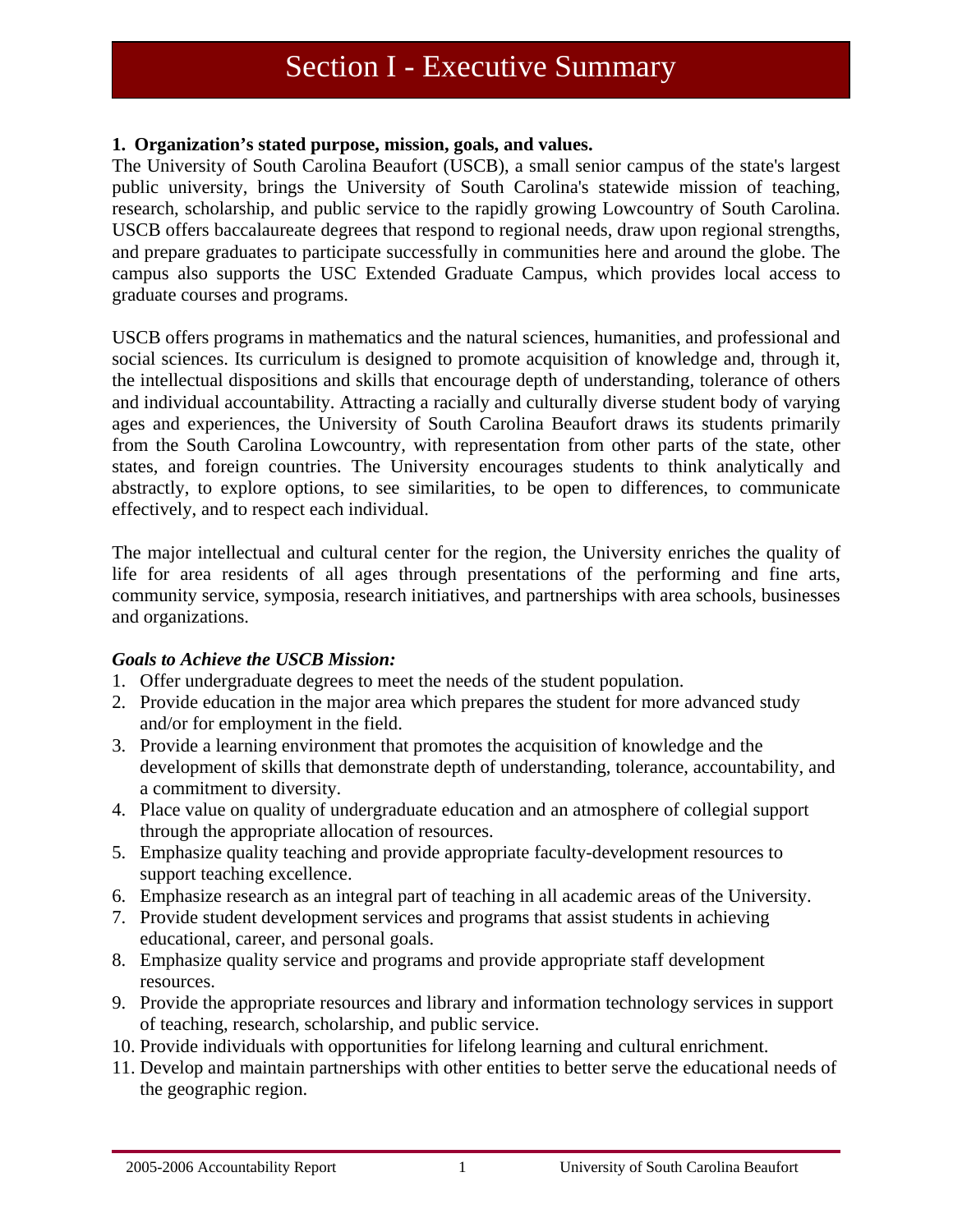# Section I - Executive Summary

**1. Organization's stated purpose, mission, goals, and values.**

The University of South Carolina Beaufort (USCB), a small senior campus of the state's largest public university, brings the University of South Carolina's statewide mission of teaching, research, scholarship, and public service to the rapidly growing Lowcountry of South Carolina. USCB offers baccalaureate degrees that respond to regional needs, draw upon regional strengths, and prepare graduates to participate successfully in communities here and around the globe. The campus also supports the USC Extended Graduate Campus, which provides local access to graduate courses and programs.

USCB offers programs in mathematics and the natural sciences, humanities, and professional and social sciences. Its curriculum is designed to promote acquisition of knowledge and, through it, the intellectual dispositions and skills that encourage depth of understanding, tolerance of others and individual accountability. Attracting a racially and culturally diverse student body of varying ages and experiences, the University of South Carolina Beaufort draws its students primarily from the South Carolina Lowcountry, with representation from other parts of the state, other states, and foreign countries. The University encourages students to think analytically and abstractly, to explore options, to see similarities, to be open to differences, to communicate effectively, and to respect each individual.

The major intellectual and cultural center for the region, the University enriches the quality of life for area residents of all ages through presentations of the performing and fine arts, community service, symposia, research initiatives, and partnerships with area schools, businesses and organizations.

***Goals to Achieve the USCB Mission:***

1. Offer undergraduate degrees to meet the needs of the student population.
2. Provide education in the major area which prepares the student for more advanced study and/or for employment in the field.
3. Provide a learning environment that promotes the acquisition of knowledge and the development of skills that demonstrate depth of understanding, tolerance, accountability, and a commitment to diversity.
4. Place value on quality of undergraduate education and an atmosphere of collegial support through the appropriate allocation of resources.
5. Emphasize quality teaching and provide appropriate faculty-development resources to support teaching excellence.
6. Emphasize research as an integral part of teaching in all academic areas of the University.
7. Provide student development services and programs that assist students in achieving educational, career, and personal goals.
8. Emphasize quality service and programs and provide appropriate staff development resources.
9. Provide the appropriate resources and library and information technology services in support of teaching, research, scholarship, and public service.
10. Provide individuals with opportunities for lifelong learning and cultural enrichment.
11. Develop and maintain partnerships with other entities to better serve the educational needs of the geographic region.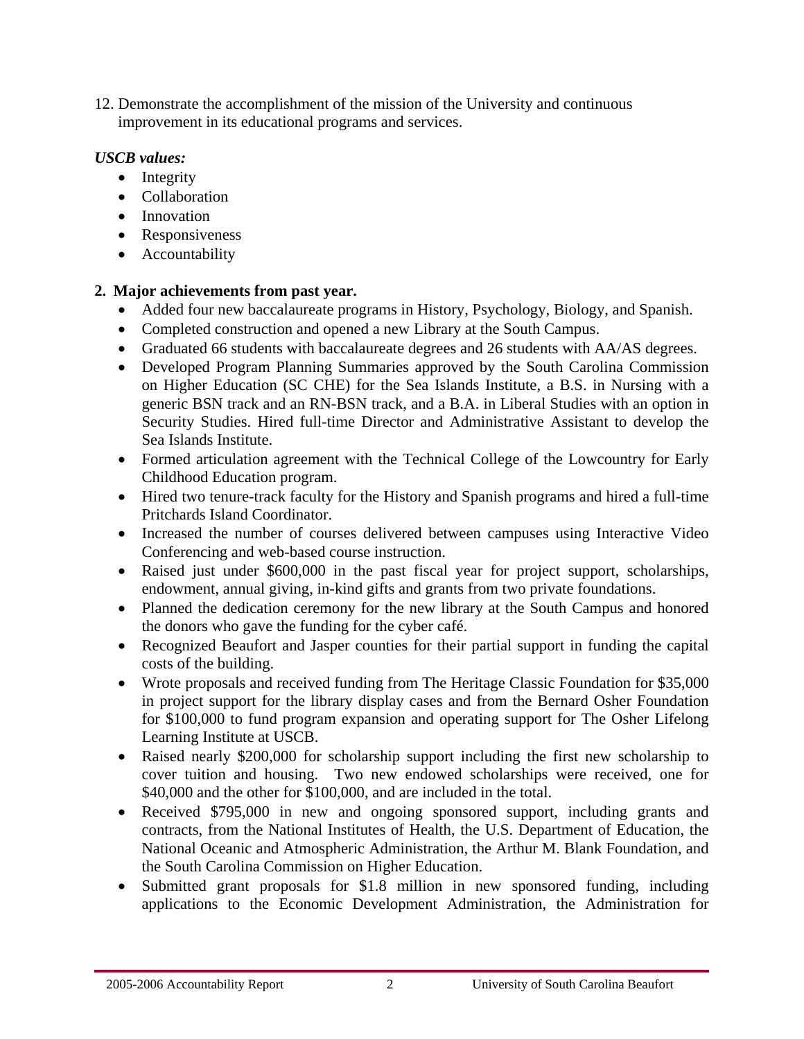12. Demonstrate the accomplishment of the mission of the University and continuous improvement in its educational programs and services.

***USCB values:***

- Integrity
- Collaboration
- Innovation
- Responsiveness
- Accountability

**2. Major achievements from past year.**

- Added four new baccalaureate programs in History, Psychology, Biology, and Spanish.
- Completed construction and opened a new Library at the South Campus.
- Graduated 66 students with baccalaureate degrees and 26 students with AA/AS degrees.
- Developed Program Planning Summaries approved by the South Carolina Commission on Higher Education (SC CHE) for the Sea Islands Institute, a B.S. in Nursing with a generic BSN track and an RN-BSN track, and a B.A. in Liberal Studies with an option in Security Studies. Hired full-time Director and Administrative Assistant to develop the Sea Islands Institute.
- Formed articulation agreement with the Technical College of the Lowcountry for Early Childhood Education program.
- Hired two tenure-track faculty for the History and Spanish programs and hired a full-time Pritchards Island Coordinator.
- Increased the number of courses delivered between campuses using Interactive Video Conferencing and web-based course instruction.
- Raised just under $600,000 in the past fiscal year for project support, scholarships, endowment, annual giving, in-kind gifts and grants from two private foundations.
- Planned the dedication ceremony for the new library at the South Campus and honored the donors who gave the funding for the cyber café.
- Recognized Beaufort and Jasper counties for their partial support in funding the capital costs of the building.
- Wrote proposals and received funding from The Heritage Classic Foundation for $35,000 in project support for the library display cases and from the Bernard Osher Foundation for $100,000 to fund program expansion and operating support for The Osher Lifelong Learning Institute at USCB.
- Raised nearly $200,000 for scholarship support including the first new scholarship to cover tuition and housing. Two new endowed scholarships were received, one for $40,000 and the other for $100,000, and are included in the total.
- Received $795,000 in new and ongoing sponsored support, including grants and contracts, from the National Institutes of Health, the U.S. Department of Education, the National Oceanic and Atmospheric Administration, the Arthur M. Blank Foundation, and the South Carolina Commission on Higher Education.
- Submitted grant proposals for $1.8 million in new sponsored funding, including applications to the Economic Development Administration, the Administration for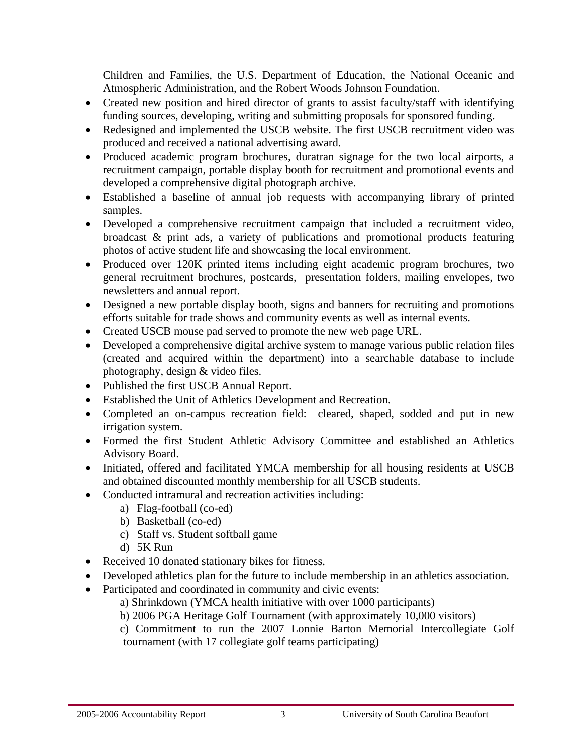Children and Families, the U.S. Department of Education, the National Oceanic and Atmospheric Administration, and the Robert Woods Johnson Foundation.

- Created new position and hired director of grants to assist faculty/staff with identifying funding sources, developing, writing and submitting proposals for sponsored funding.
- Redesigned and implemented the USCB website. The first USCB recruitment video was produced and received a national advertising award.
- Produced academic program brochures, duratran signage for the two local airports, a recruitment campaign, portable display booth for recruitment and promotional events and developed a comprehensive digital photograph archive.
- Established a baseline of annual job requests with accompanying library of printed samples.
- Developed a comprehensive recruitment campaign that included a recruitment video, broadcast & print ads, a variety of publications and promotional products featuring photos of active student life and showcasing the local environment.
- Produced over 120K printed items including eight academic program brochures, two general recruitment brochures, postcards, presentation folders, mailing envelopes, two newsletters and annual report.
- Designed a new portable display booth, signs and banners for recruiting and promotions efforts suitable for trade shows and community events as well as internal events.
- Created USCB mouse pad served to promote the new web page URL.
- Developed a comprehensive digital archive system to manage various public relation files (created and acquired within the department) into a searchable database to include photography, design & video files.
- Published the first USCB Annual Report.
- Established the Unit of Athletics Development and Recreation.
- Completed an on-campus recreation field: cleared, shaped, sodded and put in new irrigation system.
- Formed the first Student Athletic Advisory Committee and established an Athletics Advisory Board.
- Initiated, offered and facilitated YMCA membership for all housing residents at USCB and obtained discounted monthly membership for all USCB students.
- Conducted intramural and recreation activities including:
  a) Flag-football (co-ed)
  b) Basketball (co-ed)
  c) Staff vs. Student softball game
  d) 5K Run
- Received 10 donated stationary bikes for fitness.
- Developed athletics plan for the future to include membership in an athletics association.
- Participated and coordinated in community and civic events:
  a) Shrinkdown (YMCA health initiative with over 1000 participants)
  b) 2006 PGA Heritage Golf Tournament (with approximately 10,000 visitors)
  c) Commitment to run the 2007 Lonnie Barton Memorial Intercollegiate Golf tournament (with 17 collegiate golf teams participating)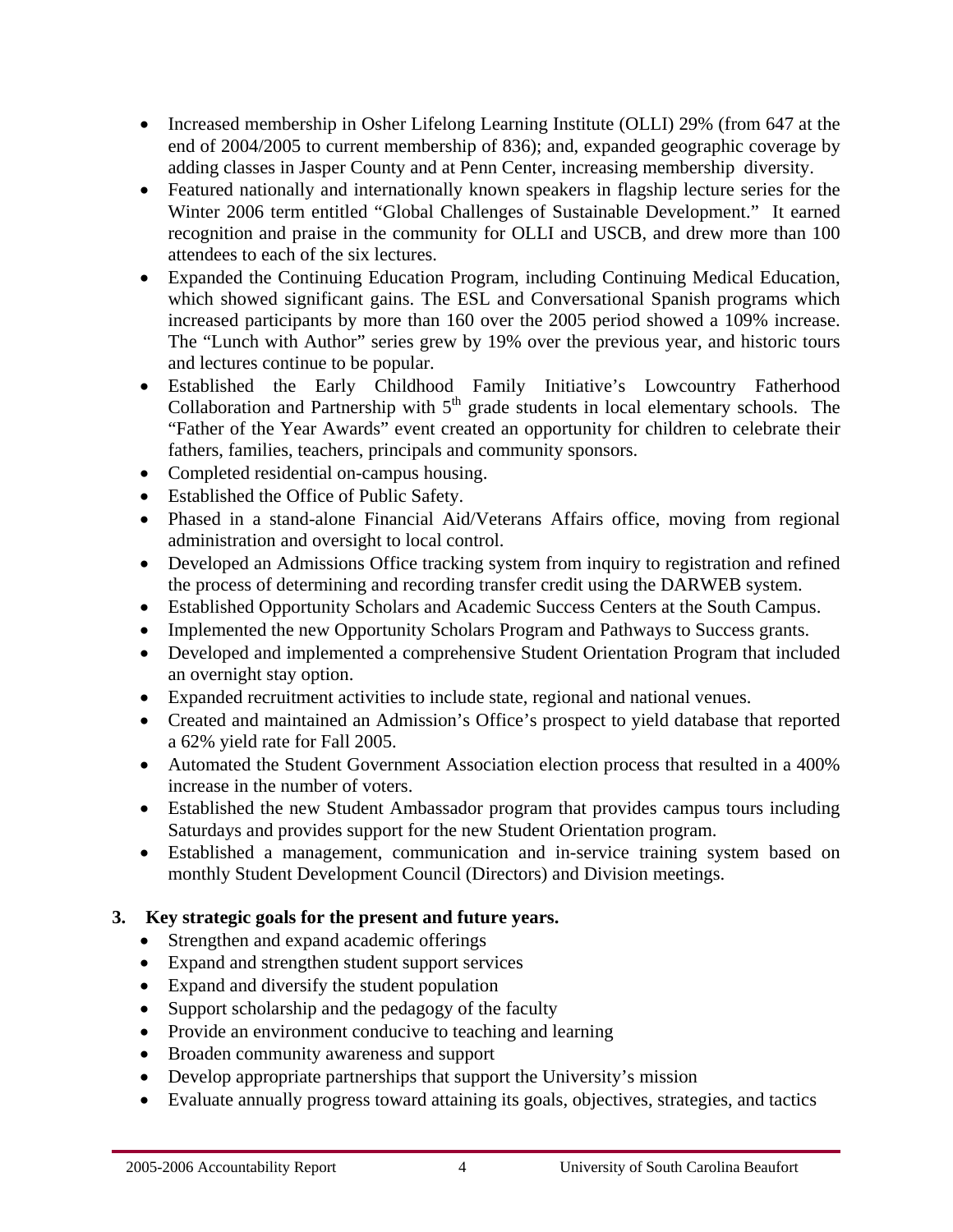- Increased membership in Osher Lifelong Learning Institute (OLLI) 29% (from 647 at the end of 2004/2005 to current membership of 836); and, expanded geographic coverage by adding classes in Jasper County and at Penn Center, increasing membership diversity.
- Featured nationally and internationally known speakers in flagship lecture series for the Winter 2006 term entitled "Global Challenges of Sustainable Development." It earned recognition and praise in the community for OLLI and USCB, and drew more than 100 attendees to each of the six lectures.
- Expanded the Continuing Education Program, including Continuing Medical Education, which showed significant gains. The ESL and Conversational Spanish programs which increased participants by more than 160 over the 2005 period showed a 109% increase. The "Lunch with Author" series grew by 19% over the previous year, and historic tours and lectures continue to be popular.
- Established the Early Childhood Family Initiative's Lowcountry Fatherhood Collaboration and Partnership with 5th grade students in local elementary schools. The "Father of the Year Awards" event created an opportunity for children to celebrate their fathers, families, teachers, principals and community sponsors.
- Completed residential on-campus housing.
- Established the Office of Public Safety.
- Phased in a stand-alone Financial Aid/Veterans Affairs office, moving from regional administration and oversight to local control.
- Developed an Admissions Office tracking system from inquiry to registration and refined the process of determining and recording transfer credit using the DARWEB system.
- Established Opportunity Scholars and Academic Success Centers at the South Campus.
- Implemented the new Opportunity Scholars Program and Pathways to Success grants.
- Developed and implemented a comprehensive Student Orientation Program that included an overnight stay option.
- Expanded recruitment activities to include state, regional and national venues.
- Created and maintained an Admission's Office's prospect to yield database that reported a 62% yield rate for Fall 2005.
- Automated the Student Government Association election process that resulted in a 400% increase in the number of voters.
- Established the new Student Ambassador program that provides campus tours including Saturdays and provides support for the new Student Orientation program.
- Established a management, communication and in-service training system based on monthly Student Development Council (Directors) and Division meetings.

**3. Key strategic goals for the present and future years.**

- Strengthen and expand academic offerings
- Expand and strengthen student support services
- Expand and diversify the student population
- Support scholarship and the pedagogy of the faculty
- Provide an environment conducive to teaching and learning
- Broaden community awareness and support
- Develop appropriate partnerships that support the University's mission
- Evaluate annually progress toward attaining its goals, objectives, strategies, and tactics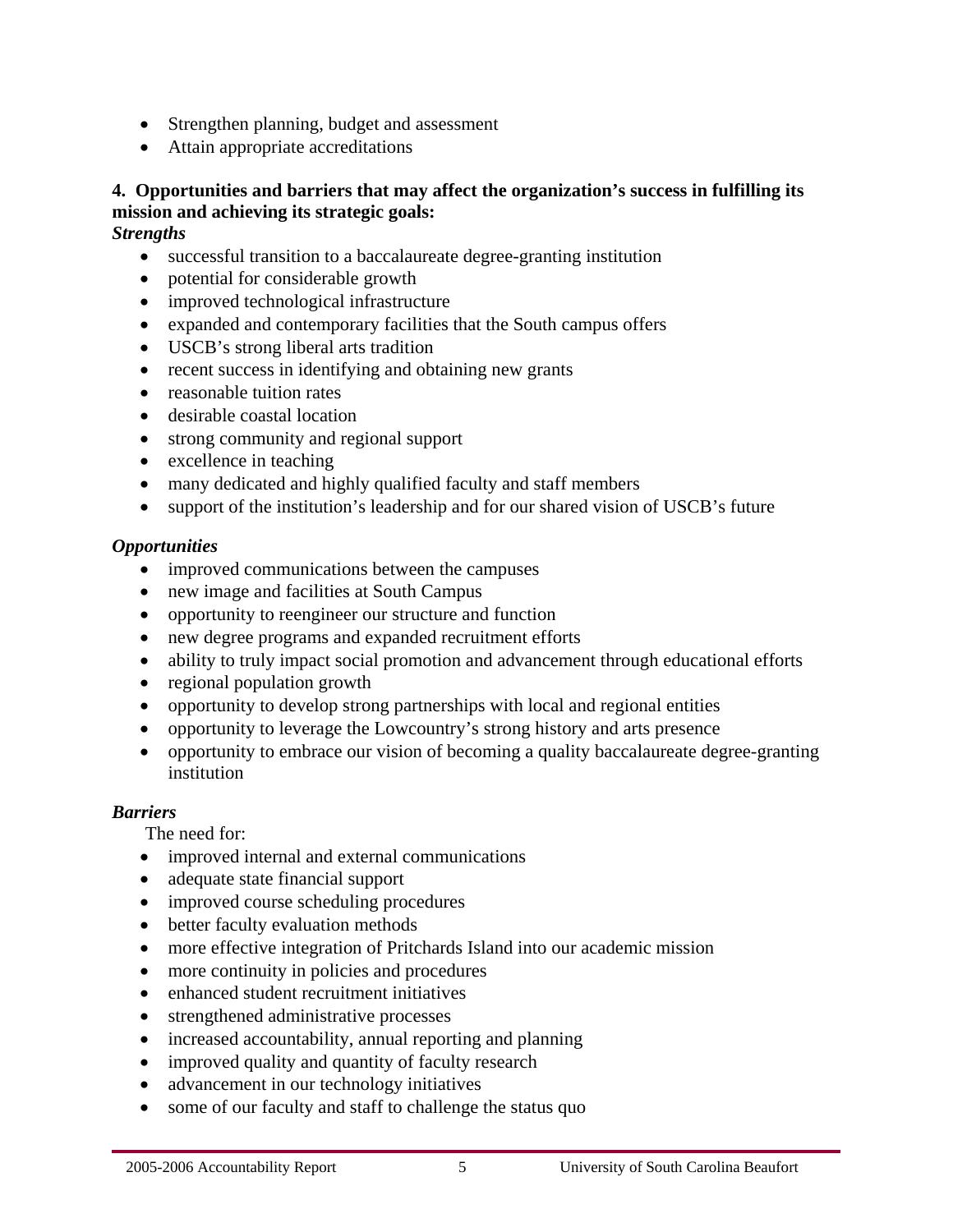- Strengthen planning, budget and assessment
- Attain appropriate accreditations

**4. Opportunities and barriers that may affect the organization's success in fulfilling its mission and achieving its strategic goals:**

***Strengths***

- successful transition to a baccalaureate degree-granting institution
- potential for considerable growth
- improved technological infrastructure
- expanded and contemporary facilities that the South campus offers
- USCB's strong liberal arts tradition
- recent success in identifying and obtaining new grants
- reasonable tuition rates
- desirable coastal location
- strong community and regional support
- excellence in teaching
- many dedicated and highly qualified faculty and staff members
- support of the institution's leadership and for our shared vision of USCB's future

***Opportunities***

- improved communications between the campuses
- new image and facilities at South Campus
- opportunity to reengineer our structure and function
- new degree programs and expanded recruitment efforts
- ability to truly impact social promotion and advancement through educational efforts
- regional population growth
- opportunity to develop strong partnerships with local and regional entities
- opportunity to leverage the Lowcountry's strong history and arts presence
- opportunity to embrace our vision of becoming a quality baccalaureate degree-granting institution

***Barriers***

The need for:

- improved internal and external communications
- adequate state financial support
- improved course scheduling procedures
- better faculty evaluation methods
- more effective integration of Pritchards Island into our academic mission
- more continuity in policies and procedures
- enhanced student recruitment initiatives
- strengthened administrative processes
- increased accountability, annual reporting and planning
- improved quality and quantity of faculty research
- advancement in our technology initiatives
- some of our faculty and staff to challenge the status quo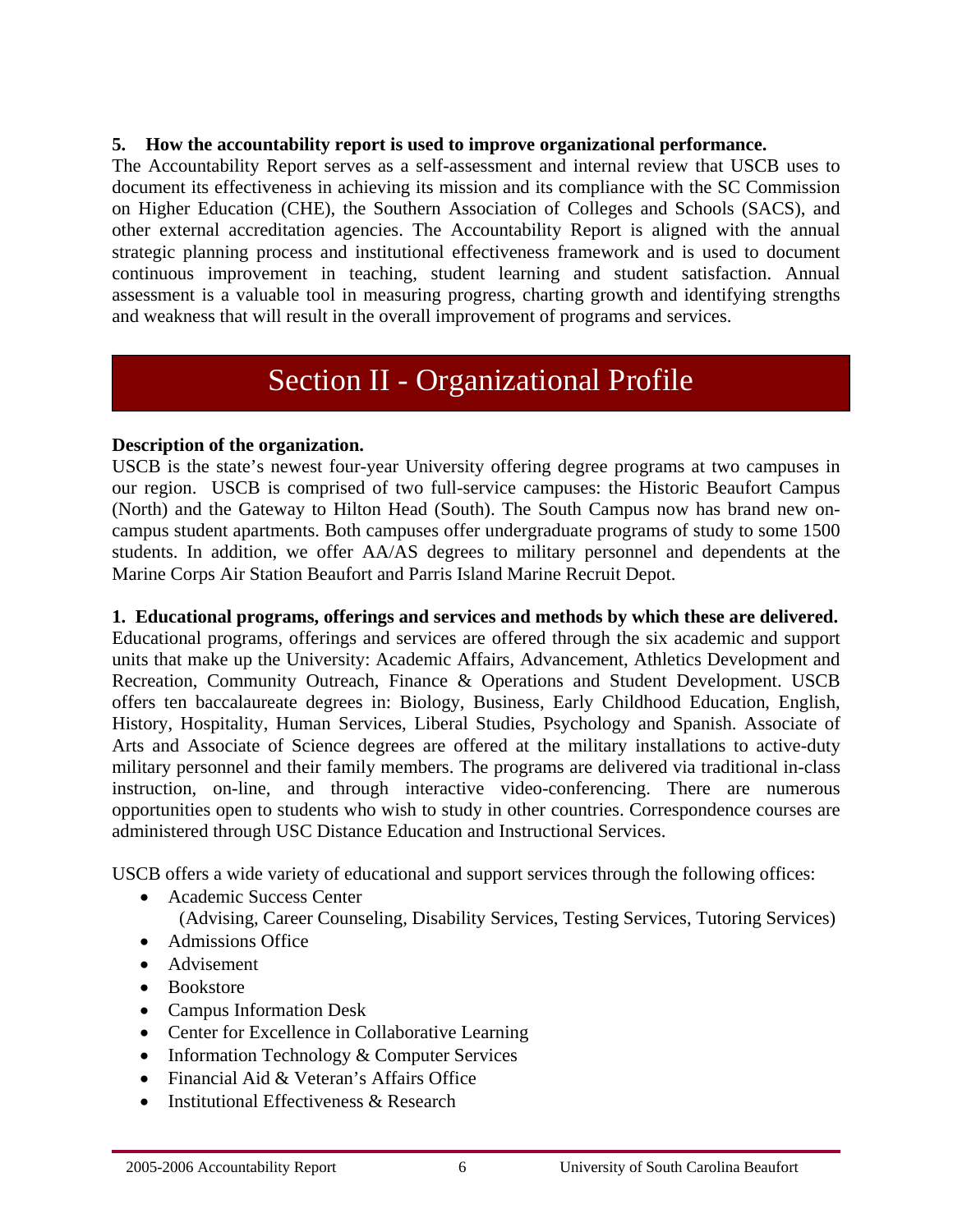**5. How the accountability report is used to improve organizational performance.**

The Accountability Report serves as a self-assessment and internal review that USCB uses to document its effectiveness in achieving its mission and its compliance with the SC Commission on Higher Education (CHE), the Southern Association of Colleges and Schools (SACS), and other external accreditation agencies. The Accountability Report is aligned with the annual strategic planning process and institutional effectiveness framework and is used to document continuous improvement in teaching, student learning and student satisfaction. Annual assessment is a valuable tool in measuring progress, charting growth and identifying strengths and weakness that will result in the overall improvement of programs and services.

# Section II - Organizational Profile

**Description of the organization.**

USCB is the state's newest four-year University offering degree programs at two campuses in our region. USCB is comprised of two full-service campuses: the Historic Beaufort Campus (North) and the Gateway to Hilton Head (South). The South Campus now has brand new on-campus student apartments. Both campuses offer undergraduate programs of study to some 1500 students. In addition, we offer AA/AS degrees to military personnel and dependents at the Marine Corps Air Station Beaufort and Parris Island Marine Recruit Depot.

**1. Educational programs, offerings and services and methods by which these are delivered.**

Educational programs, offerings and services are offered through the six academic and support units that make up the University: Academic Affairs, Advancement, Athletics Development and Recreation, Community Outreach, Finance & Operations and Student Development. USCB offers ten baccalaureate degrees in: Biology, Business, Early Childhood Education, English, History, Hospitality, Human Services, Liberal Studies, Psychology and Spanish. Associate of Arts and Associate of Science degrees are offered at the military installations to active-duty military personnel and their family members. The programs are delivered via traditional in-class instruction, on-line, and through interactive video-conferencing. There are numerous opportunities open to students who wish to study in other countries. Correspondence courses are administered through USC Distance Education and Instructional Services.

USCB offers a wide variety of educational and support services through the following offices:

- Academic Success Center
  (Advising, Career Counseling, Disability Services, Testing Services, Tutoring Services)
- Admissions Office
- Advisement
- Bookstore
- Campus Information Desk
- Center for Excellence in Collaborative Learning
- Information Technology & Computer Services
- Financial Aid & Veteran's Affairs Office
- Institutional Effectiveness & Research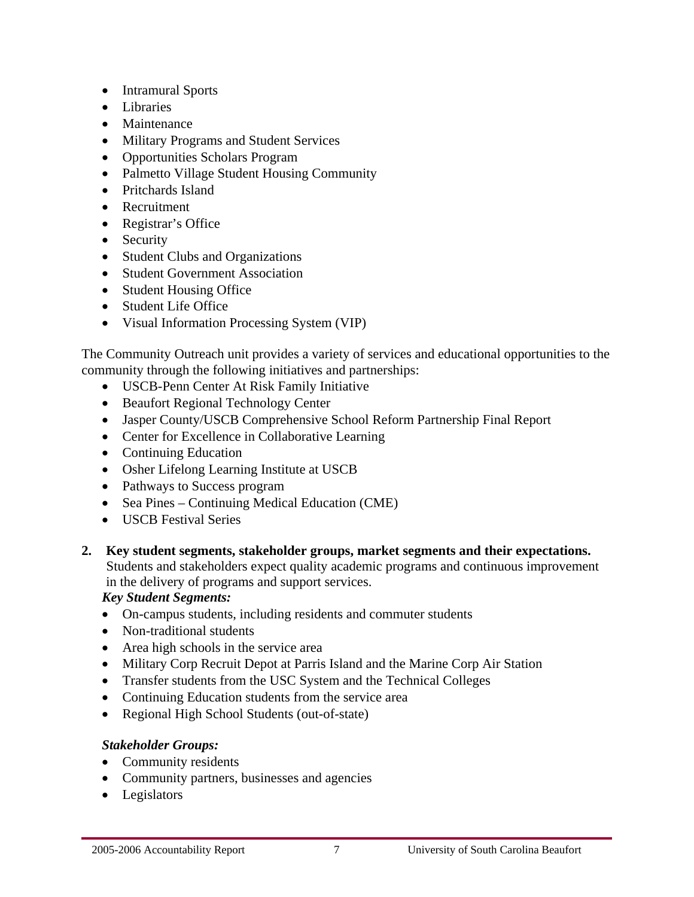- Intramural Sports
- Libraries
- Maintenance
- Military Programs and Student Services
- Opportunities Scholars Program
- Palmetto Village Student Housing Community
- Pritchards Island
- Recruitment
- Registrar's Office
- Security
- Student Clubs and Organizations
- Student Government Association
- Student Housing Office
- Student Life Office
- Visual Information Processing System (VIP)

The Community Outreach unit provides a variety of services and educational opportunities to the community through the following initiatives and partnerships:

- USCB-Penn Center At Risk Family Initiative
- Beaufort Regional Technology Center
- Jasper County/USCB Comprehensive School Reform Partnership Final Report
- Center for Excellence in Collaborative Learning
- Continuing Education
- Osher Lifelong Learning Institute at USCB
- Pathways to Success program
- Sea Pines – Continuing Medical Education (CME)
- USCB Festival Series

**2. Key student segments, stakeholder groups, market segments and their expectations.**

Students and stakeholders expect quality academic programs and continuous improvement in the delivery of programs and support services.

***Key Student Segments:***

- On-campus students, including residents and commuter students
- Non-traditional students
- Area high schools in the service area
- Military Corp Recruit Depot at Parris Island and the Marine Corp Air Station
- Transfer students from the USC System and the Technical Colleges
- Continuing Education students from the service area
- Regional High School Students (out-of-state)

***Stakeholder Groups:***

- Community residents
- Community partners, businesses and agencies
- Legislators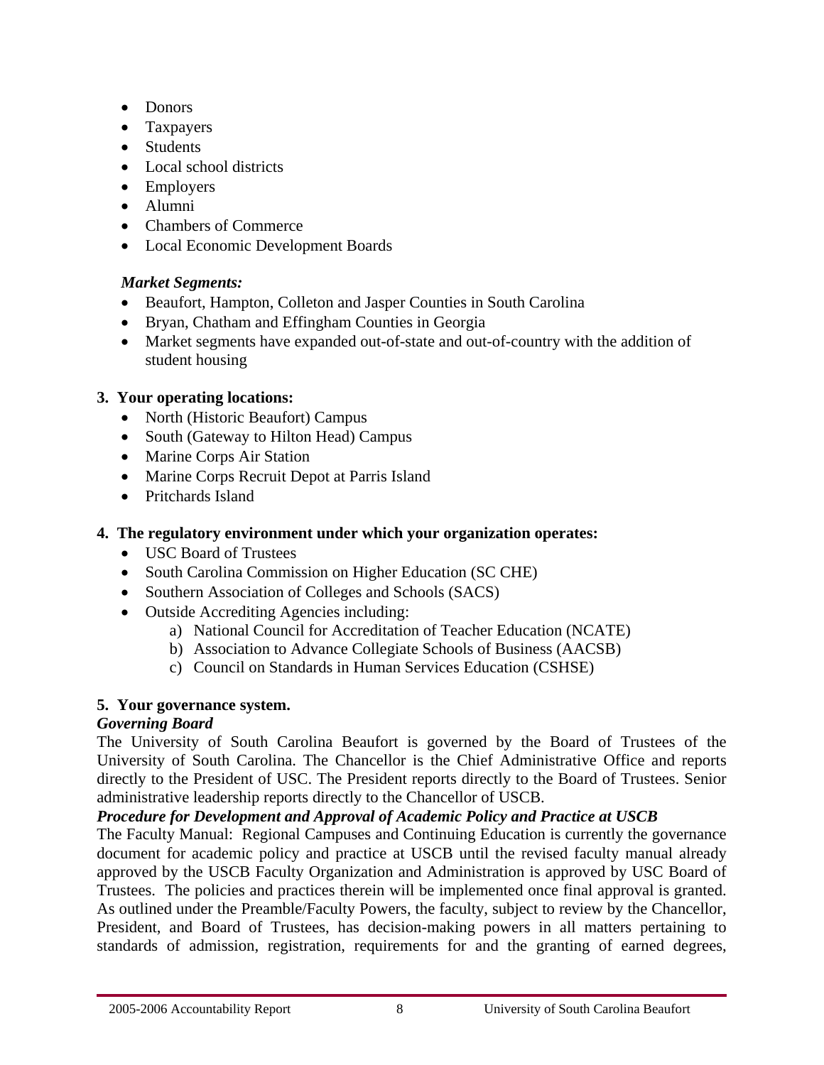- Donors
- Taxpayers
- Students
- Local school districts
- Employers
- Alumni
- Chambers of Commerce
- Local Economic Development Boards

***Market Segments:***

- Beaufort, Hampton, Colleton and Jasper Counties in South Carolina
- Bryan, Chatham and Effingham Counties in Georgia
- Market segments have expanded out-of-state and out-of-country with the addition of student housing

**3. Your operating locations:**

- North (Historic Beaufort) Campus
- South (Gateway to Hilton Head) Campus
- Marine Corps Air Station
- Marine Corps Recruit Depot at Parris Island
- Pritchards Island

**4. The regulatory environment under which your organization operates:**

- USC Board of Trustees
- South Carolina Commission on Higher Education (SC CHE)
- Southern Association of Colleges and Schools (SACS)
- Outside Accrediting Agencies including:
  a) National Council for Accreditation of Teacher Education (NCATE)
  b) Association to Advance Collegiate Schools of Business (AACSB)
  c) Council on Standards in Human Services Education (CSHSE)

**5. Your governance system.**

***Governing Board***

The University of South Carolina Beaufort is governed by the Board of Trustees of the University of South Carolina. The Chancellor is the Chief Administrative Office and reports directly to the President of USC. The President reports directly to the Board of Trustees. Senior administrative leadership reports directly to the Chancellor of USCB.

***Procedure for Development and Approval of Academic Policy and Practice at USCB***

The Faculty Manual: Regional Campuses and Continuing Education is currently the governance document for academic policy and practice at USCB until the revised faculty manual already approved by the USCB Faculty Organization and Administration is approved by USC Board of Trustees. The policies and practices therein will be implemented once final approval is granted. As outlined under the Preamble/Faculty Powers, the faculty, subject to review by the Chancellor, President, and Board of Trustees, has decision-making powers in all matters pertaining to standards of admission, registration, requirements for and the granting of earned degrees,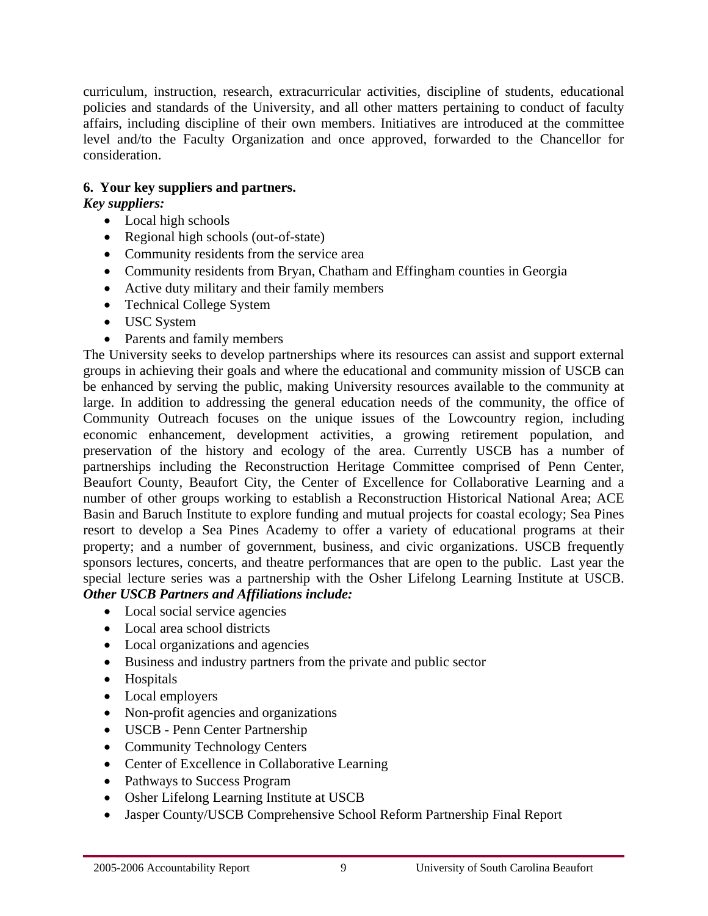curriculum, instruction, research, extracurricular activities, discipline of students, educational policies and standards of the University, and all other matters pertaining to conduct of faculty affairs, including discipline of their own members. Initiatives are introduced at the committee level and/to the Faculty Organization and once approved, forwarded to the Chancellor for consideration.

**6. Your key suppliers and partners.**

***Key suppliers:***

- Local high schools
- Regional high schools (out-of-state)
- Community residents from the service area
- Community residents from Bryan, Chatham and Effingham counties in Georgia
- Active duty military and their family members
- Technical College System
- USC System
- Parents and family members

The University seeks to develop partnerships where its resources can assist and support external groups in achieving their goals and where the educational and community mission of USCB can be enhanced by serving the public, making University resources available to the community at large. In addition to addressing the general education needs of the community, the office of Community Outreach focuses on the unique issues of the Lowcountry region, including economic enhancement, development activities, a growing retirement population, and preservation of the history and ecology of the area. Currently USCB has a number of partnerships including the Reconstruction Heritage Committee comprised of Penn Center, Beaufort County, Beaufort City, the Center of Excellence for Collaborative Learning and a number of other groups working to establish a Reconstruction Historical National Area; ACE Basin and Baruch Institute to explore funding and mutual projects for coastal ecology; Sea Pines resort to develop a Sea Pines Academy to offer a variety of educational programs at their property; and a number of government, business, and civic organizations. USCB frequently sponsors lectures, concerts, and theatre performances that are open to the public. Last year the special lecture series was a partnership with the Osher Lifelong Learning Institute at USCB.

***Other USCB Partners and Affiliations include:***

- Local social service agencies
- Local area school districts
- Local organizations and agencies
- Business and industry partners from the private and public sector
- Hospitals
- Local employers
- Non-profit agencies and organizations
- USCB - Penn Center Partnership
- Community Technology Centers
- Center of Excellence in Collaborative Learning
- Pathways to Success Program
- Osher Lifelong Learning Institute at USCB
- Jasper County/USCB Comprehensive School Reform Partnership Final Report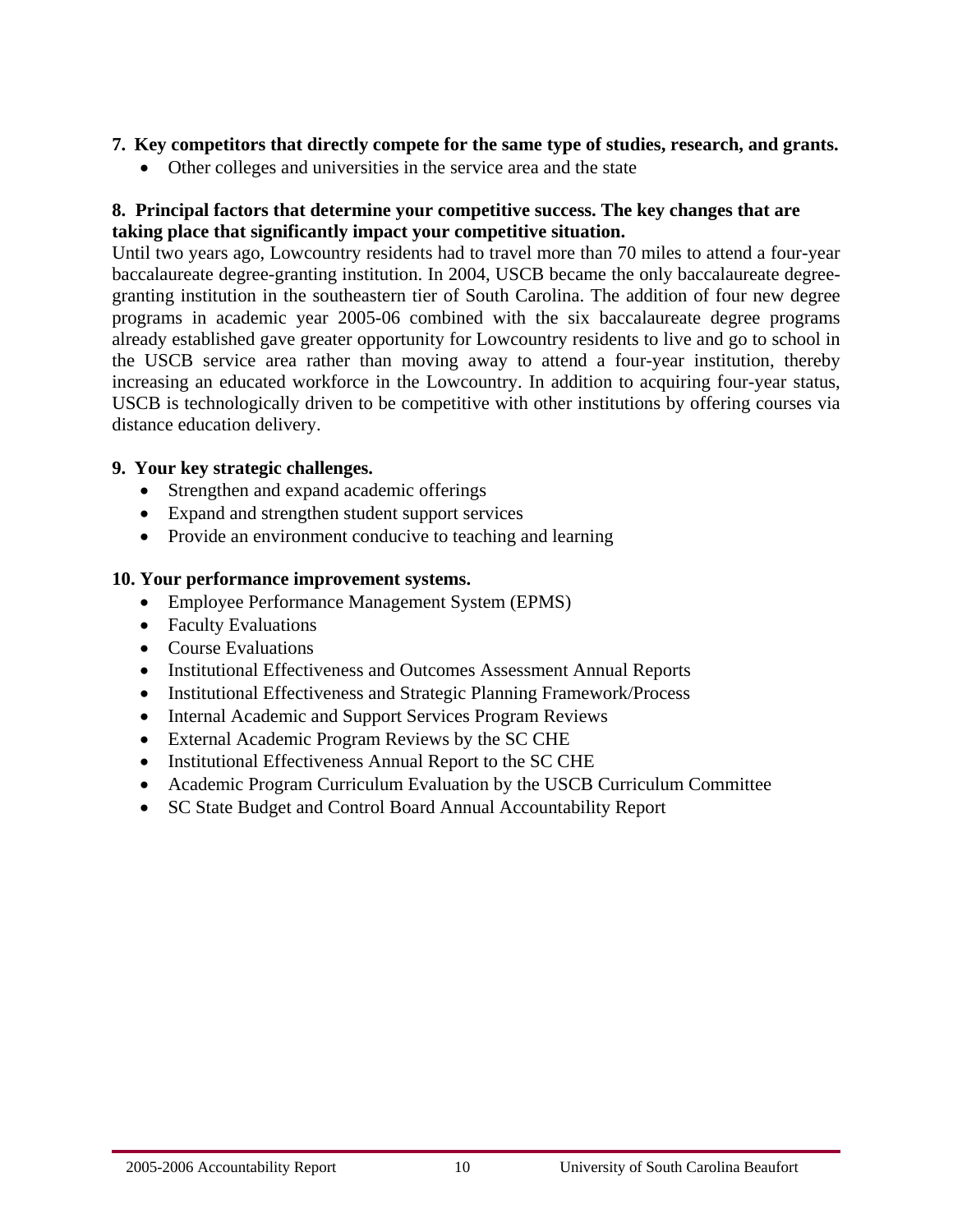**7. Key competitors that directly compete for the same type of studies, research, and grants.**

- Other colleges and universities in the service area and the state

**8. Principal factors that determine your competitive success. The key changes that are taking place that significantly impact your competitive situation.**

Until two years ago, Lowcountry residents had to travel more than 70 miles to attend a four-year baccalaureate degree-granting institution. In 2004, USCB became the only baccalaureate degree-granting institution in the southeastern tier of South Carolina. The addition of four new degree programs in academic year 2005-06 combined with the six baccalaureate degree programs already established gave greater opportunity for Lowcountry residents to live and go to school in the USCB service area rather than moving away to attend a four-year institution, thereby increasing an educated workforce in the Lowcountry. In addition to acquiring four-year status, USCB is technologically driven to be competitive with other institutions by offering courses via distance education delivery.

**9. Your key strategic challenges.**

- Strengthen and expand academic offerings
- Expand and strengthen student support services
- Provide an environment conducive to teaching and learning

**10. Your performance improvement systems.**

- Employee Performance Management System (EPMS)
- Faculty Evaluations
- Course Evaluations
- Institutional Effectiveness and Outcomes Assessment Annual Reports
- Institutional Effectiveness and Strategic Planning Framework/Process
- Internal Academic and Support Services Program Reviews
- External Academic Program Reviews by the SC CHE
- Institutional Effectiveness Annual Report to the SC CHE
- Academic Program Curriculum Evaluation by the USCB Curriculum Committee
- SC State Budget and Control Board Annual Accountability Report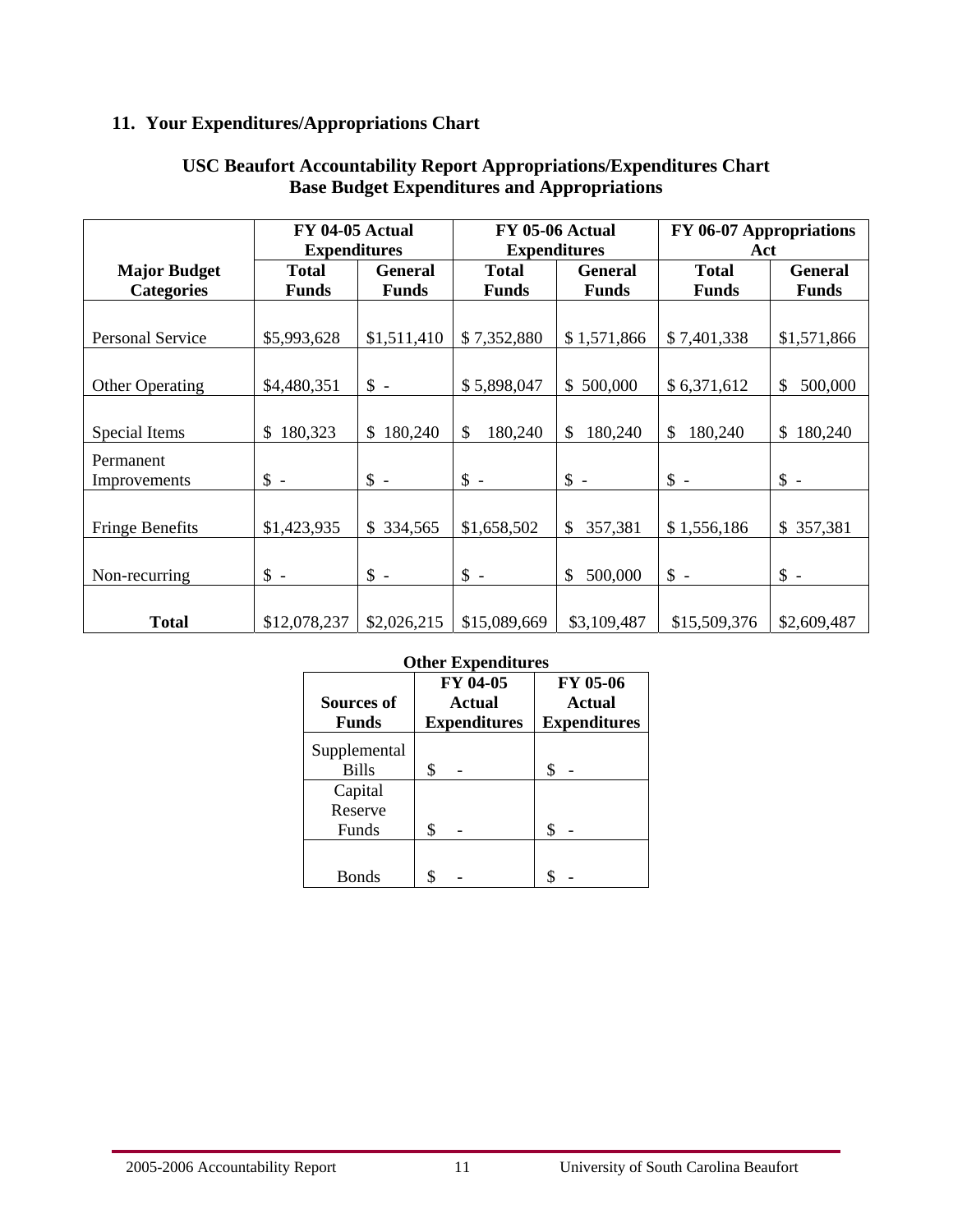## 11. Your Expenditures/Appropriations Chart

**USC Beaufort Accountability Report Appropriations/Expenditures Chart**
**Base Budget Expenditures and Appropriations**

| | FY 04-05 Actual Expenditures | | FY 05-06 Actual Expenditures | | FY 06-07 Appropriations Act | |
|---|---|---|---|---|---|---|
| **Major Budget Categories** | **Total Funds** | **General Funds** | **Total Funds** | **General Funds** | **Total Funds** | **General Funds** |
| Personal Service | $5,993,628 | $1,511,410 | $ 7,352,880 | $ 1,571,866 | $ 7,401,338 | $1,571,866 |
| Other Operating | $4,480,351 | $ - | $ 5,898,047 | $ 500,000 | $ 6,371,612 | $ 500,000 |
| Special Items | $ 180,323 | $ 180,240 | $ 180,240 | $ 180,240 | $ 180,240 | $ 180,240 |
| Permanent Improvements | $ - | $ - | $ - | $ - | $ - | $ - |
| Fringe Benefits | $1,423,935 | $ 334,565 | $1,658,502 | $ 357,381 | $ 1,556,186 | $ 357,381 |
| Non-recurring | $ - | $ - | $ - | $ 500,000 | $ - | $ - |
| **Total** | $12,078,237 | $2,026,215 | $15,089,669 | $3,109,487 | $15,509,376 | $2,609,487 |

**Other Expenditures**

| Sources of Funds | FY 04-05 Actual Expenditures | FY 05-06 Actual Expenditures |
|---|---|---|
| Supplemental Bills | $ - | $ - |
| Capital Reserve Funds | $ - | $ - |
| Bonds | $ - | $ - |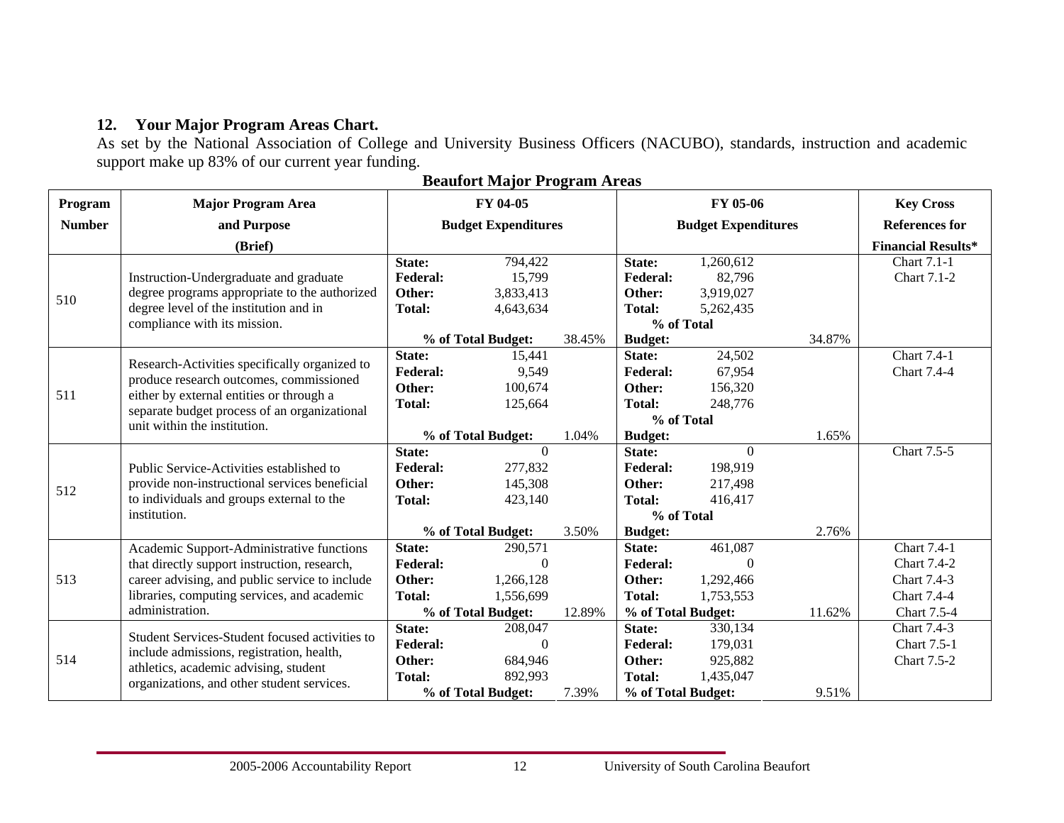## 12. Your Major Program Areas Chart.

As set by the National Association of College and University Business Officers (NACUBO), standards, instruction and academic support make up 83% of our current year funding.

**Beaufort Major Program Areas**

| Program Number | Major Program Area and Purpose (Brief) | FY 04-05 Budget Expenditures | FY 05-06 Budget Expenditures | Key Cross References for Financial Results* |
|---|---|---|---|---|
| 510 | Instruction-Undergraduate and graduate degree programs appropriate to the authorized degree level of the institution and in compliance with its mission. | **State:** 794,422<br>**Federal:** 15,799<br>**Other:** 3,833,413<br>**Total:** 4,643,634<br>**% of Total Budget:** 38.45% | **State:** 1,260,612<br>**Federal:** 82,796<br>**Other:** 3,919,027<br>**Total:** 5,262,435<br>**% of Total Budget:** 34.87% | Chart 7.1-1<br>Chart 7.1-2 |
| 511 | Research-Activities specifically organized to produce research outcomes, commissioned either by external entities or through a separate budget process of an organizational unit within the institution. | **State:** 15,441<br>**Federal:** 9,549<br>**Other:** 100,674<br>**Total:** 125,664<br>**% of Total Budget:** 1.04% | **State:** 24,502<br>**Federal:** 67,954<br>**Other:** 156,320<br>**Total:** 248,776<br>**% of Total Budget:** 1.65% | Chart 7.4-1<br>Chart 7.4-4 |
| 512 | Public Service-Activities established to provide non-instructional services beneficial to individuals and groups external to the institution. | **State:** 0<br>**Federal:** 277,832<br>**Other:** 145,308<br>**Total:** 423,140<br>**% of Total Budget:** 3.50% | **State:** 0<br>**Federal:** 198,919<br>**Other:** 217,498<br>**Total:** 416,417<br>**% of Total Budget:** 2.76% | Chart 7.5-5 |
| 513 | Academic Support-Administrative functions that directly support instruction, research, career advising, and public service to include libraries, computing services, and academic administration. | **State:** 290,571<br>**Federal:** 0<br>**Other:** 1,266,128<br>**Total:** 1,556,699<br>**% of Total Budget:** 12.89% | **State:** 461,087<br>**Federal:** 0<br>**Other:** 1,292,466<br>**Total:** 1,753,553<br>**% of Total Budget:** 11.62% | Chart 7.4-1<br>Chart 7.4-2<br>Chart 7.4-3<br>Chart 7.4-4<br>Chart 7.5-4 |
| 514 | Student Services-Student focused activities to include admissions, registration, health, athletics, academic advising, student organizations, and other student services. | **State:** 208,047<br>**Federal:** 0<br>**Other:** 684,946<br>**Total:** 892,993<br>**% of Total Budget:** 7.39% | **State:** 330,134<br>**Federal:** 179,031<br>**Other:** 925,882<br>**Total:** 1,435,047<br>**% of Total Budget:** 9.51% | Chart 7.4-3<br>Chart 7.5-1<br>Chart 7.5-2 |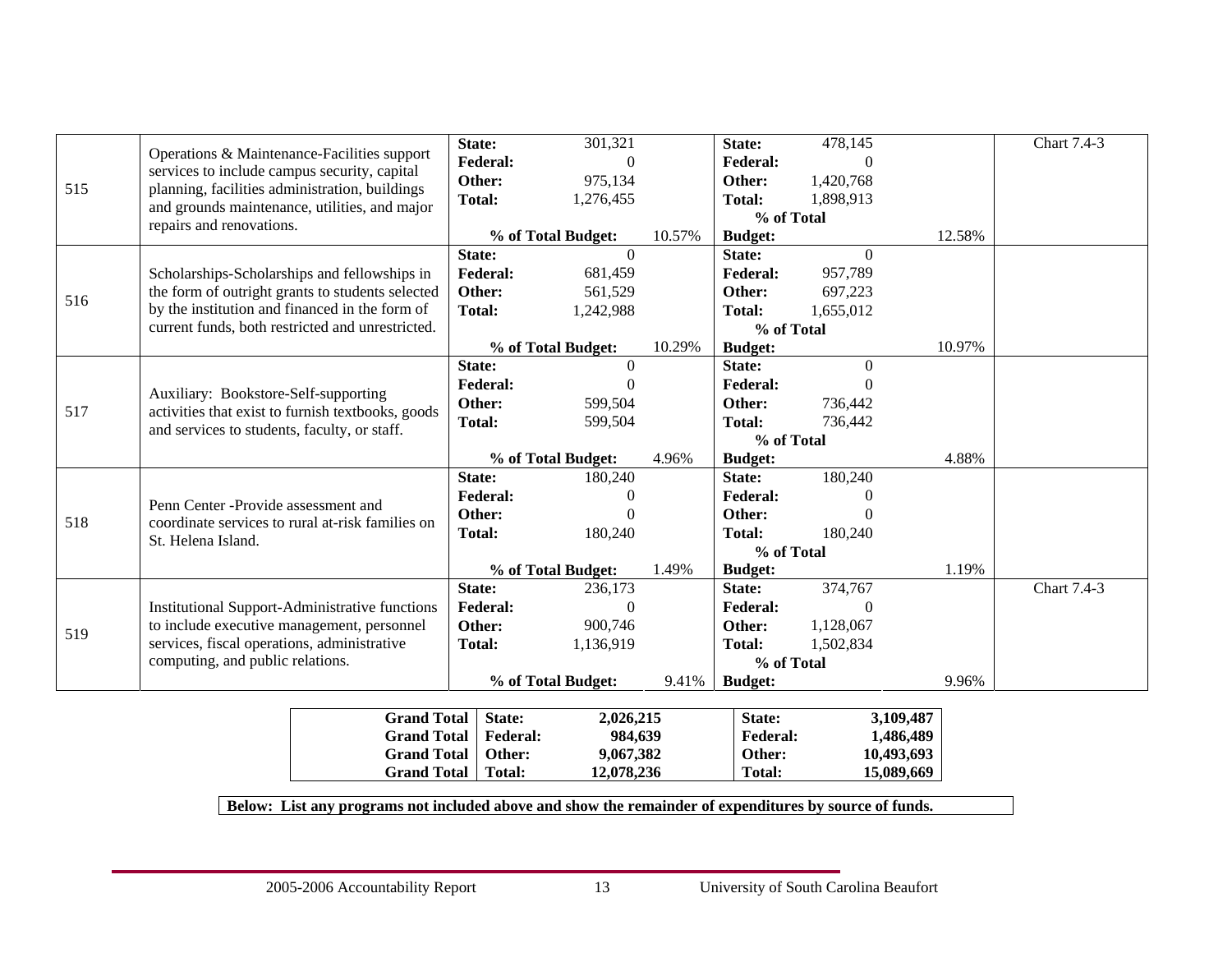| | | | | |
|---|---|---|---|---|
| 515 | Operations & Maintenance-Facilities support services to include campus security, capital planning, facilities administration, buildings and grounds maintenance, utilities, and major repairs and renovations. | **State:** 301,321<br>**Federal:** 0<br>**Other:** 975,134<br>**Total:** 1,276,455<br>**% of Total Budget:** 10.57% | **State:** 478,145<br>**Federal:** 0<br>**Other:** 1,420,768<br>**Total:** 1,898,913<br>**% of Total Budget:** 12.58% | Chart 7.4-3 |
| 516 | Scholarships-Scholarships and fellowships in the form of outright grants to students selected by the institution and financed in the form of current funds, both restricted and unrestricted. | **State:** 0<br>**Federal:** 681,459<br>**Other:** 561,529<br>**Total:** 1,242,988<br>**% of Total Budget:** 10.29% | **State:** 0<br>**Federal:** 957,789<br>**Other:** 697,223<br>**Total:** 1,655,012<br>**% of Total Budget:** 10.97% | |
| 517 | Auxiliary: Bookstore-Self-supporting activities that exist to furnish textbooks, goods and services to students, faculty, or staff. | **State:** 0<br>**Federal:** 0<br>**Other:** 599,504<br>**Total:** 599,504<br>**% of Total Budget:** 4.96% | **State:** 0<br>**Federal:** 0<br>**Other:** 736,442<br>**Total:** 736,442<br>**% of Total Budget:** 4.88% | |
| 518 | Penn Center -Provide assessment and coordinate services to rural at-risk families on St. Helena Island. | **State:** 180,240<br>**Federal:** 0<br>**Other:** 0<br>**Total:** 180,240<br>**% of Total Budget:** 1.49% | **State:** 180,240<br>**Federal:** 0<br>**Other:** 0<br>**Total:** 180,240<br>**% of Total Budget:** 1.19% | |
| 519 | Institutional Support-Administrative functions to include executive management, personnel services, fiscal operations, administrative computing, and public relations. | **State:** 236,173<br>**Federal:** 0<br>**Other:** 900,746<br>**Total:** 1,136,919<br>**% of Total Budget:** 9.41% | **State:** 374,767<br>**Federal:** 0<br>**Other:** 1,128,067<br>**Total:** 1,502,834<br>**% of Total Budget:** 9.96% | Chart 7.4-3 |

| | | | | |
|---|---|---|---|---|
| **Grand Total** | **State:** | **2,026,215** | **State:** | **3,109,487** |
| **Grand Total** | **Federal:** | **984,639** | **Federal:** | **1,486,489** |
| **Grand Total** | **Other:** | **9,067,382** | **Other:** | **10,493,693** |
| **Grand Total** | **Total:** | **12,078,236** | **Total:** | **15,089,669** |

**Below: List any programs not included above and show the remainder of expenditures by source of funds.**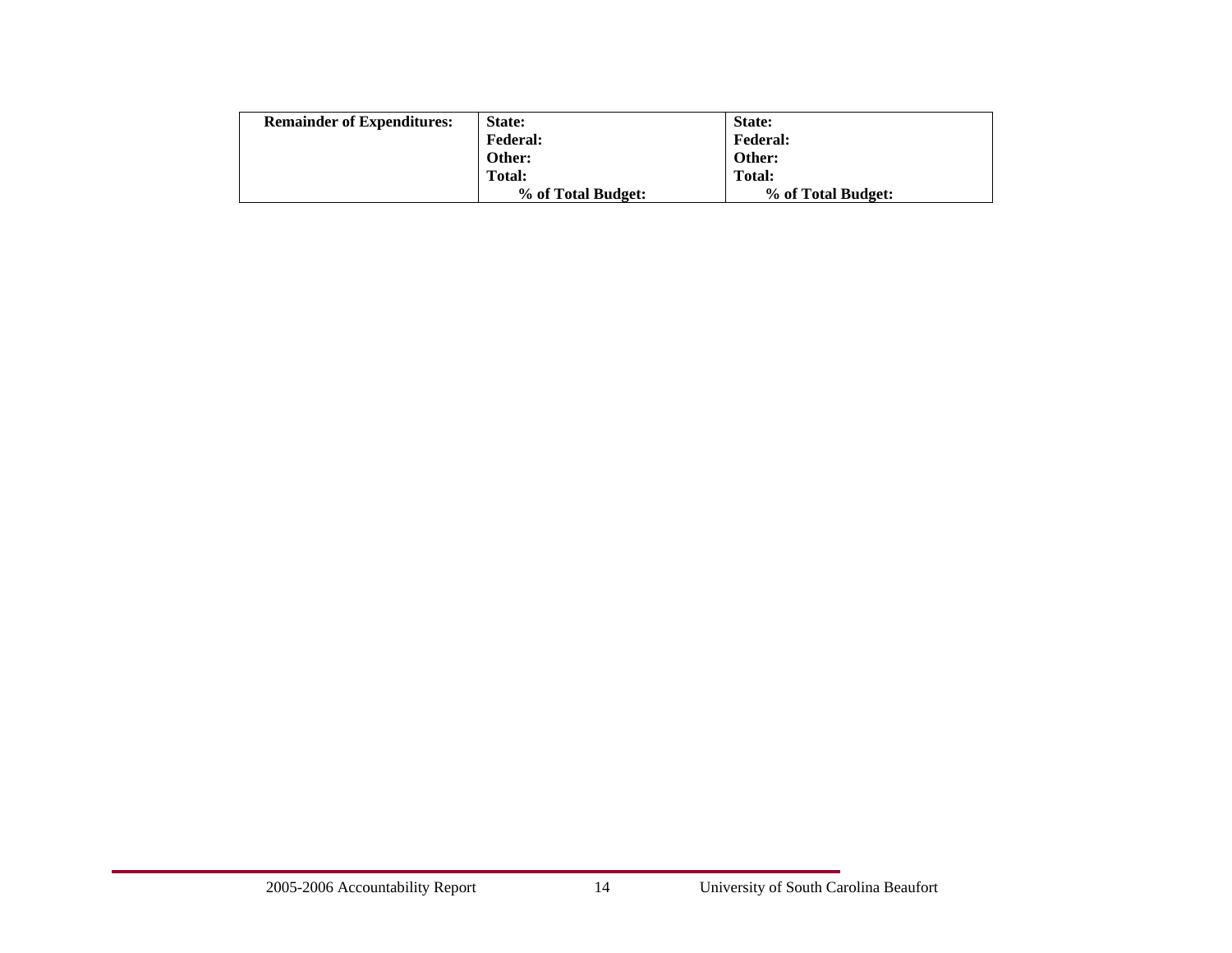| Remainder of Expenditures: | State:<br>Federal:<br>Other:<br>Total:<br>% of Total Budget: | State:<br>Federal:<br>Other:<br>Total:<br>% of Total Budget: |
|---|---|---|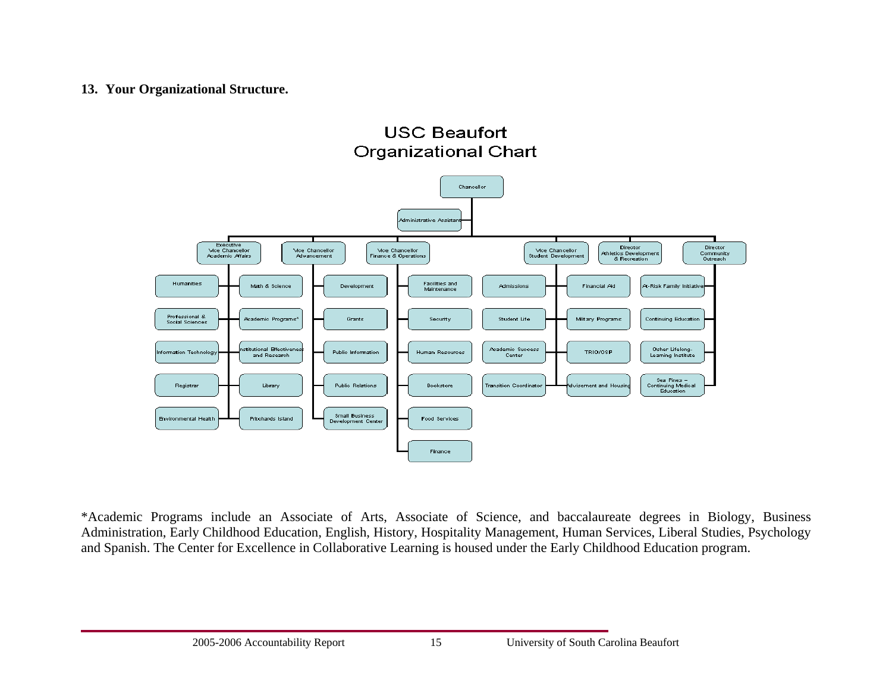**13. Your Organizational Structure.**

## USC Beaufort Organizational Chart

- Chancellor
  - Administrative Assistant
  - Executive Vice Chancellor Academic Affairs
    - Humanities
    - Professional & Social Sciences
    - Information Technology
    - Registrar
    - Environmental Health
    - Math & Science
    - Academic Programs*
    - Institutional Effectiveness and Research
    - Library
    - Pritchards Island
  - Vice Chancellor Advancement
    - Development
    - Grants
    - Public Information
    - Public Relations
    - Small Business Development Center
  - Vice Chancellor Finance & Operations
    - Facilities and Maintenance
    - Security
    - Human Resources
    - Bookstore
    - Food Services
    - Finance
  - Vice Chancellor Student Development
    - Admissions
    - Student Life
    - Academic Success Center
    - Transition Coordinator
    - Financial Aid
    - Military Programs
    - TRIO/OSP
    - Advisement and Housing
  - Director Athletics Development & Recreation
  - Director Community Outreach
    - At-Risk Family Initiative
    - Continuing Education
    - Osher Lifelong Learning Institute
    - Sea Pines – Continuing Medical Education

*Academic Programs include an Associate of Arts, Associate of Science, and baccalaureate degrees in Biology, Business Administration, Early Childhood Education, English, History, Hospitality Management, Human Services, Liberal Studies, Psychology and Spanish. The Center for Excellence in Collaborative Learning is housed under the Early Childhood Education program.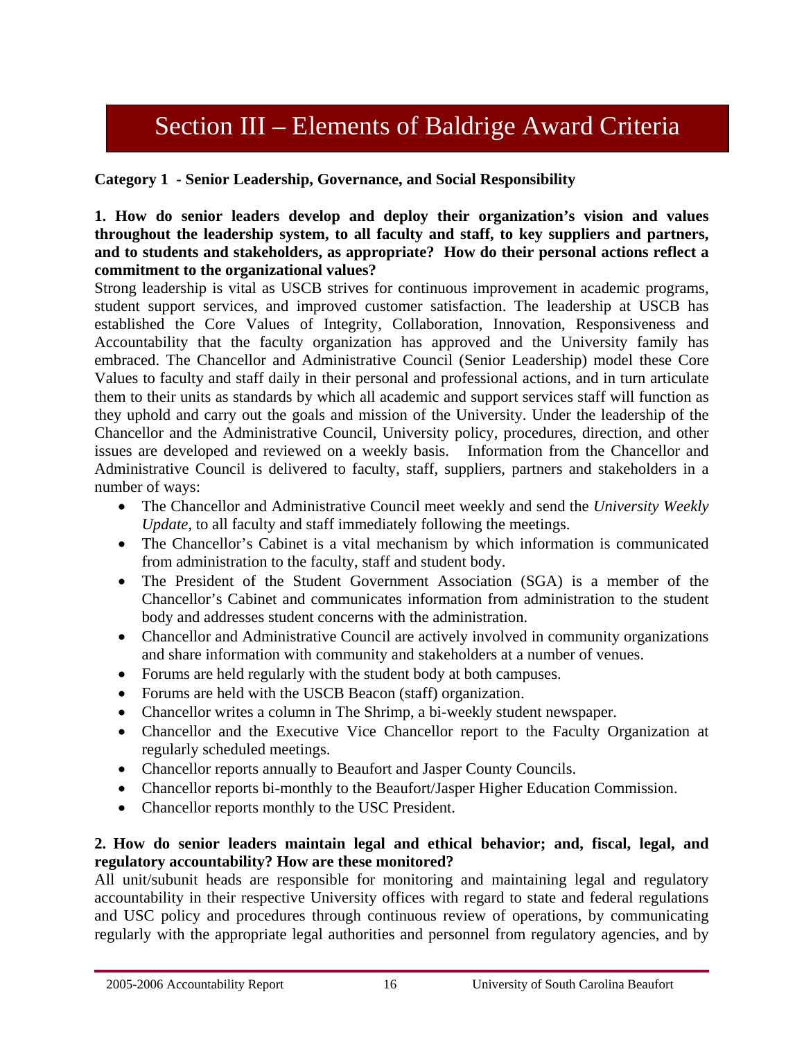# Section III – Elements of Baldrige Award Criteria

**Category 1 - Senior Leadership, Governance, and Social Responsibility**

**1. How do senior leaders develop and deploy their organization's vision and values throughout the leadership system, to all faculty and staff, to key suppliers and partners, and to students and stakeholders, as appropriate? How do their personal actions reflect a commitment to the organizational values?**

Strong leadership is vital as USCB strives for continuous improvement in academic programs, student support services, and improved customer satisfaction. The leadership at USCB has established the Core Values of Integrity, Collaboration, Innovation, Responsiveness and Accountability that the faculty organization has approved and the University family has embraced. The Chancellor and Administrative Council (Senior Leadership) model these Core Values to faculty and staff daily in their personal and professional actions, and in turn articulate them to their units as standards by which all academic and support services staff will function as they uphold and carry out the goals and mission of the University. Under the leadership of the Chancellor and the Administrative Council, University policy, procedures, direction, and other issues are developed and reviewed on a weekly basis. Information from the Chancellor and Administrative Council is delivered to faculty, staff, suppliers, partners and stakeholders in a number of ways:

- The Chancellor and Administrative Council meet weekly and send the *University Weekly Update*, to all faculty and staff immediately following the meetings.
- The Chancellor's Cabinet is a vital mechanism by which information is communicated from administration to the faculty, staff and student body.
- The President of the Student Government Association (SGA) is a member of the Chancellor's Cabinet and communicates information from administration to the student body and addresses student concerns with the administration.
- Chancellor and Administrative Council are actively involved in community organizations and share information with community and stakeholders at a number of venues.
- Forums are held regularly with the student body at both campuses.
- Forums are held with the USCB Beacon (staff) organization.
- Chancellor writes a column in The Shrimp, a bi-weekly student newspaper.
- Chancellor and the Executive Vice Chancellor report to the Faculty Organization at regularly scheduled meetings.
- Chancellor reports annually to Beaufort and Jasper County Councils.
- Chancellor reports bi-monthly to the Beaufort/Jasper Higher Education Commission.
- Chancellor reports monthly to the USC President.

**2. How do senior leaders maintain legal and ethical behavior; and, fiscal, legal, and regulatory accountability? How are these monitored?**

All unit/subunit heads are responsible for monitoring and maintaining legal and regulatory accountability in their respective University offices with regard to state and federal regulations and USC policy and procedures through continuous review of operations, by communicating regularly with the appropriate legal authorities and personnel from regulatory agencies, and by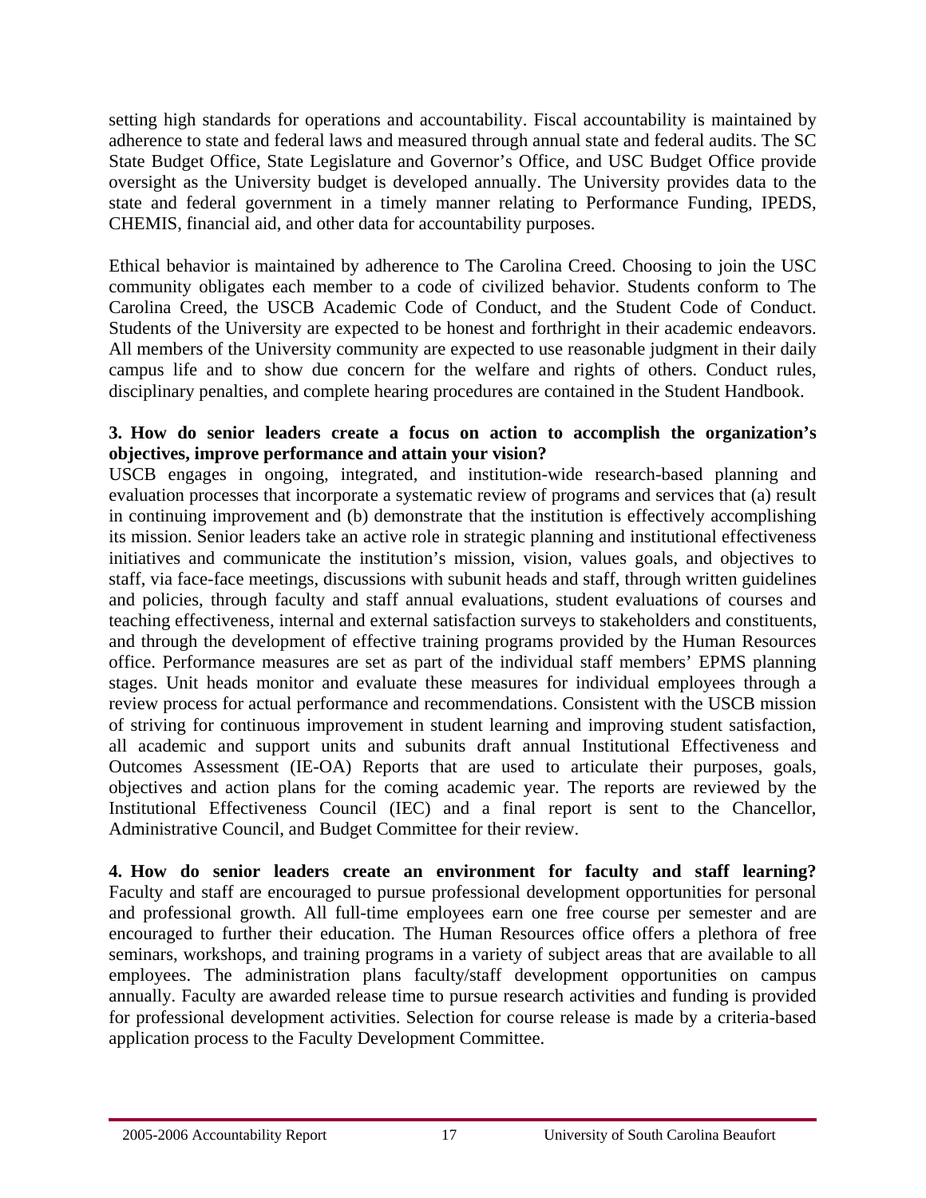setting high standards for operations and accountability. Fiscal accountability is maintained by adherence to state and federal laws and measured through annual state and federal audits. The SC State Budget Office, State Legislature and Governor's Office, and USC Budget Office provide oversight as the University budget is developed annually. The University provides data to the state and federal government in a timely manner relating to Performance Funding, IPEDS, CHEMIS, financial aid, and other data for accountability purposes.

Ethical behavior is maintained by adherence to The Carolina Creed. Choosing to join the USC community obligates each member to a code of civilized behavior. Students conform to The Carolina Creed, the USCB Academic Code of Conduct, and the Student Code of Conduct. Students of the University are expected to be honest and forthright in their academic endeavors. All members of the University community are expected to use reasonable judgment in their daily campus life and to show due concern for the welfare and rights of others. Conduct rules, disciplinary penalties, and complete hearing procedures are contained in the Student Handbook.

**3. How do senior leaders create a focus on action to accomplish the organization's objectives, improve performance and attain your vision?**

USCB engages in ongoing, integrated, and institution-wide research-based planning and evaluation processes that incorporate a systematic review of programs and services that (a) result in continuing improvement and (b) demonstrate that the institution is effectively accomplishing its mission. Senior leaders take an active role in strategic planning and institutional effectiveness initiatives and communicate the institution's mission, vision, values goals, and objectives to staff, via face-face meetings, discussions with subunit heads and staff, through written guidelines and policies, through faculty and staff annual evaluations, student evaluations of courses and teaching effectiveness, internal and external satisfaction surveys to stakeholders and constituents, and through the development of effective training programs provided by the Human Resources office. Performance measures are set as part of the individual staff members' EPMS planning stages. Unit heads monitor and evaluate these measures for individual employees through a review process for actual performance and recommendations. Consistent with the USCB mission of striving for continuous improvement in student learning and improving student satisfaction, all academic and support units and subunits draft annual Institutional Effectiveness and Outcomes Assessment (IE-OA) Reports that are used to articulate their purposes, goals, objectives and action plans for the coming academic year. The reports are reviewed by the Institutional Effectiveness Council (IEC) and a final report is sent to the Chancellor, Administrative Council, and Budget Committee for their review.

**4. How do senior leaders create an environment for faculty and staff learning?** Faculty and staff are encouraged to pursue professional development opportunities for personal and professional growth. All full-time employees earn one free course per semester and are encouraged to further their education. The Human Resources office offers a plethora of free seminars, workshops, and training programs in a variety of subject areas that are available to all employees. The administration plans faculty/staff development opportunities on campus annually. Faculty are awarded release time to pursue research activities and funding is provided for professional development activities. Selection for course release is made by a criteria-based application process to the Faculty Development Committee.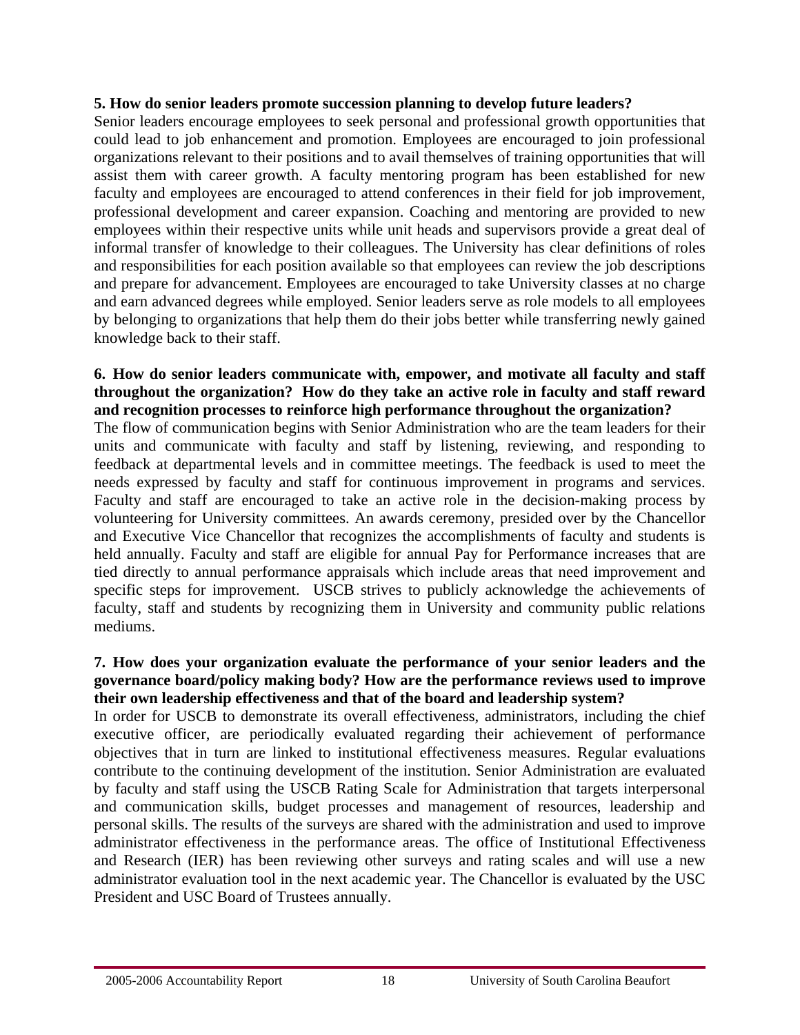**5. How do senior leaders promote succession planning to develop future leaders?**

Senior leaders encourage employees to seek personal and professional growth opportunities that could lead to job enhancement and promotion. Employees are encouraged to join professional organizations relevant to their positions and to avail themselves of training opportunities that will assist them with career growth. A faculty mentoring program has been established for new faculty and employees are encouraged to attend conferences in their field for job improvement, professional development and career expansion. Coaching and mentoring are provided to new employees within their respective units while unit heads and supervisors provide a great deal of informal transfer of knowledge to their colleagues. The University has clear definitions of roles and responsibilities for each position available so that employees can review the job descriptions and prepare for advancement. Employees are encouraged to take University classes at no charge and earn advanced degrees while employed. Senior leaders serve as role models to all employees by belonging to organizations that help them do their jobs better while transferring newly gained knowledge back to their staff.

**6. How do senior leaders communicate with, empower, and motivate all faculty and staff throughout the organization? How do they take an active role in faculty and staff reward and recognition processes to reinforce high performance throughout the organization?**

The flow of communication begins with Senior Administration who are the team leaders for their units and communicate with faculty and staff by listening, reviewing, and responding to feedback at departmental levels and in committee meetings. The feedback is used to meet the needs expressed by faculty and staff for continuous improvement in programs and services. Faculty and staff are encouraged to take an active role in the decision-making process by volunteering for University committees. An awards ceremony, presided over by the Chancellor and Executive Vice Chancellor that recognizes the accomplishments of faculty and students is held annually. Faculty and staff are eligible for annual Pay for Performance increases that are tied directly to annual performance appraisals which include areas that need improvement and specific steps for improvement. USCB strives to publicly acknowledge the achievements of faculty, staff and students by recognizing them in University and community public relations mediums.

**7. How does your organization evaluate the performance of your senior leaders and the governance board/policy making body? How are the performance reviews used to improve their own leadership effectiveness and that of the board and leadership system?**

In order for USCB to demonstrate its overall effectiveness, administrators, including the chief executive officer, are periodically evaluated regarding their achievement of performance objectives that in turn are linked to institutional effectiveness measures. Regular evaluations contribute to the continuing development of the institution. Senior Administration are evaluated by faculty and staff using the USCB Rating Scale for Administration that targets interpersonal and communication skills, budget processes and management of resources, leadership and personal skills. The results of the surveys are shared with the administration and used to improve administrator effectiveness in the performance areas. The office of Institutional Effectiveness and Research (IER) has been reviewing other surveys and rating scales and will use a new administrator evaluation tool in the next academic year. The Chancellor is evaluated by the USC President and USC Board of Trustees annually.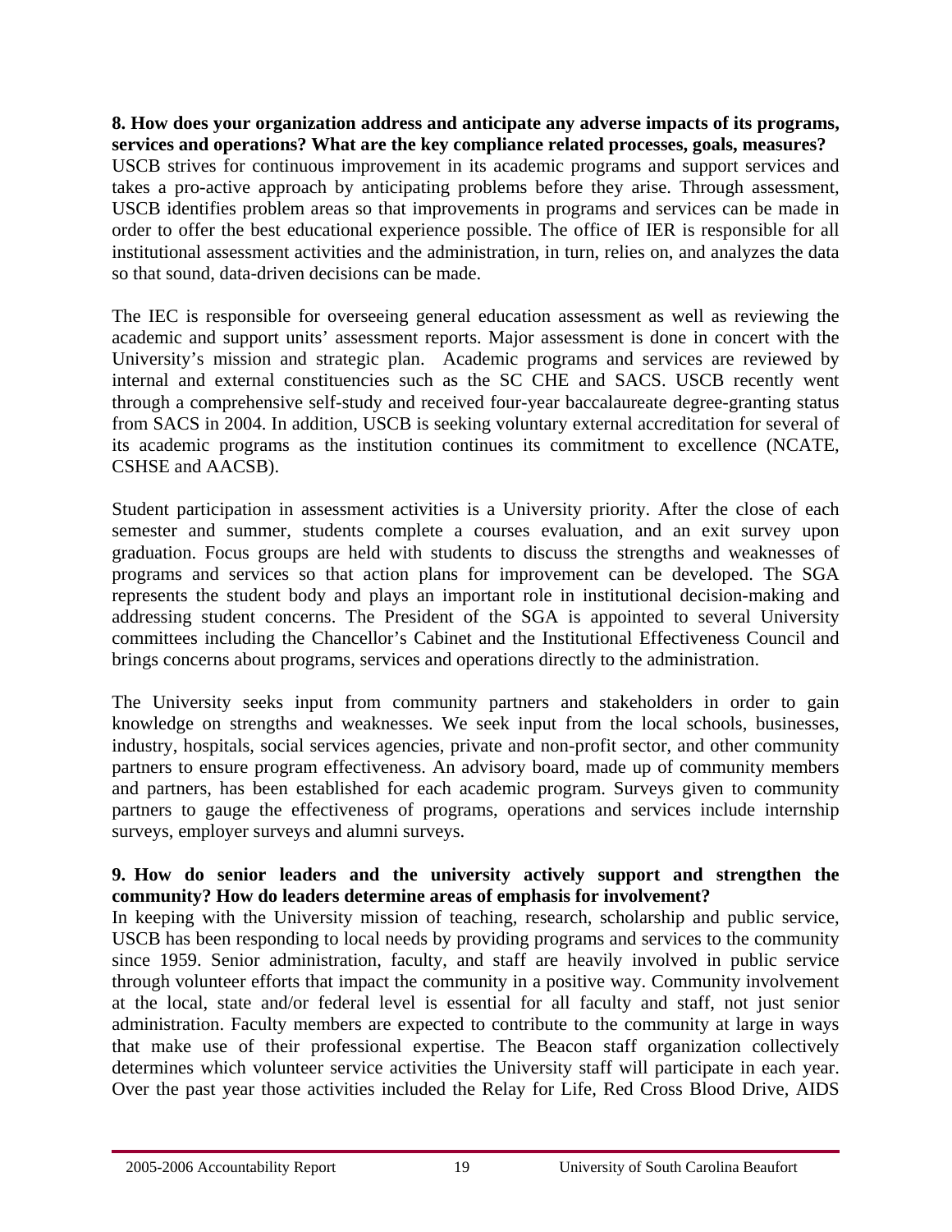**8. How does your organization address and anticipate any adverse impacts of its programs, services and operations? What are the key compliance related processes, goals, measures?**

USCB strives for continuous improvement in its academic programs and support services and takes a pro-active approach by anticipating problems before they arise. Through assessment, USCB identifies problem areas so that improvements in programs and services can be made in order to offer the best educational experience possible. The office of IER is responsible for all institutional assessment activities and the administration, in turn, relies on, and analyzes the data so that sound, data-driven decisions can be made.

The IEC is responsible for overseeing general education assessment as well as reviewing the academic and support units' assessment reports. Major assessment is done in concert with the University's mission and strategic plan. Academic programs and services are reviewed by internal and external constituencies such as the SC CHE and SACS. USCB recently went through a comprehensive self-study and received four-year baccalaureate degree-granting status from SACS in 2004. In addition, USCB is seeking voluntary external accreditation for several of its academic programs as the institution continues its commitment to excellence (NCATE, CSHSE and AACSB).

Student participation in assessment activities is a University priority. After the close of each semester and summer, students complete a courses evaluation, and an exit survey upon graduation. Focus groups are held with students to discuss the strengths and weaknesses of programs and services so that action plans for improvement can be developed. The SGA represents the student body and plays an important role in institutional decision-making and addressing student concerns. The President of the SGA is appointed to several University committees including the Chancellor's Cabinet and the Institutional Effectiveness Council and brings concerns about programs, services and operations directly to the administration.

The University seeks input from community partners and stakeholders in order to gain knowledge on strengths and weaknesses. We seek input from the local schools, businesses, industry, hospitals, social services agencies, private and non-profit sector, and other community partners to ensure program effectiveness. An advisory board, made up of community members and partners, has been established for each academic program. Surveys given to community partners to gauge the effectiveness of programs, operations and services include internship surveys, employer surveys and alumni surveys.

**9. How do senior leaders and the university actively support and strengthen the community? How do leaders determine areas of emphasis for involvement?**

In keeping with the University mission of teaching, research, scholarship and public service, USCB has been responding to local needs by providing programs and services to the community since 1959. Senior administration, faculty, and staff are heavily involved in public service through volunteer efforts that impact the community in a positive way. Community involvement at the local, state and/or federal level is essential for all faculty and staff, not just senior administration. Faculty members are expected to contribute to the community at large in ways that make use of their professional expertise. The Beacon staff organization collectively determines which volunteer service activities the University staff will participate in each year. Over the past year those activities included the Relay for Life, Red Cross Blood Drive, AIDS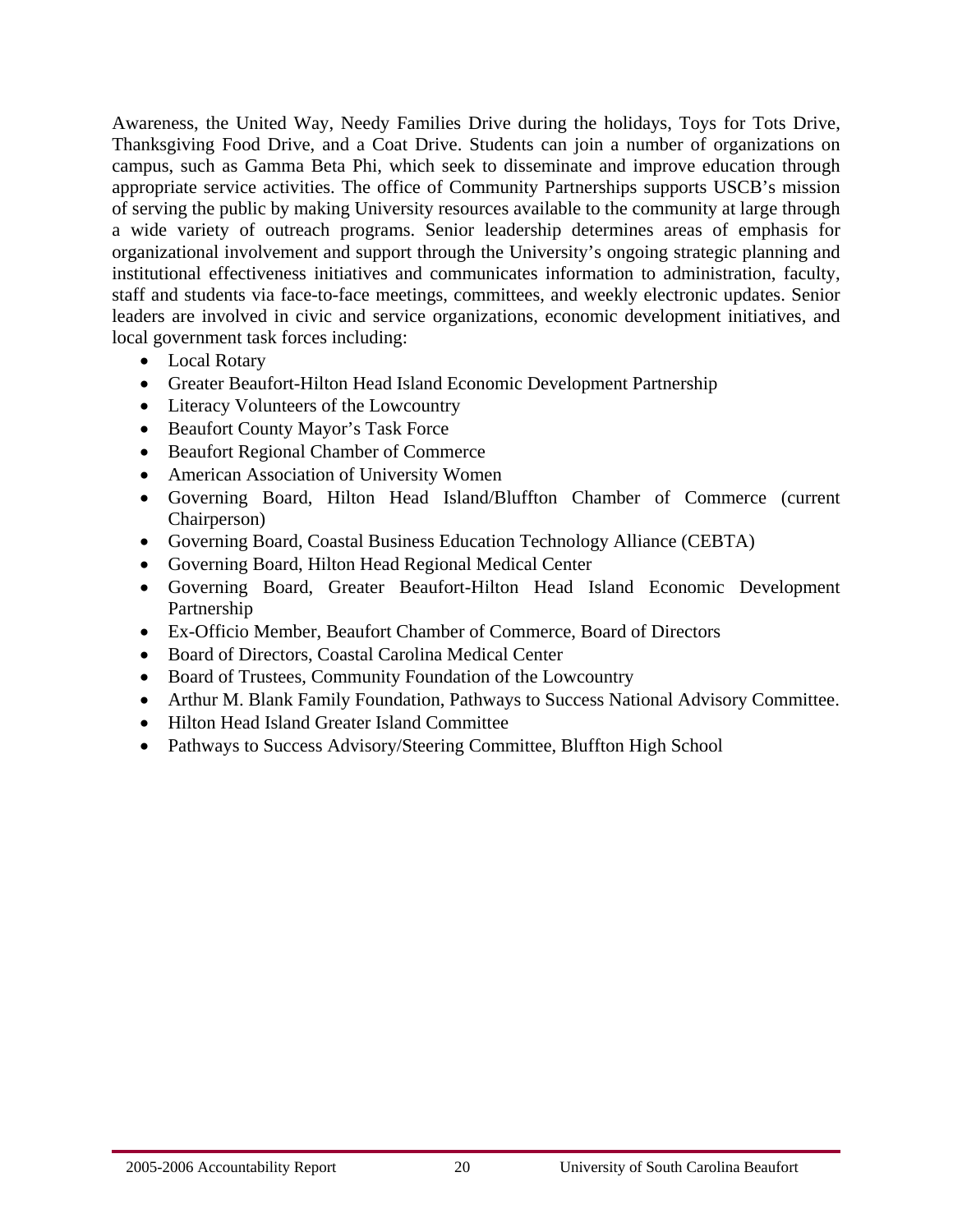Awareness, the United Way, Needy Families Drive during the holidays, Toys for Tots Drive, Thanksgiving Food Drive, and a Coat Drive. Students can join a number of organizations on campus, such as Gamma Beta Phi, which seek to disseminate and improve education through appropriate service activities. The office of Community Partnerships supports USCB's mission of serving the public by making University resources available to the community at large through a wide variety of outreach programs. Senior leadership determines areas of emphasis for organizational involvement and support through the University's ongoing strategic planning and institutional effectiveness initiatives and communicates information to administration, faculty, staff and students via face-to-face meetings, committees, and weekly electronic updates. Senior leaders are involved in civic and service organizations, economic development initiatives, and local government task forces including:

- Local Rotary
- Greater Beaufort-Hilton Head Island Economic Development Partnership
- Literacy Volunteers of the Lowcountry
- Beaufort County Mayor's Task Force
- Beaufort Regional Chamber of Commerce
- American Association of University Women
- Governing Board, Hilton Head Island/Bluffton Chamber of Commerce (current Chairperson)
- Governing Board, Coastal Business Education Technology Alliance (CEBTA)
- Governing Board, Hilton Head Regional Medical Center
- Governing Board, Greater Beaufort-Hilton Head Island Economic Development Partnership
- Ex-Officio Member, Beaufort Chamber of Commerce, Board of Directors
- Board of Directors, Coastal Carolina Medical Center
- Board of Trustees, Community Foundation of the Lowcountry
- Arthur M. Blank Family Foundation, Pathways to Success National Advisory Committee.
- Hilton Head Island Greater Island Committee
- Pathways to Success Advisory/Steering Committee, Bluffton High School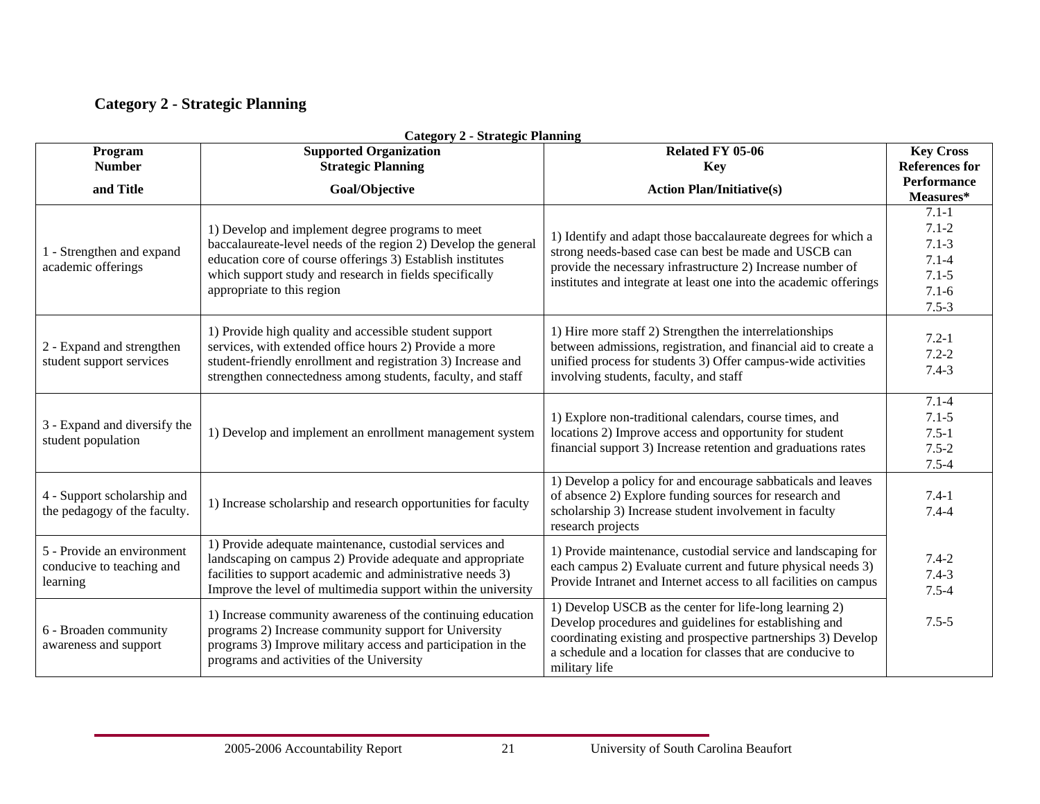## Category 2 - Strategic Planning

**Category 2 - Strategic Planning**

| Program Number and Title | Supported Organization Strategic Planning Goal/Objective | Related FY 05-06 Key Action Plan/Initiative(s) | Key Cross References for Performance Measures* |
|---|---|---|---|
| 1 - Strengthen and expand academic offerings | 1) Develop and implement degree programs to meet baccalaureate-level needs of the region 2) Develop the general education core of course offerings 3) Establish institutes which support study and research in fields specifically appropriate to this region | 1) Identify and adapt those baccalaureate degrees for which a strong needs-based case can best be made and USCB can provide the necessary infrastructure 2) Increase number of institutes and integrate at least one into the academic offerings | 7.1-1<br>7.1-2<br>7.1-3<br>7.1-4<br>7.1-5<br>7.1-6<br>7.5-3 |
| 2 - Expand and strengthen student support services | 1) Provide high quality and accessible student support services, with extended office hours 2) Provide a more student-friendly enrollment and registration 3) Increase and strengthen connectedness among students, faculty, and staff | 1) Hire more staff 2) Strengthen the interrelationships between admissions, registration, and financial aid to create a unified process for students 3) Offer campus-wide activities involving students, faculty, and staff | 7.2-1<br>7.2-2<br>7.4-3 |
| 3 - Expand and diversify the student population | 1) Develop and implement an enrollment management system | 1) Explore non-traditional calendars, course times, and locations 2) Improve access and opportunity for student financial support 3) Increase retention and graduations rates | 7.1-4<br>7.1-5<br>7.5-1<br>7.5-2<br>7.5-4 |
| 4 - Support scholarship and the pedagogy of the faculty. | 1) Increase scholarship and research opportunities for faculty | 1) Develop a policy for and encourage sabbaticals and leaves of absence 2) Explore funding sources for research and scholarship 3) Increase student involvement in faculty research projects | 7.4-1<br>7.4-4 |
| 5 - Provide an environment conducive to teaching and learning | 1) Provide adequate maintenance, custodial services and landscaping on campus 2) Provide adequate and appropriate facilities to support academic and administrative needs 3) Improve the level of multimedia support within the university | 1) Provide maintenance, custodial service and landscaping for each campus 2) Evaluate current and future physical needs 3) Provide Intranet and Internet access to all facilities on campus | 7.4-2<br>7.4-3<br>7.5-4 |
| 6 - Broaden community awareness and support | 1) Increase community awareness of the continuing education programs 2) Increase community support for University programs 3) Improve military access and participation in the programs and activities of the University | 1) Develop USCB as the center for life-long learning 2) Develop procedures and guidelines for establishing and coordinating existing and prospective partnerships 3) Develop a schedule and a location for classes that are conducive to military life | 7.5-5 |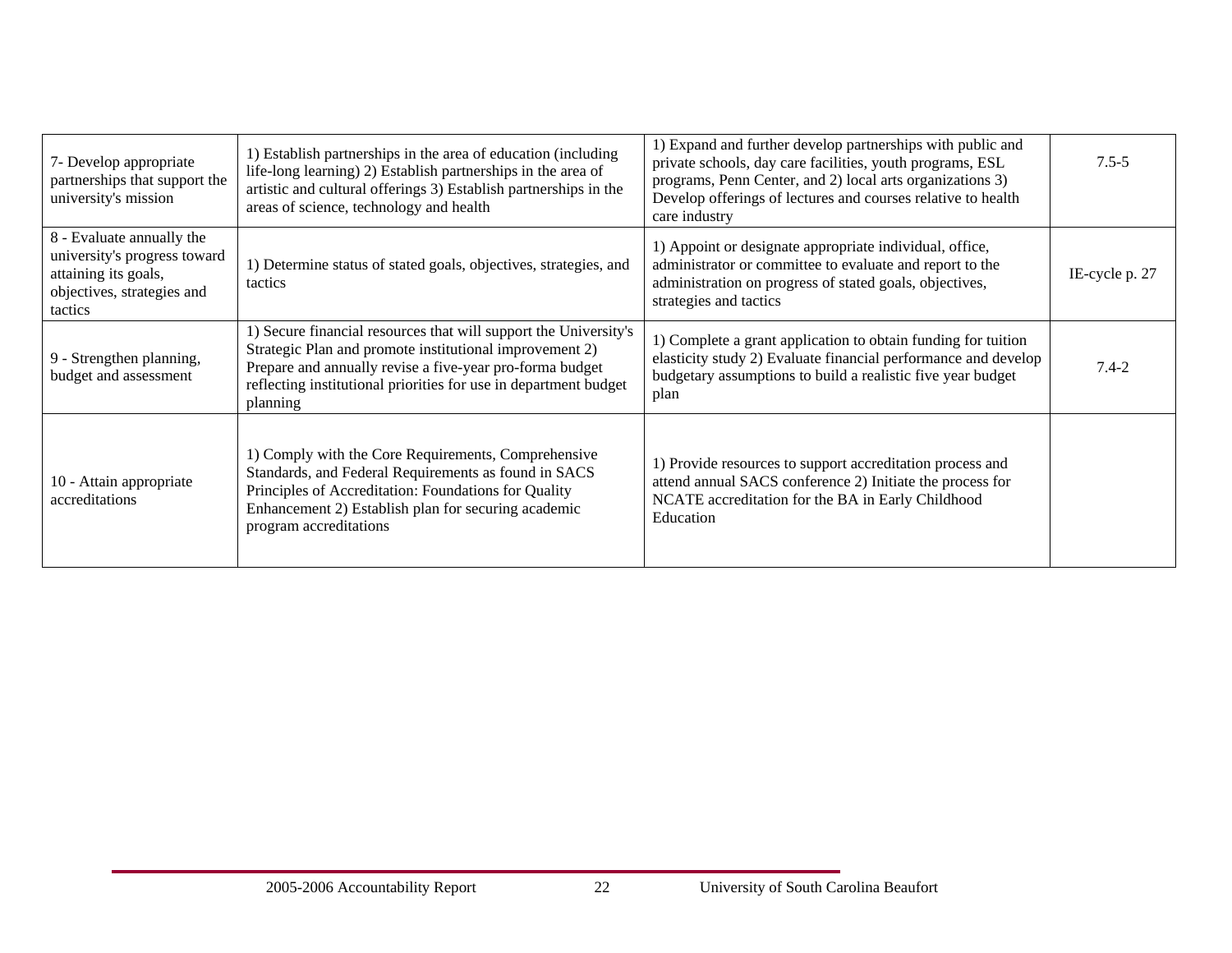| | | | |
|---|---|---|---|
| 7- Develop appropriate partnerships that support the university's mission | 1) Establish partnerships in the area of education (including life-long learning) 2) Establish partnerships in the area of artistic and cultural offerings 3) Establish partnerships in the areas of science, technology and health | 1) Expand and further develop partnerships with public and private schools, day care facilities, youth programs, ESL programs, Penn Center, and 2) local arts organizations 3) Develop offerings of lectures and courses relative to health care industry | 7.5-5 |
| 8 - Evaluate annually the university's progress toward attaining its goals, objectives, strategies and tactics | 1) Determine status of stated goals, objectives, strategies, and tactics | 1) Appoint or designate appropriate individual, office, administrator or committee to evaluate and report to the administration on progress of stated goals, objectives, strategies and tactics | IE-cycle p. 27 |
| 9 - Strengthen planning, budget and assessment | 1) Secure financial resources that will support the University's Strategic Plan and promote institutional improvement 2) Prepare and annually revise a five-year pro-forma budget reflecting institutional priorities for use in department budget planning | 1) Complete a grant application to obtain funding for tuition elasticity study 2) Evaluate financial performance and develop budgetary assumptions to build a realistic five year budget plan | 7.4-2 |
| 10 - Attain appropriate accreditations | 1) Comply with the Core Requirements, Comprehensive Standards, and Federal Requirements as found in SACS Principles of Accreditation: Foundations for Quality Enhancement 2) Establish plan for securing academic program accreditations | 1) Provide resources to support accreditation process and attend annual SACS conference 2) Initiate the process for NCATE accreditation for the BA in Early Childhood Education | |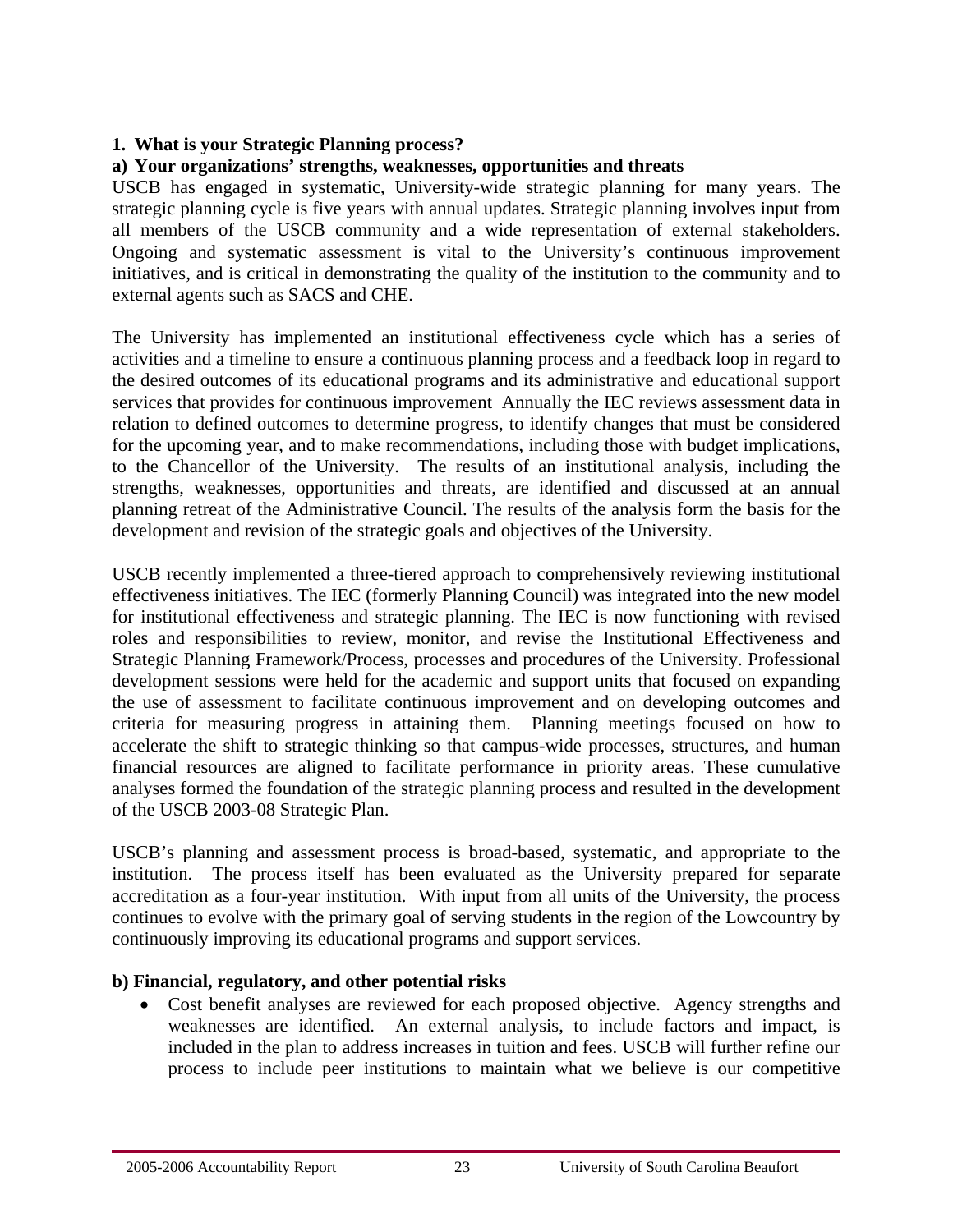**1. What is your Strategic Planning process?**

**a) Your organizations' strengths, weaknesses, opportunities and threats**

USCB has engaged in systematic, University-wide strategic planning for many years. The strategic planning cycle is five years with annual updates. Strategic planning involves input from all members of the USCB community and a wide representation of external stakeholders. Ongoing and systematic assessment is vital to the University's continuous improvement initiatives, and is critical in demonstrating the quality of the institution to the community and to external agents such as SACS and CHE.

The University has implemented an institutional effectiveness cycle which has a series of activities and a timeline to ensure a continuous planning process and a feedback loop in regard to the desired outcomes of its educational programs and its administrative and educational support services that provides for continuous improvement Annually the IEC reviews assessment data in relation to defined outcomes to determine progress, to identify changes that must be considered for the upcoming year, and to make recommendations, including those with budget implications, to the Chancellor of the University. The results of an institutional analysis, including the strengths, weaknesses, opportunities and threats, are identified and discussed at an annual planning retreat of the Administrative Council. The results of the analysis form the basis for the development and revision of the strategic goals and objectives of the University.

USCB recently implemented a three-tiered approach to comprehensively reviewing institutional effectiveness initiatives. The IEC (formerly Planning Council) was integrated into the new model for institutional effectiveness and strategic planning. The IEC is now functioning with revised roles and responsibilities to review, monitor, and revise the Institutional Effectiveness and Strategic Planning Framework/Process, processes and procedures of the University. Professional development sessions were held for the academic and support units that focused on expanding the use of assessment to facilitate continuous improvement and on developing outcomes and criteria for measuring progress in attaining them. Planning meetings focused on how to accelerate the shift to strategic thinking so that campus-wide processes, structures, and human financial resources are aligned to facilitate performance in priority areas. These cumulative analyses formed the foundation of the strategic planning process and resulted in the development of the USCB 2003-08 Strategic Plan.

USCB's planning and assessment process is broad-based, systematic, and appropriate to the institution. The process itself has been evaluated as the University prepared for separate accreditation as a four-year institution. With input from all units of the University, the process continues to evolve with the primary goal of serving students in the region of the Lowcountry by continuously improving its educational programs and support services.

**b) Financial, regulatory, and other potential risks**

- Cost benefit analyses are reviewed for each proposed objective. Agency strengths and weaknesses are identified. An external analysis, to include factors and impact, is included in the plan to address increases in tuition and fees. USCB will further refine our process to include peer institutions to maintain what we believe is our competitive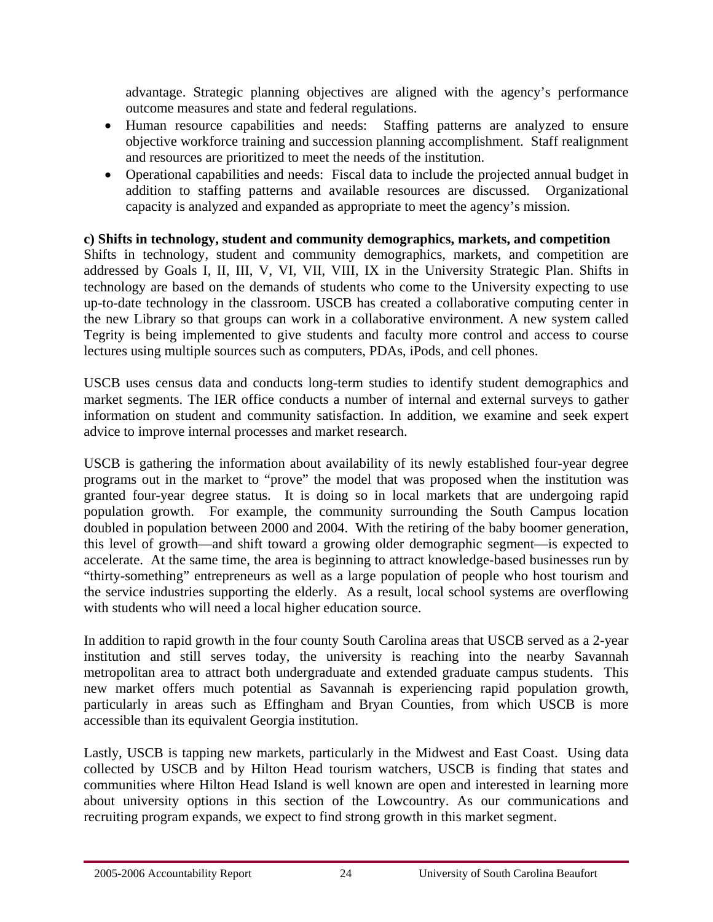advantage. Strategic planning objectives are aligned with the agency's performance outcome measures and state and federal regulations.

- Human resource capabilities and needs: Staffing patterns are analyzed to ensure objective workforce training and succession planning accomplishment. Staff realignment and resources are prioritized to meet the needs of the institution.
- Operational capabilities and needs: Fiscal data to include the projected annual budget in addition to staffing patterns and available resources are discussed. Organizational capacity is analyzed and expanded as appropriate to meet the agency's mission.

**c) Shifts in technology, student and community demographics, markets, and competition**

Shifts in technology, student and community demographics, markets, and competition are addressed by Goals I, II, III, V, VI, VII, VIII, IX in the University Strategic Plan. Shifts in technology are based on the demands of students who come to the University expecting to use up-to-date technology in the classroom. USCB has created a collaborative computing center in the new Library so that groups can work in a collaborative environment. A new system called Tegrity is being implemented to give students and faculty more control and access to course lectures using multiple sources such as computers, PDAs, iPods, and cell phones.

USCB uses census data and conducts long-term studies to identify student demographics and market segments. The IER office conducts a number of internal and external surveys to gather information on student and community satisfaction. In addition, we examine and seek expert advice to improve internal processes and market research.

USCB is gathering the information about availability of its newly established four-year degree programs out in the market to "prove" the model that was proposed when the institution was granted four-year degree status. It is doing so in local markets that are undergoing rapid population growth. For example, the community surrounding the South Campus location doubled in population between 2000 and 2004. With the retiring of the baby boomer generation, this level of growth—and shift toward a growing older demographic segment—is expected to accelerate. At the same time, the area is beginning to attract knowledge-based businesses run by "thirty-something" entrepreneurs as well as a large population of people who host tourism and the service industries supporting the elderly. As a result, local school systems are overflowing with students who will need a local higher education source.

In addition to rapid growth in the four county South Carolina areas that USCB served as a 2-year institution and still serves today, the university is reaching into the nearby Savannah metropolitan area to attract both undergraduate and extended graduate campus students. This new market offers much potential as Savannah is experiencing rapid population growth, particularly in areas such as Effingham and Bryan Counties, from which USCB is more accessible than its equivalent Georgia institution.

Lastly, USCB is tapping new markets, particularly in the Midwest and East Coast. Using data collected by USCB and by Hilton Head tourism watchers, USCB is finding that states and communities where Hilton Head Island is well known are open and interested in learning more about university options in this section of the Lowcountry. As our communications and recruiting program expands, we expect to find strong growth in this market segment.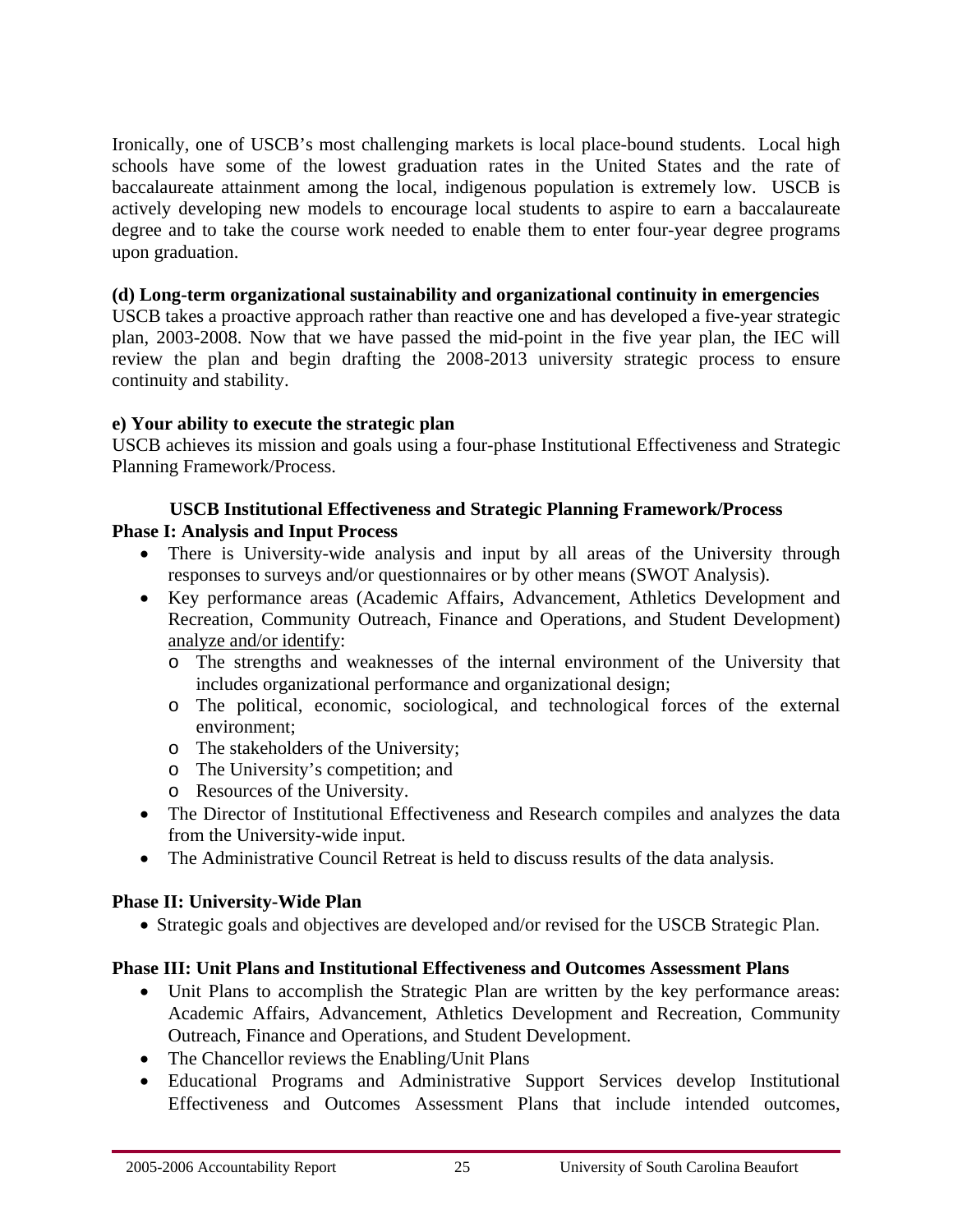Ironically, one of USCB's most challenging markets is local place-bound students. Local high schools have some of the lowest graduation rates in the United States and the rate of baccalaureate attainment among the local, indigenous population is extremely low. USCB is actively developing new models to encourage local students to aspire to earn a baccalaureate degree and to take the course work needed to enable them to enter four-year degree programs upon graduation.

**(d) Long-term organizational sustainability and organizational continuity in emergencies**

USCB takes a proactive approach rather than reactive one and has developed a five-year strategic plan, 2003-2008. Now that we have passed the mid-point in the five year plan, the IEC will review the plan and begin drafting the 2008-2013 university strategic process to ensure continuity and stability.

**e) Your ability to execute the strategic plan**

USCB achieves its mission and goals using a four-phase Institutional Effectiveness and Strategic Planning Framework/Process.

**USCB Institutional Effectiveness and Strategic Planning Framework/Process**

**Phase I: Analysis and Input Process**

- There is University-wide analysis and input by all areas of the University through responses to surveys and/or questionnaires or by other means (SWOT Analysis).
- Key performance areas (Academic Affairs, Advancement, Athletics Development and Recreation, Community Outreach, Finance and Operations, and Student Development) analyze and/or identify:
    - The strengths and weaknesses of the internal environment of the University that includes organizational performance and organizational design;
    - The political, economic, sociological, and technological forces of the external environment;
    - The stakeholders of the University;
    - The University's competition; and
    - Resources of the University.
- The Director of Institutional Effectiveness and Research compiles and analyzes the data from the University-wide input.
- The Administrative Council Retreat is held to discuss results of the data analysis.

**Phase II: University-Wide Plan**

- Strategic goals and objectives are developed and/or revised for the USCB Strategic Plan.

**Phase III: Unit Plans and Institutional Effectiveness and Outcomes Assessment Plans**

- Unit Plans to accomplish the Strategic Plan are written by the key performance areas: Academic Affairs, Advancement, Athletics Development and Recreation, Community Outreach, Finance and Operations, and Student Development.
- The Chancellor reviews the Enabling/Unit Plans
- Educational Programs and Administrative Support Services develop Institutional Effectiveness and Outcomes Assessment Plans that include intended outcomes,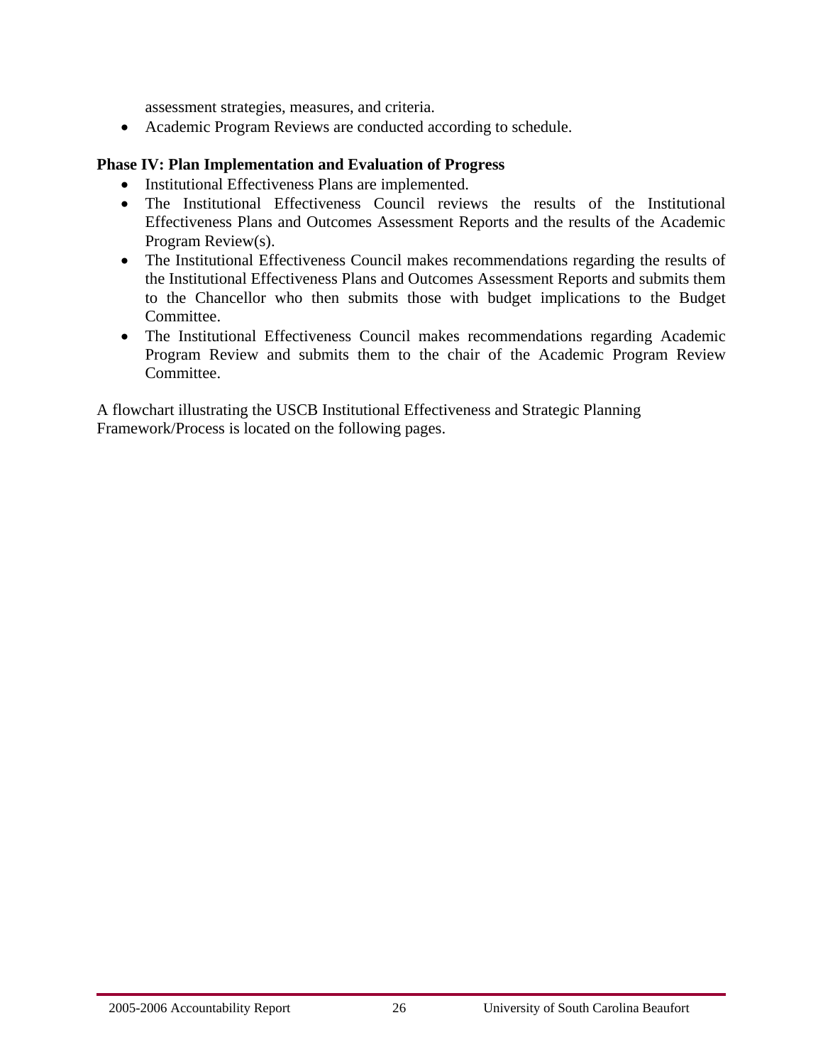assessment strategies, measures, and criteria.

- Academic Program Reviews are conducted according to schedule.

**Phase IV: Plan Implementation and Evaluation of Progress**

- Institutional Effectiveness Plans are implemented.
- The Institutional Effectiveness Council reviews the results of the Institutional Effectiveness Plans and Outcomes Assessment Reports and the results of the Academic Program Review(s).
- The Institutional Effectiveness Council makes recommendations regarding the results of the Institutional Effectiveness Plans and Outcomes Assessment Reports and submits them to the Chancellor who then submits those with budget implications to the Budget Committee.
- The Institutional Effectiveness Council makes recommendations regarding Academic Program Review and submits them to the chair of the Academic Program Review Committee.

A flowchart illustrating the USCB Institutional Effectiveness and Strategic Planning Framework/Process is located on the following pages.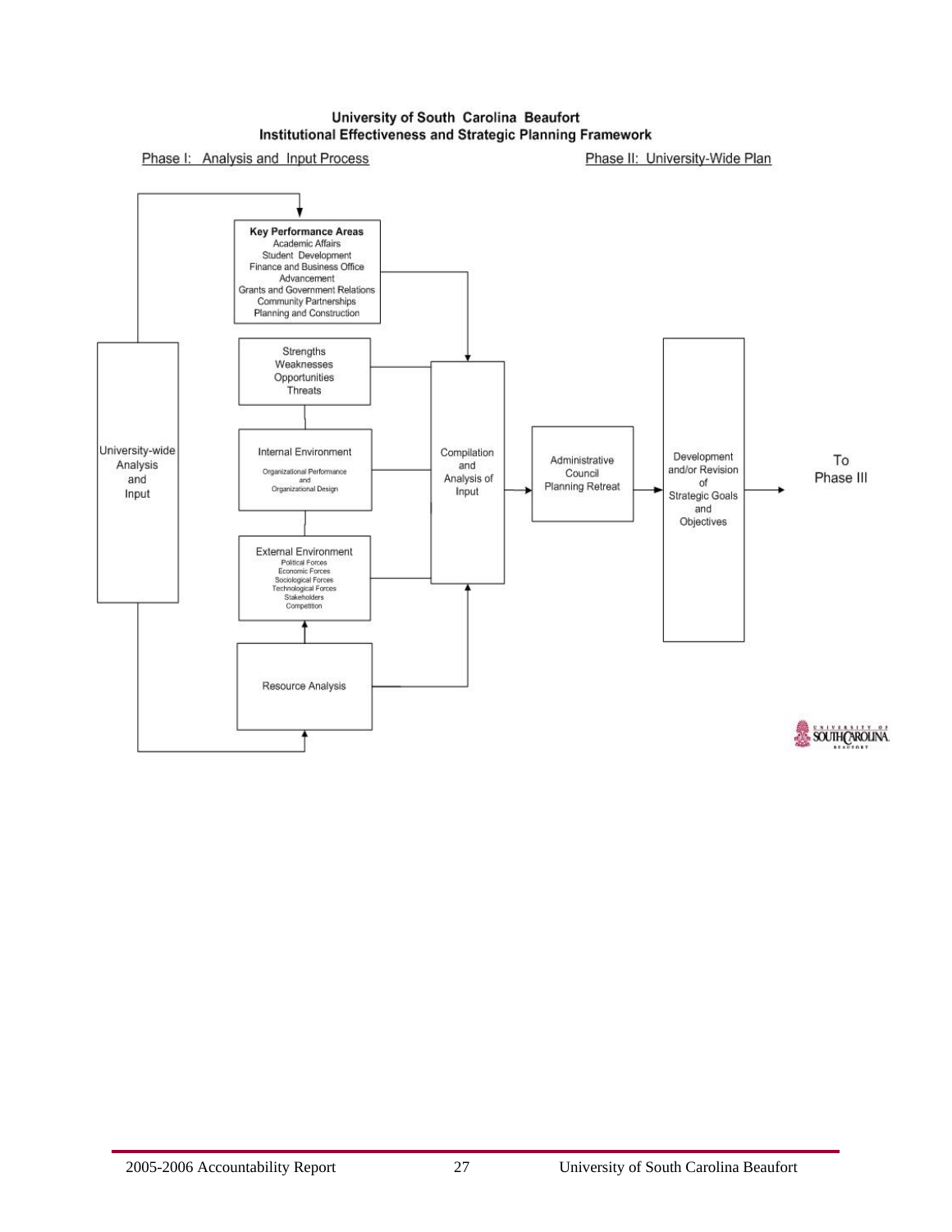**University of South Carolina Beaufort**
**Institutional Effectiveness and Strategic Planning Framework**

Phase I: Analysis and Input Process

Phase II: University-Wide Plan

University-wide Analysis and Input

**Key Performance Areas**
Academic Affairs
Student Development
Finance and Business Office
Advancement
Grants and Government Relations
Community Partnerships
Planning and Construction

Strengths
Weaknesses
Opportunities
Threats

Internal Environment
Organizational Performance and Organizational Design

External Environment
Political Forces
Economic Forces
Sociological Forces
Technological Forces
Stakeholders
Competition

Resource Analysis

Compilation and Analysis of Input

Administrative Council Planning Retreat

Development and/or Revision of Strategic Goals and Objectives

To Phase III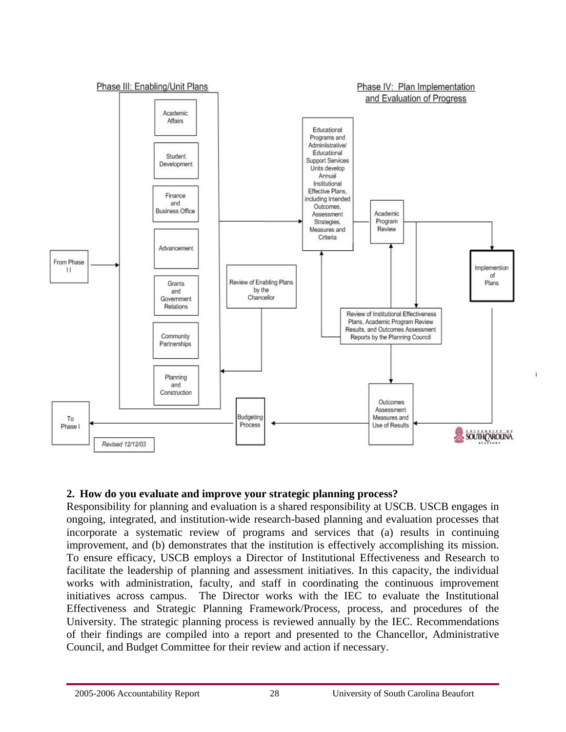Phase III: Enabling/Unit Plans

Phase IV: Plan Implementation and Evaluation of Progress

From Phase II

Academic Affairs

Student Development

Finance and Business Office

Advancement

Grants and Government Relations

Community Partnerships

Planning and Construction

Review of Enabling Plans by the Chancellor

Educational Programs and Adminiistrative/ Educational Support Services Units develop Annual Institutional Effective Plans, including Intended Outcomes, Assessment Strategies, Measures and Criteria

Academic Program Review

Implemention of Plans

Review of Institutional Effectiveness Plans, Academic Program Review Results, and Outcomes Assessment Reports by the Planning Council

Outcomes Assessment Measures and Use of Results

Budgeting Process

To Phase I

Revised 12/12/03

**2. How do you evaluate and improve your strategic planning process?**

Responsibility for planning and evaluation is a shared responsibility at USCB. USCB engages in ongoing, integrated, and institution-wide research-based planning and evaluation processes that incorporate a systematic review of programs and services that (a) results in continuing improvement, and (b) demonstrates that the institution is effectively accomplishing its mission. To ensure efficacy, USCB employs a Director of Institutional Effectiveness and Research to facilitate the leadership of planning and assessment initiatives. In this capacity, the individual works with administration, faculty, and staff in coordinating the continuous improvement initiatives across campus. The Director works with the IEC to evaluate the Institutional Effectiveness and Strategic Planning Framework/Process, process, and procedures of the University. The strategic planning process is reviewed annually by the IEC. Recommendations of their findings are compiled into a report and presented to the Chancellor, Administrative Council, and Budget Committee for their review and action if necessary.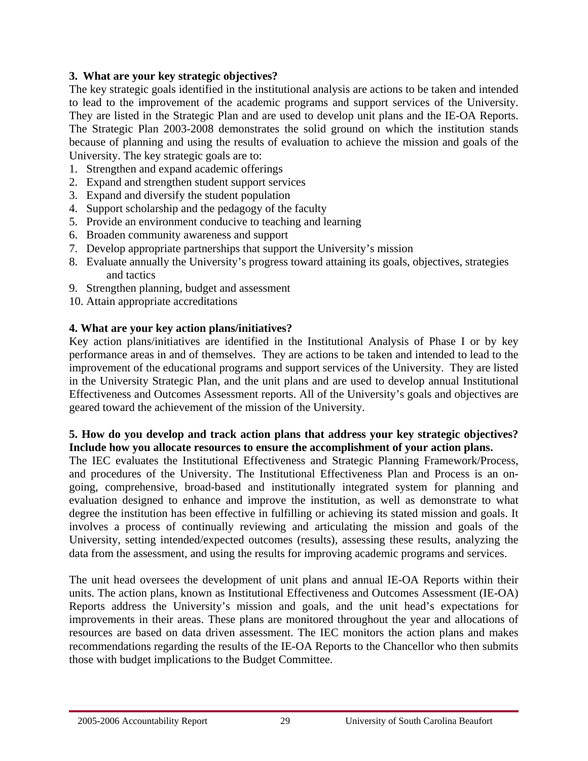**3. What are your key strategic objectives?**

The key strategic goals identified in the institutional analysis are actions to be taken and intended to lead to the improvement of the academic programs and support services of the University. They are listed in the Strategic Plan and are used to develop unit plans and the IE-OA Reports. The Strategic Plan 2003-2008 demonstrates the solid ground on which the institution stands because of planning and using the results of evaluation to achieve the mission and goals of the University. The key strategic goals are to:

1. Strengthen and expand academic offerings
2. Expand and strengthen student support services
3. Expand and diversify the student population
4. Support scholarship and the pedagogy of the faculty
5. Provide an environment conducive to teaching and learning
6. Broaden community awareness and support
7. Develop appropriate partnerships that support the University's mission
8. Evaluate annually the University's progress toward attaining its goals, objectives, strategies and tactics
9. Strengthen planning, budget and assessment
10. Attain appropriate accreditations

**4. What are your key action plans/initiatives?**

Key action plans/initiatives are identified in the Institutional Analysis of Phase I or by key performance areas in and of themselves. They are actions to be taken and intended to lead to the improvement of the educational programs and support services of the University. They are listed in the University Strategic Plan, and the unit plans and are used to develop annual Institutional Effectiveness and Outcomes Assessment reports. All of the University's goals and objectives are geared toward the achievement of the mission of the University.

**5. How do you develop and track action plans that address your key strategic objectives? Include how you allocate resources to ensure the accomplishment of your action plans.**

The IEC evaluates the Institutional Effectiveness and Strategic Planning Framework/Process, and procedures of the University. The Institutional Effectiveness Plan and Process is an on-going, comprehensive, broad-based and institutionally integrated system for planning and evaluation designed to enhance and improve the institution, as well as demonstrate to what degree the institution has been effective in fulfilling or achieving its stated mission and goals. It involves a process of continually reviewing and articulating the mission and goals of the University, setting intended/expected outcomes (results), assessing these results, analyzing the data from the assessment, and using the results for improving academic programs and services.

The unit head oversees the development of unit plans and annual IE-OA Reports within their units. The action plans, known as Institutional Effectiveness and Outcomes Assessment (IE-OA) Reports address the University's mission and goals, and the unit head's expectations for improvements in their areas. These plans are monitored throughout the year and allocations of resources are based on data driven assessment. The IEC monitors the action plans and makes recommendations regarding the results of the IE-OA Reports to the Chancellor who then submits those with budget implications to the Budget Committee.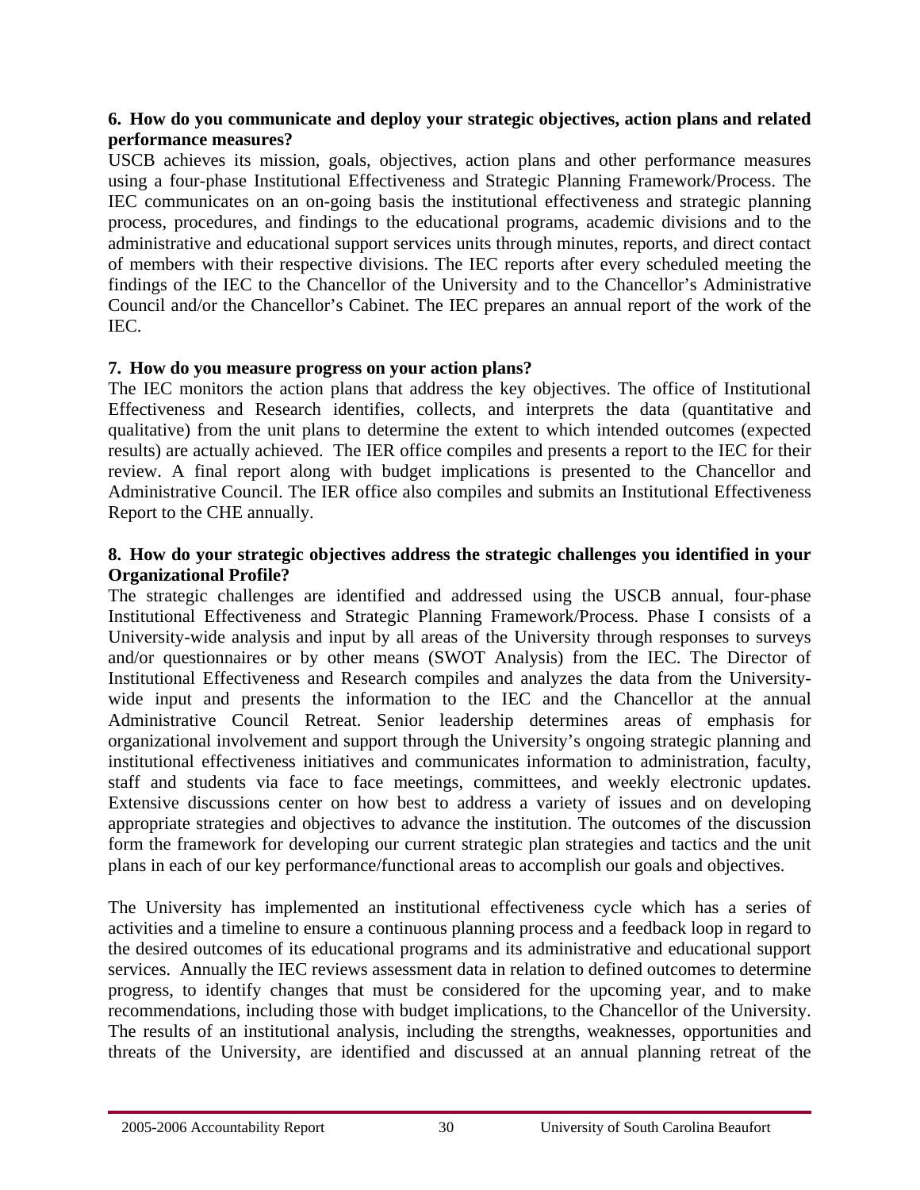**6. How do you communicate and deploy your strategic objectives, action plans and related performance measures?**

USCB achieves its mission, goals, objectives, action plans and other performance measures using a four-phase Institutional Effectiveness and Strategic Planning Framework/Process. The IEC communicates on an on-going basis the institutional effectiveness and strategic planning process, procedures, and findings to the educational programs, academic divisions and to the administrative and educational support services units through minutes, reports, and direct contact of members with their respective divisions. The IEC reports after every scheduled meeting the findings of the IEC to the Chancellor of the University and to the Chancellor's Administrative Council and/or the Chancellor's Cabinet. The IEC prepares an annual report of the work of the IEC.

**7. How do you measure progress on your action plans?**

The IEC monitors the action plans that address the key objectives. The office of Institutional Effectiveness and Research identifies, collects, and interprets the data (quantitative and qualitative) from the unit plans to determine the extent to which intended outcomes (expected results) are actually achieved. The IER office compiles and presents a report to the IEC for their review. A final report along with budget implications is presented to the Chancellor and Administrative Council. The IER office also compiles and submits an Institutional Effectiveness Report to the CHE annually.

**8. How do your strategic objectives address the strategic challenges you identified in your Organizational Profile?**

The strategic challenges are identified and addressed using the USCB annual, four-phase Institutional Effectiveness and Strategic Planning Framework/Process. Phase I consists of a University-wide analysis and input by all areas of the University through responses to surveys and/or questionnaires or by other means (SWOT Analysis) from the IEC. The Director of Institutional Effectiveness and Research compiles and analyzes the data from the University-wide input and presents the information to the IEC and the Chancellor at the annual Administrative Council Retreat. Senior leadership determines areas of emphasis for organizational involvement and support through the University's ongoing strategic planning and institutional effectiveness initiatives and communicates information to administration, faculty, staff and students via face to face meetings, committees, and weekly electronic updates. Extensive discussions center on how best to address a variety of issues and on developing appropriate strategies and objectives to advance the institution. The outcomes of the discussion form the framework for developing our current strategic plan strategies and tactics and the unit plans in each of our key performance/functional areas to accomplish our goals and objectives.

The University has implemented an institutional effectiveness cycle which has a series of activities and a timeline to ensure a continuous planning process and a feedback loop in regard to the desired outcomes of its educational programs and its administrative and educational support services. Annually the IEC reviews assessment data in relation to defined outcomes to determine progress, to identify changes that must be considered for the upcoming year, and to make recommendations, including those with budget implications, to the Chancellor of the University. The results of an institutional analysis, including the strengths, weaknesses, opportunities and threats of the University, are identified and discussed at an annual planning retreat of the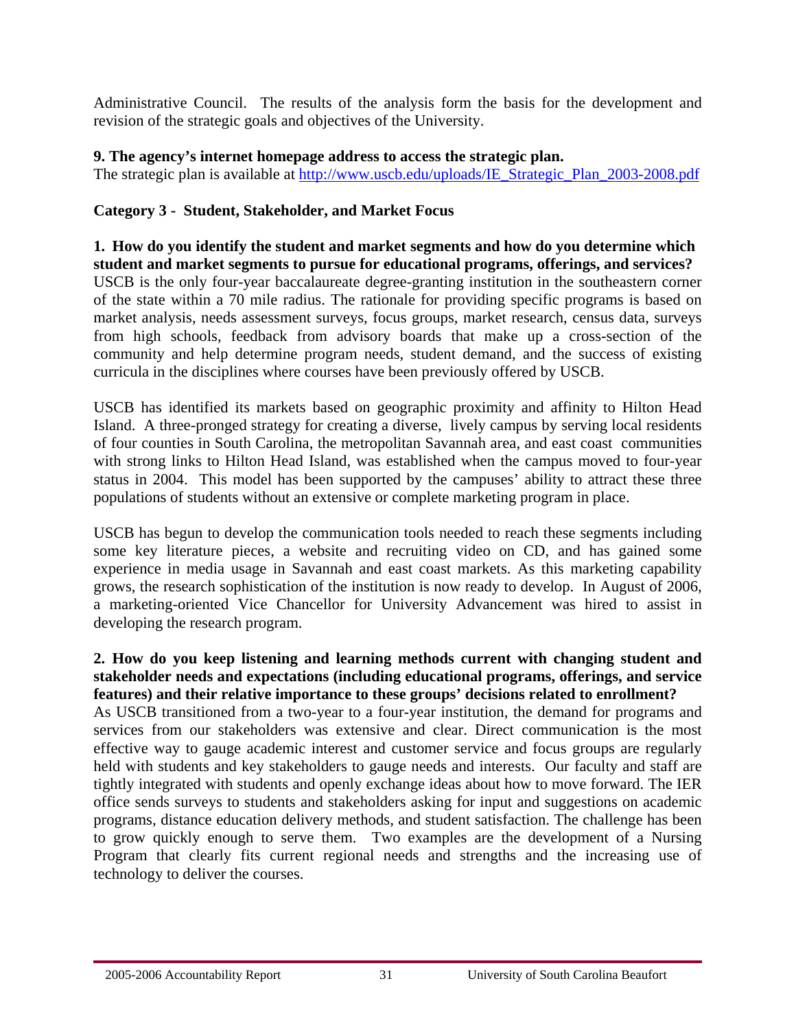Administrative Council. The results of the analysis form the basis for the development and revision of the strategic goals and objectives of the University.

**9. The agency's internet homepage address to access the strategic plan.**

The strategic plan is available at http://www.uscb.edu/uploads/IE_Strategic_Plan_2003-2008.pdf

## Category 3 - Student, Stakeholder, and Market Focus

**1. How do you identify the student and market segments and how do you determine which student and market segments to pursue for educational programs, offerings, and services?**

USCB is the only four-year baccalaureate degree-granting institution in the southeastern corner of the state within a 70 mile radius. The rationale for providing specific programs is based on market analysis, needs assessment surveys, focus groups, market research, census data, surveys from high schools, feedback from advisory boards that make up a cross-section of the community and help determine program needs, student demand, and the success of existing curricula in the disciplines where courses have been previously offered by USCB.

USCB has identified its markets based on geographic proximity and affinity to Hilton Head Island. A three-pronged strategy for creating a diverse, lively campus by serving local residents of four counties in South Carolina, the metropolitan Savannah area, and east coast communities with strong links to Hilton Head Island, was established when the campus moved to four-year status in 2004. This model has been supported by the campuses' ability to attract these three populations of students without an extensive or complete marketing program in place.

USCB has begun to develop the communication tools needed to reach these segments including some key literature pieces, a website and recruiting video on CD, and has gained some experience in media usage in Savannah and east coast markets. As this marketing capability grows, the research sophistication of the institution is now ready to develop. In August of 2006, a marketing-oriented Vice Chancellor for University Advancement was hired to assist in developing the research program.

**2. How do you keep listening and learning methods current with changing student and stakeholder needs and expectations (including educational programs, offerings, and service features) and their relative importance to these groups' decisions related to enrollment?**

As USCB transitioned from a two-year to a four-year institution, the demand for programs and services from our stakeholders was extensive and clear. Direct communication is the most effective way to gauge academic interest and customer service and focus groups are regularly held with students and key stakeholders to gauge needs and interests. Our faculty and staff are tightly integrated with students and openly exchange ideas about how to move forward. The IER office sends surveys to students and stakeholders asking for input and suggestions on academic programs, distance education delivery methods, and student satisfaction. The challenge has been to grow quickly enough to serve them. Two examples are the development of a Nursing Program that clearly fits current regional needs and strengths and the increasing use of technology to deliver the courses.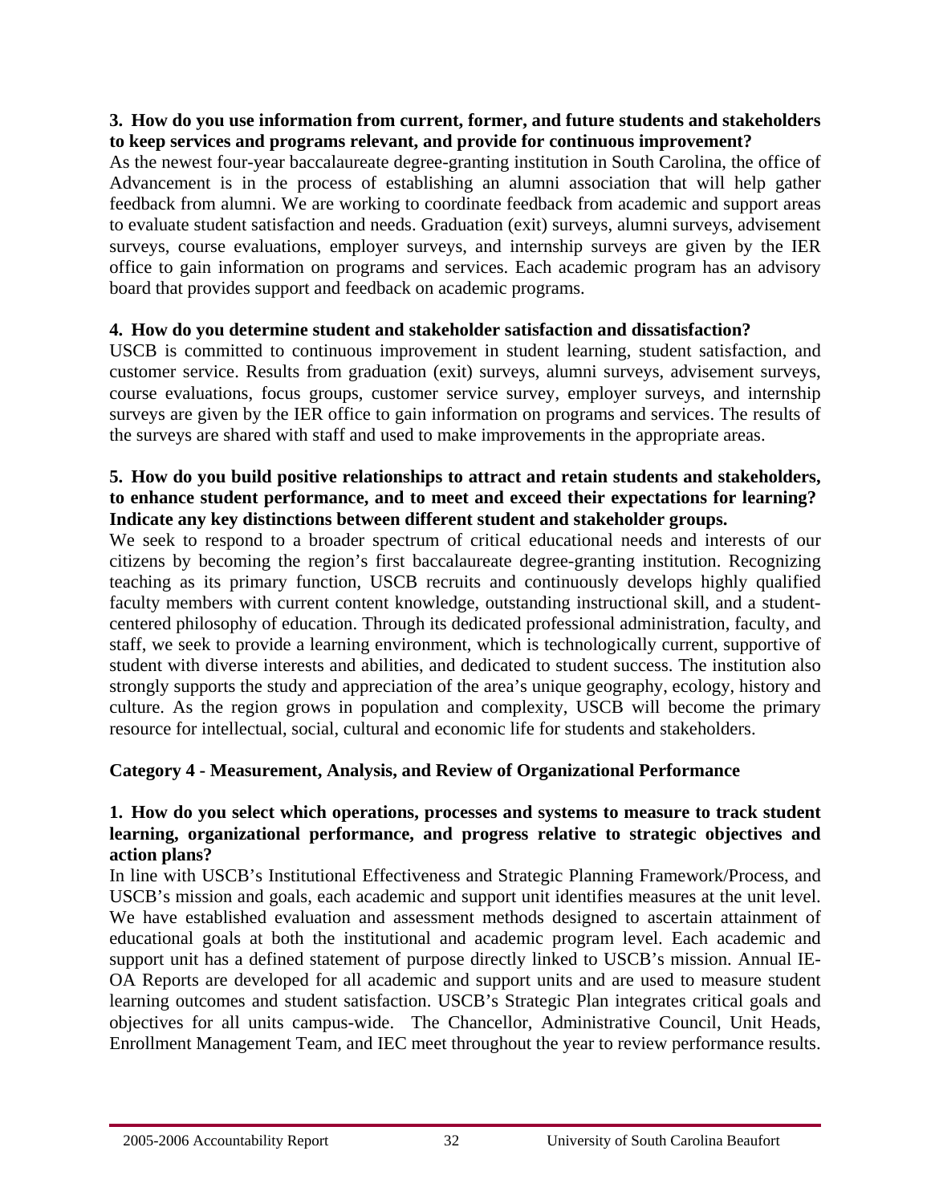**3. How do you use information from current, former, and future students and stakeholders to keep services and programs relevant, and provide for continuous improvement?**

As the newest four-year baccalaureate degree-granting institution in South Carolina, the office of Advancement is in the process of establishing an alumni association that will help gather feedback from alumni. We are working to coordinate feedback from academic and support areas to evaluate student satisfaction and needs. Graduation (exit) surveys, alumni surveys, advisement surveys, course evaluations, employer surveys, and internship surveys are given by the IER office to gain information on programs and services. Each academic program has an advisory board that provides support and feedback on academic programs.

**4. How do you determine student and stakeholder satisfaction and dissatisfaction?**

USCB is committed to continuous improvement in student learning, student satisfaction, and customer service. Results from graduation (exit) surveys, alumni surveys, advisement surveys, course evaluations, focus groups, customer service survey, employer surveys, and internship surveys are given by the IER office to gain information on programs and services. The results of the surveys are shared with staff and used to make improvements in the appropriate areas.

**5. How do you build positive relationships to attract and retain students and stakeholders, to enhance student performance, and to meet and exceed their expectations for learning? Indicate any key distinctions between different student and stakeholder groups.**

We seek to respond to a broader spectrum of critical educational needs and interests of our citizens by becoming the region's first baccalaureate degree-granting institution. Recognizing teaching as its primary function, USCB recruits and continuously develops highly qualified faculty members with current content knowledge, outstanding instructional skill, and a student-centered philosophy of education. Through its dedicated professional administration, faculty, and staff, we seek to provide a learning environment, which is technologically current, supportive of student with diverse interests and abilities, and dedicated to student success. The institution also strongly supports the study and appreciation of the area's unique geography, ecology, history and culture. As the region grows in population and complexity, USCB will become the primary resource for intellectual, social, cultural and economic life for students and stakeholders.

## Category 4 - Measurement, Analysis, and Review of Organizational Performance

**1. How do you select which operations, processes and systems to measure to track student learning, organizational performance, and progress relative to strategic objectives and action plans?**

In line with USCB's Institutional Effectiveness and Strategic Planning Framework/Process, and USCB's mission and goals, each academic and support unit identifies measures at the unit level. We have established evaluation and assessment methods designed to ascertain attainment of educational goals at both the institutional and academic program level. Each academic and support unit has a defined statement of purpose directly linked to USCB's mission. Annual IE-OA Reports are developed for all academic and support units and are used to measure student learning outcomes and student satisfaction. USCB's Strategic Plan integrates critical goals and objectives for all units campus-wide. The Chancellor, Administrative Council, Unit Heads, Enrollment Management Team, and IEC meet throughout the year to review performance results.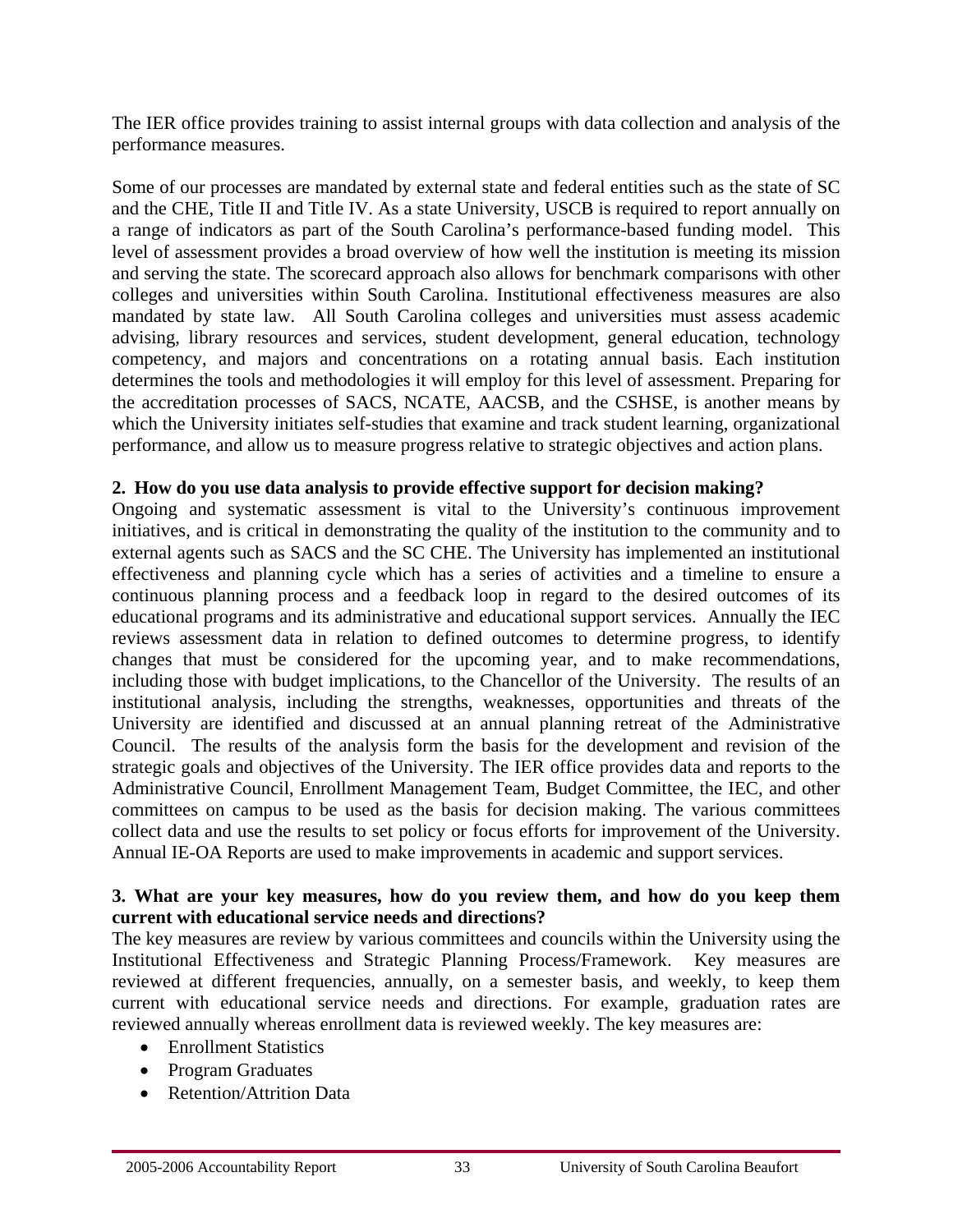The IER office provides training to assist internal groups with data collection and analysis of the performance measures.

Some of our processes are mandated by external state and federal entities such as the state of SC and the CHE, Title II and Title IV. As a state University, USCB is required to report annually on a range of indicators as part of the South Carolina's performance-based funding model. This level of assessment provides a broad overview of how well the institution is meeting its mission and serving the state. The scorecard approach also allows for benchmark comparisons with other colleges and universities within South Carolina. Institutional effectiveness measures are also mandated by state law. All South Carolina colleges and universities must assess academic advising, library resources and services, student development, general education, technology competency, and majors and concentrations on a rotating annual basis. Each institution determines the tools and methodologies it will employ for this level of assessment. Preparing for the accreditation processes of SACS, NCATE, AACSB, and the CSHSE, is another means by which the University initiates self-studies that examine and track student learning, organizational performance, and allow us to measure progress relative to strategic objectives and action plans.

**2. How do you use data analysis to provide effective support for decision making?**

Ongoing and systematic assessment is vital to the University's continuous improvement initiatives, and is critical in demonstrating the quality of the institution to the community and to external agents such as SACS and the SC CHE. The University has implemented an institutional effectiveness and planning cycle which has a series of activities and a timeline to ensure a continuous planning process and a feedback loop in regard to the desired outcomes of its educational programs and its administrative and educational support services. Annually the IEC reviews assessment data in relation to defined outcomes to determine progress, to identify changes that must be considered for the upcoming year, and to make recommendations, including those with budget implications, to the Chancellor of the University. The results of an institutional analysis, including the strengths, weaknesses, opportunities and threats of the University are identified and discussed at an annual planning retreat of the Administrative Council. The results of the analysis form the basis for the development and revision of the strategic goals and objectives of the University. The IER office provides data and reports to the Administrative Council, Enrollment Management Team, Budget Committee, the IEC, and other committees on campus to be used as the basis for decision making. The various committees collect data and use the results to set policy or focus efforts for improvement of the University. Annual IE-OA Reports are used to make improvements in academic and support services.

**3. What are your key measures, how do you review them, and how do you keep them current with educational service needs and directions?**

The key measures are review by various committees and councils within the University using the Institutional Effectiveness and Strategic Planning Process/Framework. Key measures are reviewed at different frequencies, annually, on a semester basis, and weekly, to keep them current with educational service needs and directions. For example, graduation rates are reviewed annually whereas enrollment data is reviewed weekly. The key measures are:

- Enrollment Statistics
- Program Graduates
- Retention/Attrition Data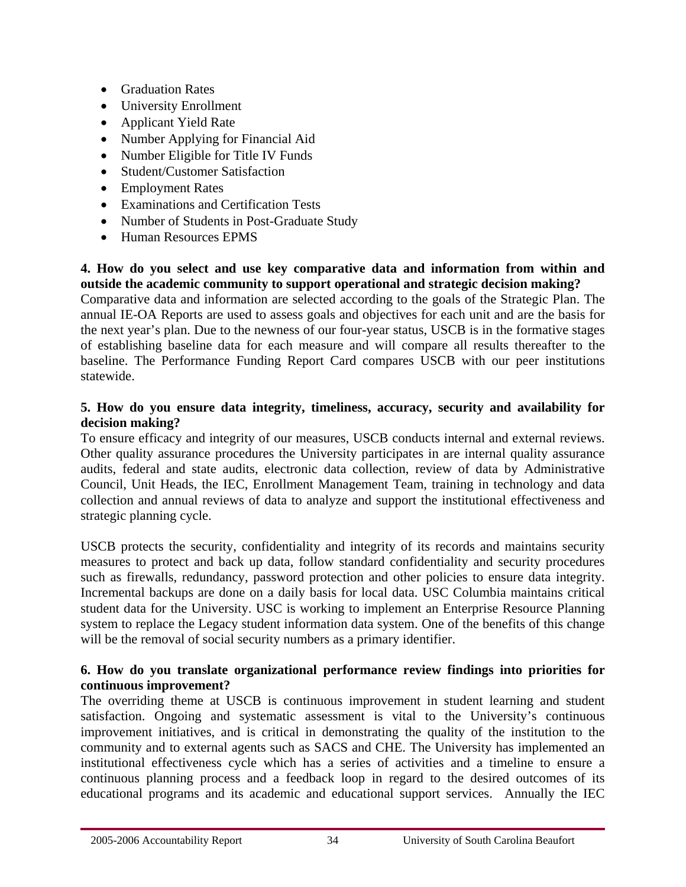- Graduation Rates
- University Enrollment
- Applicant Yield Rate
- Number Applying for Financial Aid
- Number Eligible for Title IV Funds
- Student/Customer Satisfaction
- Employment Rates
- Examinations and Certification Tests
- Number of Students in Post-Graduate Study
- Human Resources EPMS

**4. How do you select and use key comparative data and information from within and outside the academic community to support operational and strategic decision making?**

Comparative data and information are selected according to the goals of the Strategic Plan. The annual IE-OA Reports are used to assess goals and objectives for each unit and are the basis for the next year's plan. Due to the newness of our four-year status, USCB is in the formative stages of establishing baseline data for each measure and will compare all results thereafter to the baseline. The Performance Funding Report Card compares USCB with our peer institutions statewide.

**5. How do you ensure data integrity, timeliness, accuracy, security and availability for decision making?**

To ensure efficacy and integrity of our measures, USCB conducts internal and external reviews. Other quality assurance procedures the University participates in are internal quality assurance audits, federal and state audits, electronic data collection, review of data by Administrative Council, Unit Heads, the IEC, Enrollment Management Team, training in technology and data collection and annual reviews of data to analyze and support the institutional effectiveness and strategic planning cycle.

USCB protects the security, confidentiality and integrity of its records and maintains security measures to protect and back up data, follow standard confidentiality and security procedures such as firewalls, redundancy, password protection and other policies to ensure data integrity. Incremental backups are done on a daily basis for local data. USC Columbia maintains critical student data for the University. USC is working to implement an Enterprise Resource Planning system to replace the Legacy student information data system. One of the benefits of this change will be the removal of social security numbers as a primary identifier.

**6. How do you translate organizational performance review findings into priorities for continuous improvement?**

The overriding theme at USCB is continuous improvement in student learning and student satisfaction. Ongoing and systematic assessment is vital to the University's continuous improvement initiatives, and is critical in demonstrating the quality of the institution to the community and to external agents such as SACS and CHE. The University has implemented an institutional effectiveness cycle which has a series of activities and a timeline to ensure a continuous planning process and a feedback loop in regard to the desired outcomes of its educational programs and its academic and educational support services. Annually the IEC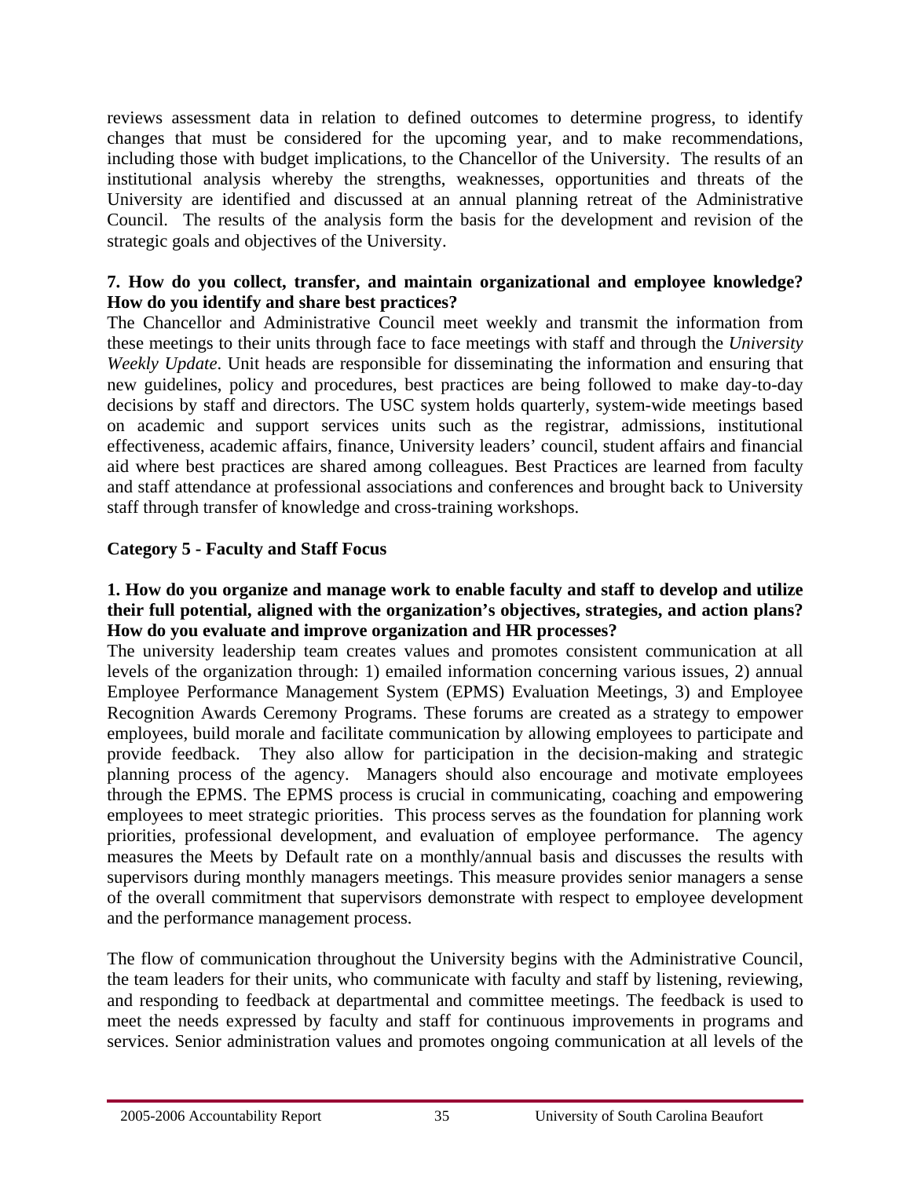reviews assessment data in relation to defined outcomes to determine progress, to identify changes that must be considered for the upcoming year, and to make recommendations, including those with budget implications, to the Chancellor of the University. The results of an institutional analysis whereby the strengths, weaknesses, opportunities and threats of the University are identified and discussed at an annual planning retreat of the Administrative Council. The results of the analysis form the basis for the development and revision of the strategic goals and objectives of the University.

**7. How do you collect, transfer, and maintain organizational and employee knowledge? How do you identify and share best practices?**

The Chancellor and Administrative Council meet weekly and transmit the information from these meetings to their units through face to face meetings with staff and through the *University Weekly Update*. Unit heads are responsible for disseminating the information and ensuring that new guidelines, policy and procedures, best practices are being followed to make day-to-day decisions by staff and directors. The USC system holds quarterly, system-wide meetings based on academic and support services units such as the registrar, admissions, institutional effectiveness, academic affairs, finance, University leaders' council, student affairs and financial aid where best practices are shared among colleagues. Best Practices are learned from faculty and staff attendance at professional associations and conferences and brought back to University staff through transfer of knowledge and cross-training workshops.

## Category 5 - Faculty and Staff Focus

**1. How do you organize and manage work to enable faculty and staff to develop and utilize their full potential, aligned with the organization's objectives, strategies, and action plans? How do you evaluate and improve organization and HR processes?**

The university leadership team creates values and promotes consistent communication at all levels of the organization through: 1) emailed information concerning various issues, 2) annual Employee Performance Management System (EPMS) Evaluation Meetings, 3) and Employee Recognition Awards Ceremony Programs. These forums are created as a strategy to empower employees, build morale and facilitate communication by allowing employees to participate and provide feedback. They also allow for participation in the decision-making and strategic planning process of the agency. Managers should also encourage and motivate employees through the EPMS. The EPMS process is crucial in communicating, coaching and empowering employees to meet strategic priorities. This process serves as the foundation for planning work priorities, professional development, and evaluation of employee performance. The agency measures the Meets by Default rate on a monthly/annual basis and discusses the results with supervisors during monthly managers meetings. This measure provides senior managers a sense of the overall commitment that supervisors demonstrate with respect to employee development and the performance management process.

The flow of communication throughout the University begins with the Administrative Council, the team leaders for their units, who communicate with faculty and staff by listening, reviewing, and responding to feedback at departmental and committee meetings. The feedback is used to meet the needs expressed by faculty and staff for continuous improvements in programs and services. Senior administration values and promotes ongoing communication at all levels of the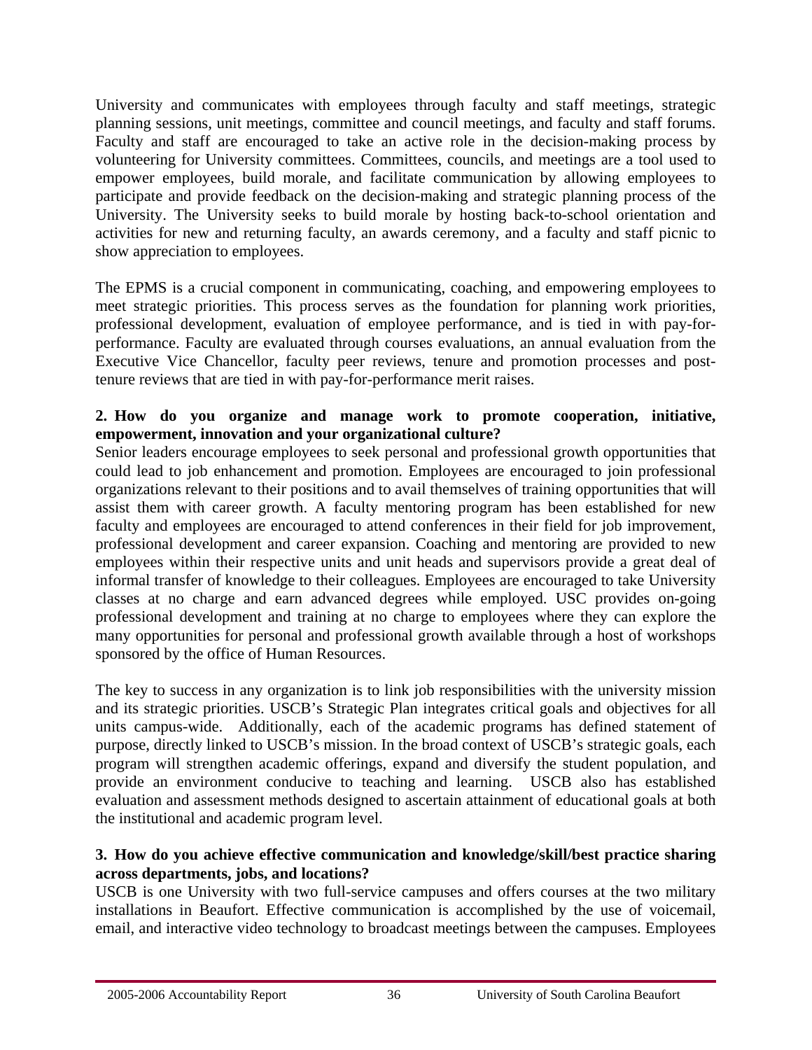University and communicates with employees through faculty and staff meetings, strategic planning sessions, unit meetings, committee and council meetings, and faculty and staff forums. Faculty and staff are encouraged to take an active role in the decision-making process by volunteering for University committees. Committees, councils, and meetings are a tool used to empower employees, build morale, and facilitate communication by allowing employees to participate and provide feedback on the decision-making and strategic planning process of the University. The University seeks to build morale by hosting back-to-school orientation and activities for new and returning faculty, an awards ceremony, and a faculty and staff picnic to show appreciation to employees.

The EPMS is a crucial component in communicating, coaching, and empowering employees to meet strategic priorities. This process serves as the foundation for planning work priorities, professional development, evaluation of employee performance, and is tied in with pay-for-performance. Faculty are evaluated through courses evaluations, an annual evaluation from the Executive Vice Chancellor, faculty peer reviews, tenure and promotion processes and post-tenure reviews that are tied in with pay-for-performance merit raises.

**2. How do you organize and manage work to promote cooperation, initiative, empowerment, innovation and your organizational culture?**

Senior leaders encourage employees to seek personal and professional growth opportunities that could lead to job enhancement and promotion. Employees are encouraged to join professional organizations relevant to their positions and to avail themselves of training opportunities that will assist them with career growth. A faculty mentoring program has been established for new faculty and employees are encouraged to attend conferences in their field for job improvement, professional development and career expansion. Coaching and mentoring are provided to new employees within their respective units and unit heads and supervisors provide a great deal of informal transfer of knowledge to their colleagues. Employees are encouraged to take University classes at no charge and earn advanced degrees while employed. USC provides on-going professional development and training at no charge to employees where they can explore the many opportunities for personal and professional growth available through a host of workshops sponsored by the office of Human Resources.

The key to success in any organization is to link job responsibilities with the university mission and its strategic priorities. USCB's Strategic Plan integrates critical goals and objectives for all units campus-wide. Additionally, each of the academic programs has defined statement of purpose, directly linked to USCB's mission. In the broad context of USCB's strategic goals, each program will strengthen academic offerings, expand and diversify the student population, and provide an environment conducive to teaching and learning. USCB also has established evaluation and assessment methods designed to ascertain attainment of educational goals at both the institutional and academic program level.

**3. How do you achieve effective communication and knowledge/skill/best practice sharing across departments, jobs, and locations?**

USCB is one University with two full-service campuses and offers courses at the two military installations in Beaufort. Effective communication is accomplished by the use of voicemail, email, and interactive video technology to broadcast meetings between the campuses. Employees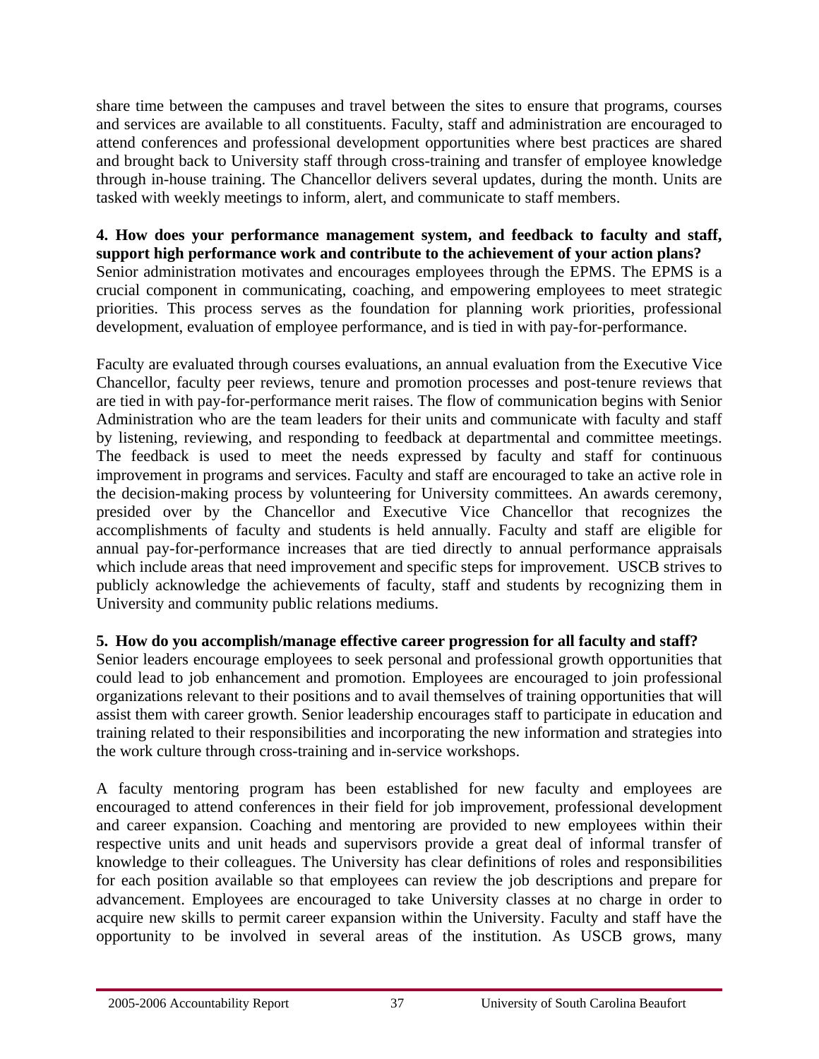share time between the campuses and travel between the sites to ensure that programs, courses and services are available to all constituents. Faculty, staff and administration are encouraged to attend conferences and professional development opportunities where best practices are shared and brought back to University staff through cross-training and transfer of employee knowledge through in-house training. The Chancellor delivers several updates, during the month. Units are tasked with weekly meetings to inform, alert, and communicate to staff members.

**4. How does your performance management system, and feedback to faculty and staff, support high performance work and contribute to the achievement of your action plans?**

Senior administration motivates and encourages employees through the EPMS. The EPMS is a crucial component in communicating, coaching, and empowering employees to meet strategic priorities. This process serves as the foundation for planning work priorities, professional development, evaluation of employee performance, and is tied in with pay-for-performance.

Faculty are evaluated through courses evaluations, an annual evaluation from the Executive Vice Chancellor, faculty peer reviews, tenure and promotion processes and post-tenure reviews that are tied in with pay-for-performance merit raises. The flow of communication begins with Senior Administration who are the team leaders for their units and communicate with faculty and staff by listening, reviewing, and responding to feedback at departmental and committee meetings. The feedback is used to meet the needs expressed by faculty and staff for continuous improvement in programs and services. Faculty and staff are encouraged to take an active role in the decision-making process by volunteering for University committees. An awards ceremony, presided over by the Chancellor and Executive Vice Chancellor that recognizes the accomplishments of faculty and students is held annually. Faculty and staff are eligible for annual pay-for-performance increases that are tied directly to annual performance appraisals which include areas that need improvement and specific steps for improvement. USCB strives to publicly acknowledge the achievements of faculty, staff and students by recognizing them in University and community public relations mediums.

**5. How do you accomplish/manage effective career progression for all faculty and staff?**

Senior leaders encourage employees to seek personal and professional growth opportunities that could lead to job enhancement and promotion. Employees are encouraged to join professional organizations relevant to their positions and to avail themselves of training opportunities that will assist them with career growth. Senior leadership encourages staff to participate in education and training related to their responsibilities and incorporating the new information and strategies into the work culture through cross-training and in-service workshops.

A faculty mentoring program has been established for new faculty and employees are encouraged to attend conferences in their field for job improvement, professional development and career expansion. Coaching and mentoring are provided to new employees within their respective units and unit heads and supervisors provide a great deal of informal transfer of knowledge to their colleagues. The University has clear definitions of roles and responsibilities for each position available so that employees can review the job descriptions and prepare for advancement. Employees are encouraged to take University classes at no charge in order to acquire new skills to permit career expansion within the University. Faculty and staff have the opportunity to be involved in several areas of the institution. As USCB grows, many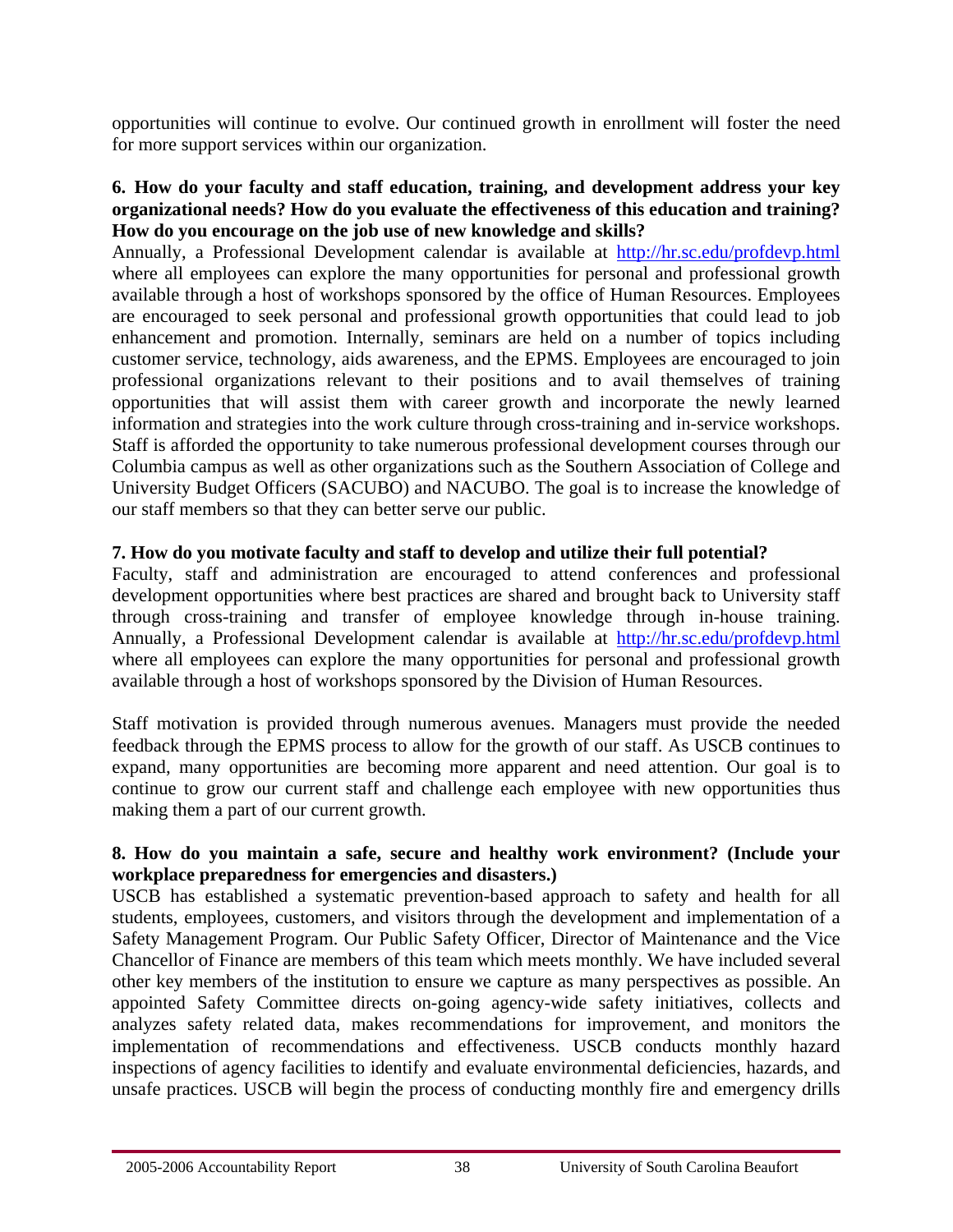opportunities will continue to evolve. Our continued growth in enrollment will foster the need for more support services within our organization.

**6. How do your faculty and staff education, training, and development address your key organizational needs? How do you evaluate the effectiveness of this education and training? How do you encourage on the job use of new knowledge and skills?**

Annually, a Professional Development calendar is available at http://hr.sc.edu/profdevp.html where all employees can explore the many opportunities for personal and professional growth available through a host of workshops sponsored by the office of Human Resources. Employees are encouraged to seek personal and professional growth opportunities that could lead to job enhancement and promotion. Internally, seminars are held on a number of topics including customer service, technology, aids awareness, and the EPMS. Employees are encouraged to join professional organizations relevant to their positions and to avail themselves of training opportunities that will assist them with career growth and incorporate the newly learned information and strategies into the work culture through cross-training and in-service workshops. Staff is afforded the opportunity to take numerous professional development courses through our Columbia campus as well as other organizations such as the Southern Association of College and University Budget Officers (SACUBO) and NACUBO. The goal is to increase the knowledge of our staff members so that they can better serve our public.

**7. How do you motivate faculty and staff to develop and utilize their full potential?**

Faculty, staff and administration are encouraged to attend conferences and professional development opportunities where best practices are shared and brought back to University staff through cross-training and transfer of employee knowledge through in-house training. Annually, a Professional Development calendar is available at http://hr.sc.edu/profdevp.html where all employees can explore the many opportunities for personal and professional growth available through a host of workshops sponsored by the Division of Human Resources.

Staff motivation is provided through numerous avenues. Managers must provide the needed feedback through the EPMS process to allow for the growth of our staff. As USCB continues to expand, many opportunities are becoming more apparent and need attention. Our goal is to continue to grow our current staff and challenge each employee with new opportunities thus making them a part of our current growth.

**8. How do you maintain a safe, secure and healthy work environment? (Include your workplace preparedness for emergencies and disasters.)**

USCB has established a systematic prevention-based approach to safety and health for all students, employees, customers, and visitors through the development and implementation of a Safety Management Program. Our Public Safety Officer, Director of Maintenance and the Vice Chancellor of Finance are members of this team which meets monthly. We have included several other key members of the institution to ensure we capture as many perspectives as possible. An appointed Safety Committee directs on-going agency-wide safety initiatives, collects and analyzes safety related data, makes recommendations for improvement, and monitors the implementation of recommendations and effectiveness. USCB conducts monthly hazard inspections of agency facilities to identify and evaluate environmental deficiencies, hazards, and unsafe practices. USCB will begin the process of conducting monthly fire and emergency drills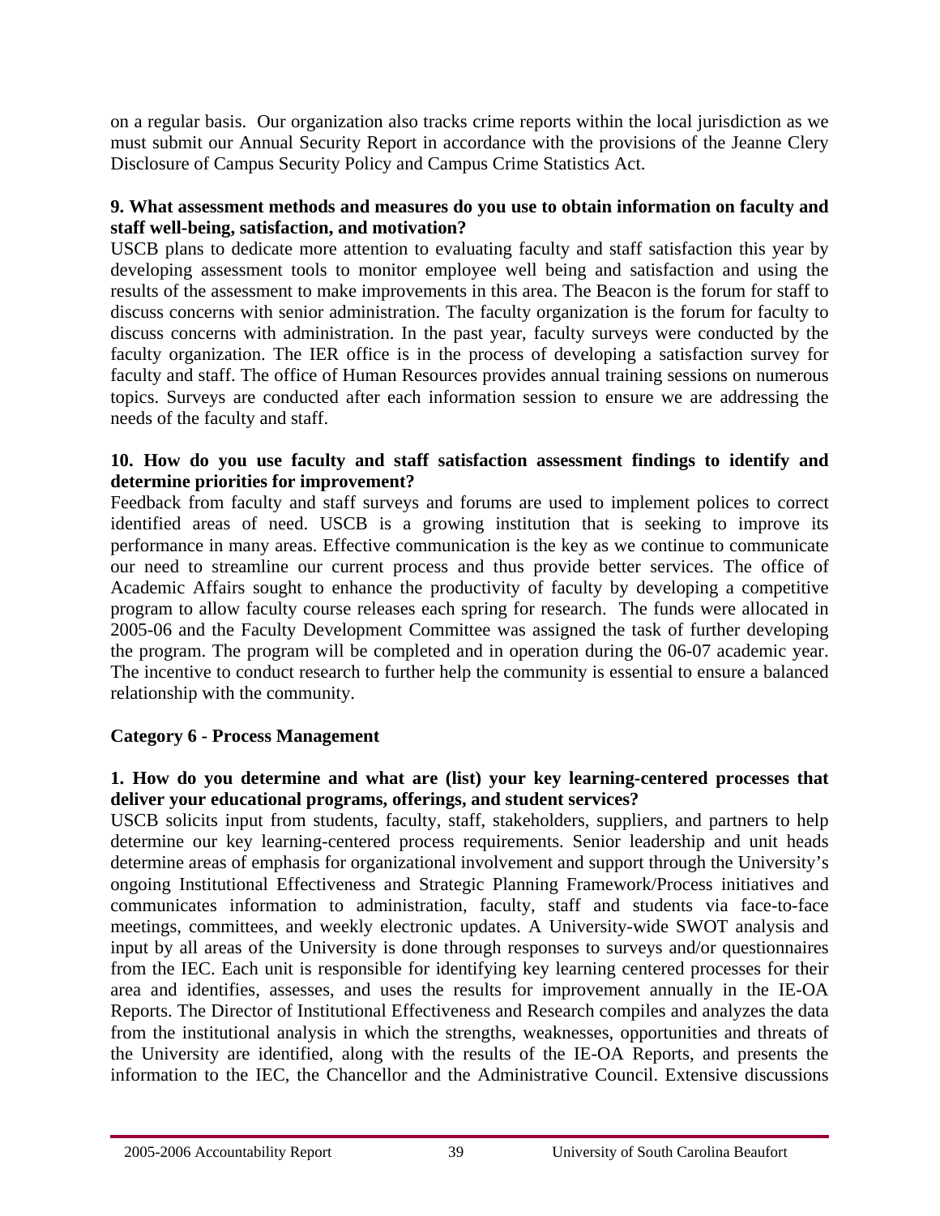on a regular basis. Our organization also tracks crime reports within the local jurisdiction as we must submit our Annual Security Report in accordance with the provisions of the Jeanne Clery Disclosure of Campus Security Policy and Campus Crime Statistics Act.

**9. What assessment methods and measures do you use to obtain information on faculty and staff well-being, satisfaction, and motivation?**

USCB plans to dedicate more attention to evaluating faculty and staff satisfaction this year by developing assessment tools to monitor employee well being and satisfaction and using the results of the assessment to make improvements in this area. The Beacon is the forum for staff to discuss concerns with senior administration. The faculty organization is the forum for faculty to discuss concerns with administration. In the past year, faculty surveys were conducted by the faculty organization. The IER office is in the process of developing a satisfaction survey for faculty and staff. The office of Human Resources provides annual training sessions on numerous topics. Surveys are conducted after each information session to ensure we are addressing the needs of the faculty and staff.

**10. How do you use faculty and staff satisfaction assessment findings to identify and determine priorities for improvement?**

Feedback from faculty and staff surveys and forums are used to implement polices to correct identified areas of need. USCB is a growing institution that is seeking to improve its performance in many areas. Effective communication is the key as we continue to communicate our need to streamline our current process and thus provide better services. The office of Academic Affairs sought to enhance the productivity of faculty by developing a competitive program to allow faculty course releases each spring for research. The funds were allocated in 2005-06 and the Faculty Development Committee was assigned the task of further developing the program. The program will be completed and in operation during the 06-07 academic year. The incentive to conduct research to further help the community is essential to ensure a balanced relationship with the community.

**Category 6 - Process Management**

**1. How do you determine and what are (list) your key learning-centered processes that deliver your educational programs, offerings, and student services?**

USCB solicits input from students, faculty, staff, stakeholders, suppliers, and partners to help determine our key learning-centered process requirements. Senior leadership and unit heads determine areas of emphasis for organizational involvement and support through the University's ongoing Institutional Effectiveness and Strategic Planning Framework/Process initiatives and communicates information to administration, faculty, staff and students via face-to-face meetings, committees, and weekly electronic updates. A University-wide SWOT analysis and input by all areas of the University is done through responses to surveys and/or questionnaires from the IEC. Each unit is responsible for identifying key learning centered processes for their area and identifies, assesses, and uses the results for improvement annually in the IE-OA Reports. The Director of Institutional Effectiveness and Research compiles and analyzes the data from the institutional analysis in which the strengths, weaknesses, opportunities and threats of the University are identified, along with the results of the IE-OA Reports, and presents the information to the IEC, the Chancellor and the Administrative Council. Extensive discussions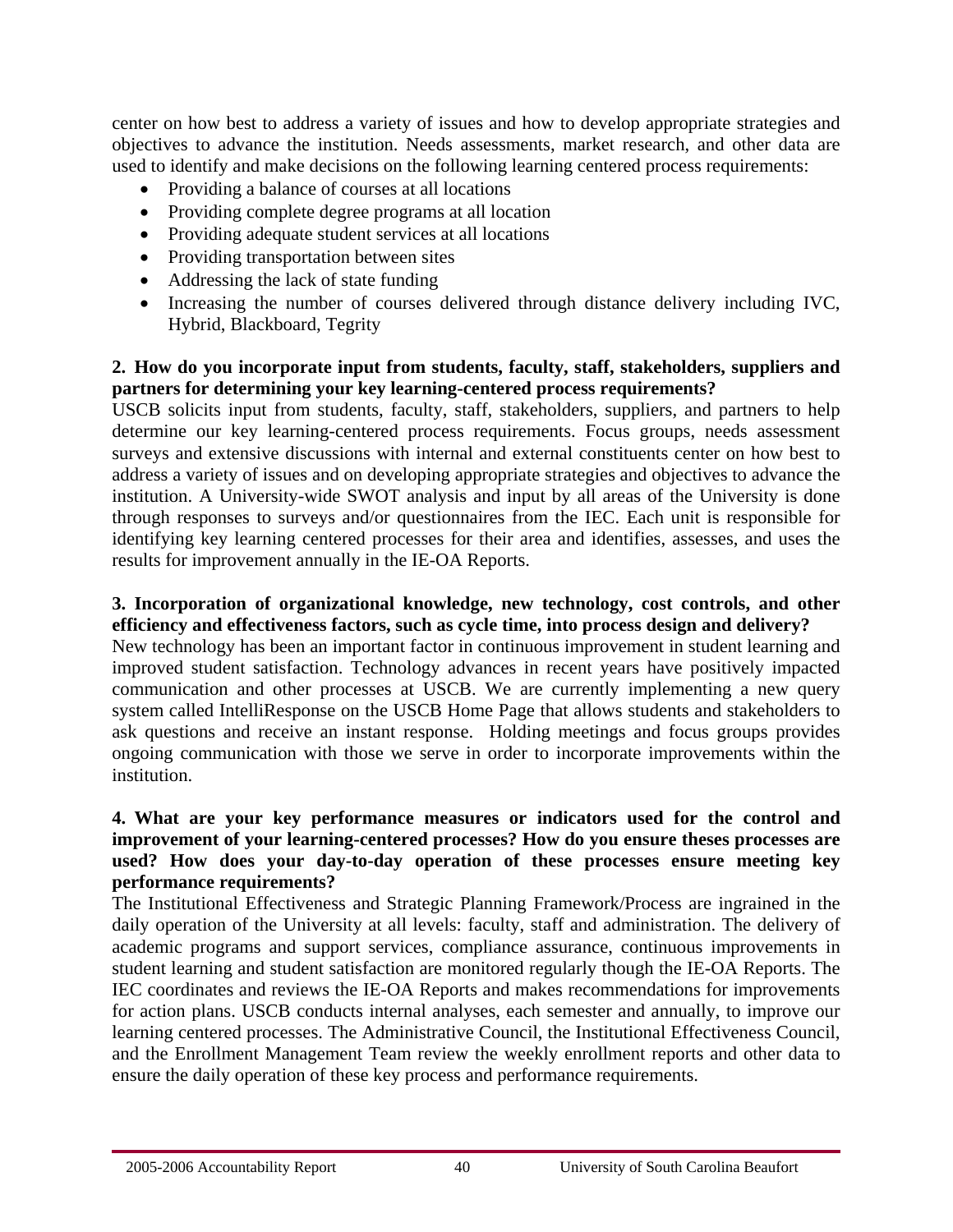center on how best to address a variety of issues and how to develop appropriate strategies and objectives to advance the institution. Needs assessments, market research, and other data are used to identify and make decisions on the following learning centered process requirements:

- Providing a balance of courses at all locations
- Providing complete degree programs at all location
- Providing adequate student services at all locations
- Providing transportation between sites
- Addressing the lack of state funding
- Increasing the number of courses delivered through distance delivery including IVC, Hybrid, Blackboard, Tegrity

**2. How do you incorporate input from students, faculty, staff, stakeholders, suppliers and partners for determining your key learning-centered process requirements?**

USCB solicits input from students, faculty, staff, stakeholders, suppliers, and partners to help determine our key learning-centered process requirements. Focus groups, needs assessment surveys and extensive discussions with internal and external constituents center on how best to address a variety of issues and on developing appropriate strategies and objectives to advance the institution. A University-wide SWOT analysis and input by all areas of the University is done through responses to surveys and/or questionnaires from the IEC. Each unit is responsible for identifying key learning centered processes for their area and identifies, assesses, and uses the results for improvement annually in the IE-OA Reports.

**3. Incorporation of organizational knowledge, new technology, cost controls, and other efficiency and effectiveness factors, such as cycle time, into process design and delivery?**

New technology has been an important factor in continuous improvement in student learning and improved student satisfaction. Technology advances in recent years have positively impacted communication and other processes at USCB. We are currently implementing a new query system called IntelliResponse on the USCB Home Page that allows students and stakeholders to ask questions and receive an instant response. Holding meetings and focus groups provides ongoing communication with those we serve in order to incorporate improvements within the institution.

**4. What are your key performance measures or indicators used for the control and improvement of your learning-centered processes? How do you ensure theses processes are used? How does your day-to-day operation of these processes ensure meeting key performance requirements?**

The Institutional Effectiveness and Strategic Planning Framework/Process are ingrained in the daily operation of the University at all levels: faculty, staff and administration. The delivery of academic programs and support services, compliance assurance, continuous improvements in student learning and student satisfaction are monitored regularly though the IE-OA Reports. The IEC coordinates and reviews the IE-OA Reports and makes recommendations for improvements for action plans. USCB conducts internal analyses, each semester and annually, to improve our learning centered processes. The Administrative Council, the Institutional Effectiveness Council, and the Enrollment Management Team review the weekly enrollment reports and other data to ensure the daily operation of these key process and performance requirements.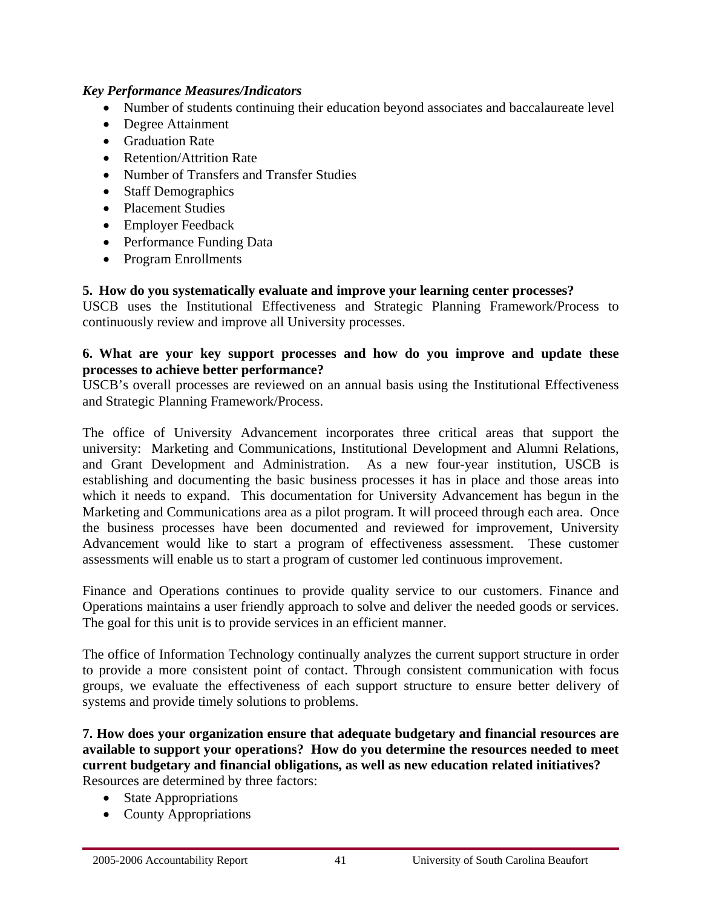***Key Performance Measures/Indicators***

- Number of students continuing their education beyond associates and baccalaureate level
- Degree Attainment
- Graduation Rate
- Retention/Attrition Rate
- Number of Transfers and Transfer Studies
- Staff Demographics
- Placement Studies
- Employer Feedback
- Performance Funding Data
- Program Enrollments

**5. How do you systematically evaluate and improve your learning center processes?**
USCB uses the Institutional Effectiveness and Strategic Planning Framework/Process to continuously review and improve all University processes.

**6. What are your key support processes and how do you improve and update these processes to achieve better performance?**
USCB's overall processes are reviewed on an annual basis using the Institutional Effectiveness and Strategic Planning Framework/Process.

The office of University Advancement incorporates three critical areas that support the university: Marketing and Communications, Institutional Development and Alumni Relations, and Grant Development and Administration. As a new four-year institution, USCB is establishing and documenting the basic business processes it has in place and those areas into which it needs to expand. This documentation for University Advancement has begun in the Marketing and Communications area as a pilot program. It will proceed through each area. Once the business processes have been documented and reviewed for improvement, University Advancement would like to start a program of effectiveness assessment. These customer assessments will enable us to start a program of customer led continuous improvement.

Finance and Operations continues to provide quality service to our customers. Finance and Operations maintains a user friendly approach to solve and deliver the needed goods or services. The goal for this unit is to provide services in an efficient manner.

The office of Information Technology continually analyzes the current support structure in order to provide a more consistent point of contact. Through consistent communication with focus groups, we evaluate the effectiveness of each support structure to ensure better delivery of systems and provide timely solutions to problems.

**7. How does your organization ensure that adequate budgetary and financial resources are available to support your operations? How do you determine the resources needed to meet current budgetary and financial obligations, as well as new education related initiatives?**
Resources are determined by three factors:

- State Appropriations
- County Appropriations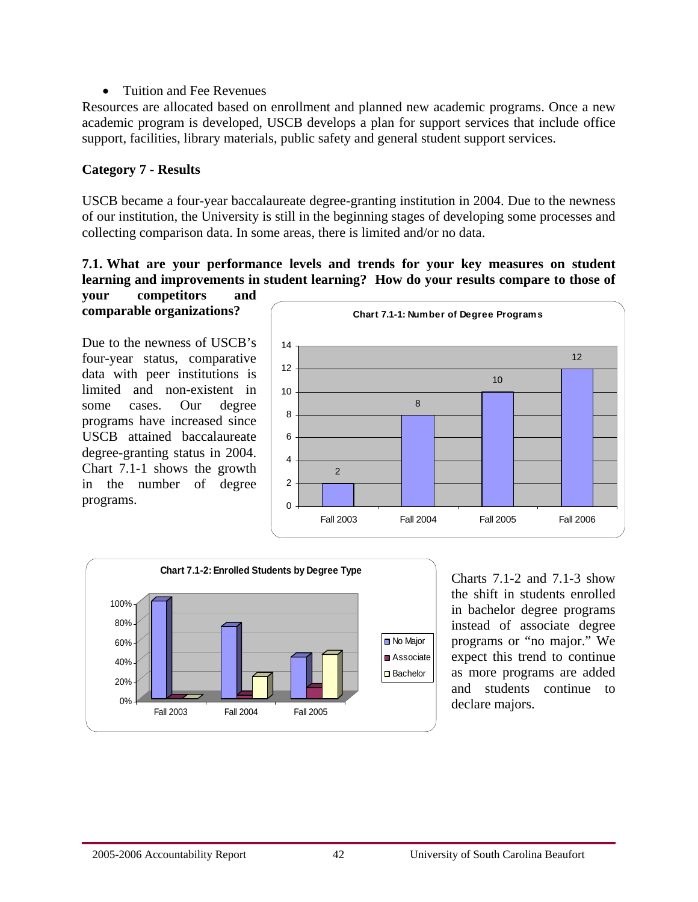- Tuition and Fee Revenues

Resources are allocated based on enrollment and planned new academic programs. Once a new academic program is developed, USCB develops a plan for support services that include office support, facilities, library materials, public safety and general student support services.

**Category 7 - Results**

USCB became a four-year baccalaureate degree-granting institution in 2004. Due to the newness of our institution, the University is still in the beginning stages of developing some processes and collecting comparison data. In some areas, there is limited and/or no data.

**7.1. What are your performance levels and trends for your key measures on student learning and improvements in student learning? How do your results compare to those of your competitors and comparable organizations?**

Due to the newness of USCB's four-year status, comparative data with peer institutions is limited and non-existent in some cases. Our degree programs have increased since USCB attained baccalaureate degree-granting status in 2004. Chart 7.1-1 shows the growth in the number of degree programs.

**Chart 7.1-1: Number of Degree Programs**

| | Fall 2003 | Fall 2004 | Fall 2005 | Fall 2006 |
|---|---|---|---|---|
| Number of Degree Programs | 2 | 8 | 10 | 12 |

**Chart 7.1-2: Enrolled Students by Degree Type**

(Legend: No Major, Associate, Bachelor; categories: Fall 2003, Fall 2004, Fall 2005; y-axis 0%–100%)

Charts 7.1-2 and 7.1-3 show the shift in students enrolled in bachelor degree programs instead of associate degree programs or "no major." We expect this trend to continue as more programs are added and students continue to declare majors.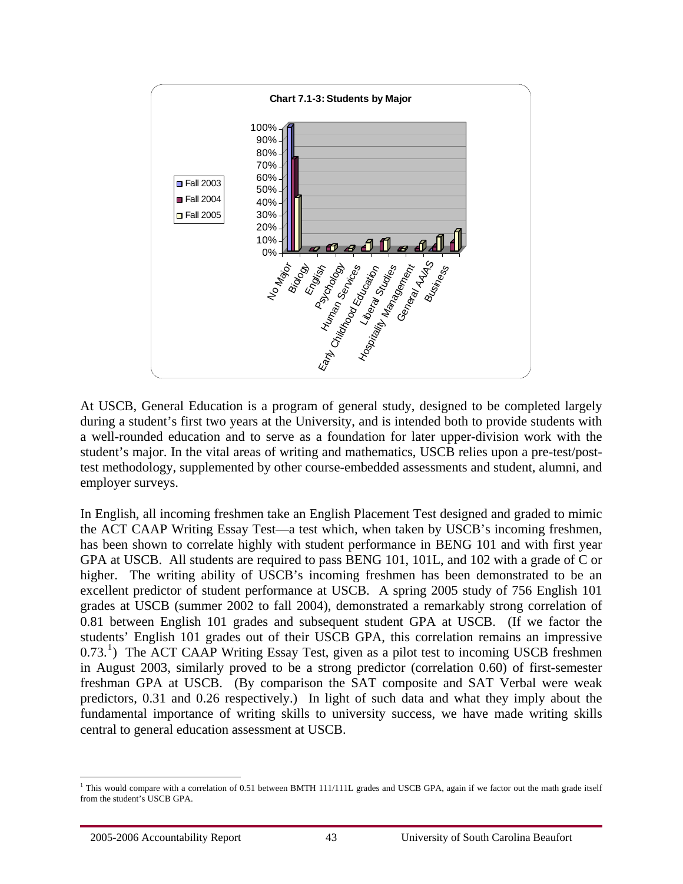**Chart 7.1-3: Students by Major**

At USCB, General Education is a program of general study, designed to be completed largely during a student's first two years at the University, and is intended both to provide students with a well-rounded education and to serve as a foundation for later upper-division work with the student's major. In the vital areas of writing and mathematics, USCB relies upon a pre-test/post-test methodology, supplemented by other course-embedded assessments and student, alumni, and employer surveys.

In English, all incoming freshmen take an English Placement Test designed and graded to mimic the ACT CAAP Writing Essay Test—a test which, when taken by USCB's incoming freshmen, has been shown to correlate highly with student performance in BENG 101 and with first year GPA at USCB. All students are required to pass BENG 101, 101L, and 102 with a grade of C or higher. The writing ability of USCB's incoming freshmen has been demonstrated to be an excellent predictor of student performance at USCB. A spring 2005 study of 756 English 101 grades at USCB (summer 2002 to fall 2004), demonstrated a remarkably strong correlation of 0.81 between English 101 grades and subsequent student GPA at USCB. (If we factor the students' English 101 grades out of their USCB GPA, this correlation remains an impressive 0.73.[1]) The ACT CAAP Writing Essay Test, given as a pilot test to incoming USCB freshmen in August 2003, similarly proved to be a strong predictor (correlation 0.60) of first-semester freshman GPA at USCB. (By comparison the SAT composite and SAT Verbal were weak predictors, 0.31 and 0.26 respectively.) In light of such data and what they imply about the fundamental importance of writing skills to university success, we have made writing skills central to general education assessment at USCB.

[1] This would compare with a correlation of 0.51 between BMTH 111/111L grades and USCB GPA, again if we factor out the math grade itself from the student's USCB GPA.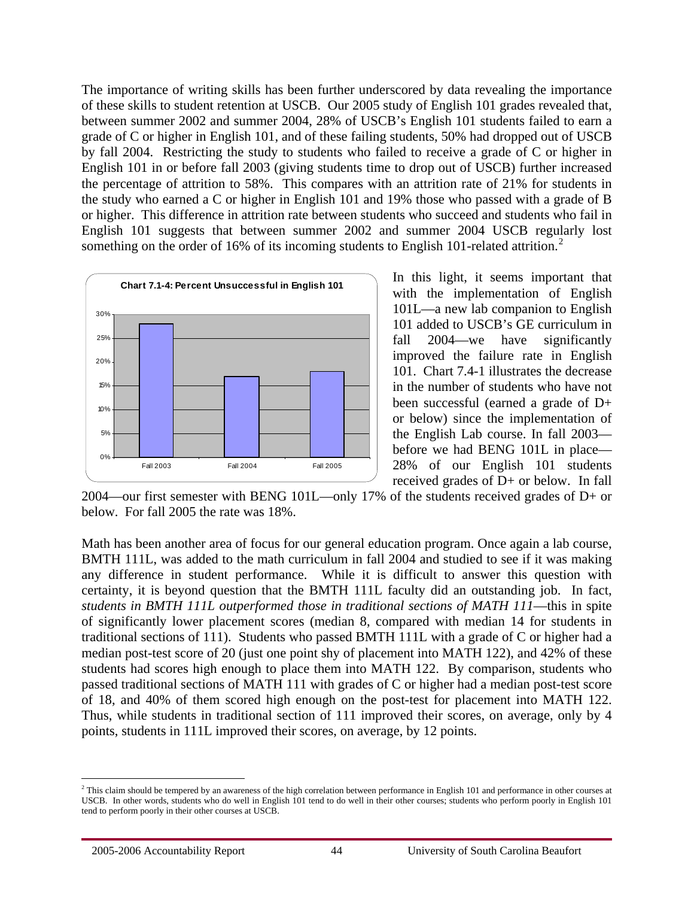The importance of writing skills has been further underscored by data revealing the importance of these skills to student retention at USCB. Our 2005 study of English 101 grades revealed that, between summer 2002 and summer 2004, 28% of USCB's English 101 students failed to earn a grade of C or higher in English 101, and of these failing students, 50% had dropped out of USCB by fall 2004. Restricting the study to students who failed to receive a grade of C or higher in English 101 in or before fall 2003 (giving students time to drop out of USCB) further increased the percentage of attrition to 58%. This compares with an attrition rate of 21% for students in the study who earned a C or higher in English 101 and 19% those who passed with a grade of B or higher. This difference in attrition rate between students who succeed and students who fail in English 101 suggests that between summer 2002 and summer 2004 USCB regularly lost something on the order of 16% of its incoming students to English 101-related attrition.[2]

**Chart 7.1-4: Percent Unsuccessful in English 101**

| | Percent Unsuccessful |
|---|---|
| Fall 2003 | 28% |
| Fall 2004 | 17% |
| Fall 2005 | 18% |

In this light, it seems important that with the implementation of English 101L—a new lab companion to English 101 added to USCB's GE curriculum in fall 2004—we have significantly improved the failure rate in English 101. Chart 7.4-1 illustrates the decrease in the number of students who have not been successful (earned a grade of D+ or below) since the implementation of the English Lab course. In fall 2003—before we had BENG 101L in place—28% of our English 101 students received grades of D+ or below. In fall 2004—our first semester with BENG 101L—only 17% of the students received grades of D+ or below. For fall 2005 the rate was 18%.

Math has been another area of focus for our general education program. Once again a lab course, BMTH 111L, was added to the math curriculum in fall 2004 and studied to see if it was making any difference in student performance. While it is difficult to answer this question with certainty, it is beyond question that the BMTH 111L faculty did an outstanding job. In fact, *students in BMTH 111L outperformed those in traditional sections of MATH 111*—this in spite of significantly lower placement scores (median 8, compared with median 14 for students in traditional sections of 111). Students who passed BMTH 111L with a grade of C or higher had a median post-test score of 20 (just one point shy of placement into MATH 122), and 42% of these students had scores high enough to place them into MATH 122. By comparison, students who passed traditional sections of MATH 111 with grades of C or higher had a median post-test score of 18, and 40% of them scored high enough on the post-test for placement into MATH 122. Thus, while students in traditional section of 111 improved their scores, on average, only by 4 points, students in 111L improved their scores, on average, by 12 points.

[2] This claim should be tempered by an awareness of the high correlation between performance in English 101 and performance in other courses at USCB. In other words, students who do well in English 101 tend to do well in their other courses; students who perform poorly in English 101 tend to perform poorly in their other courses at USCB.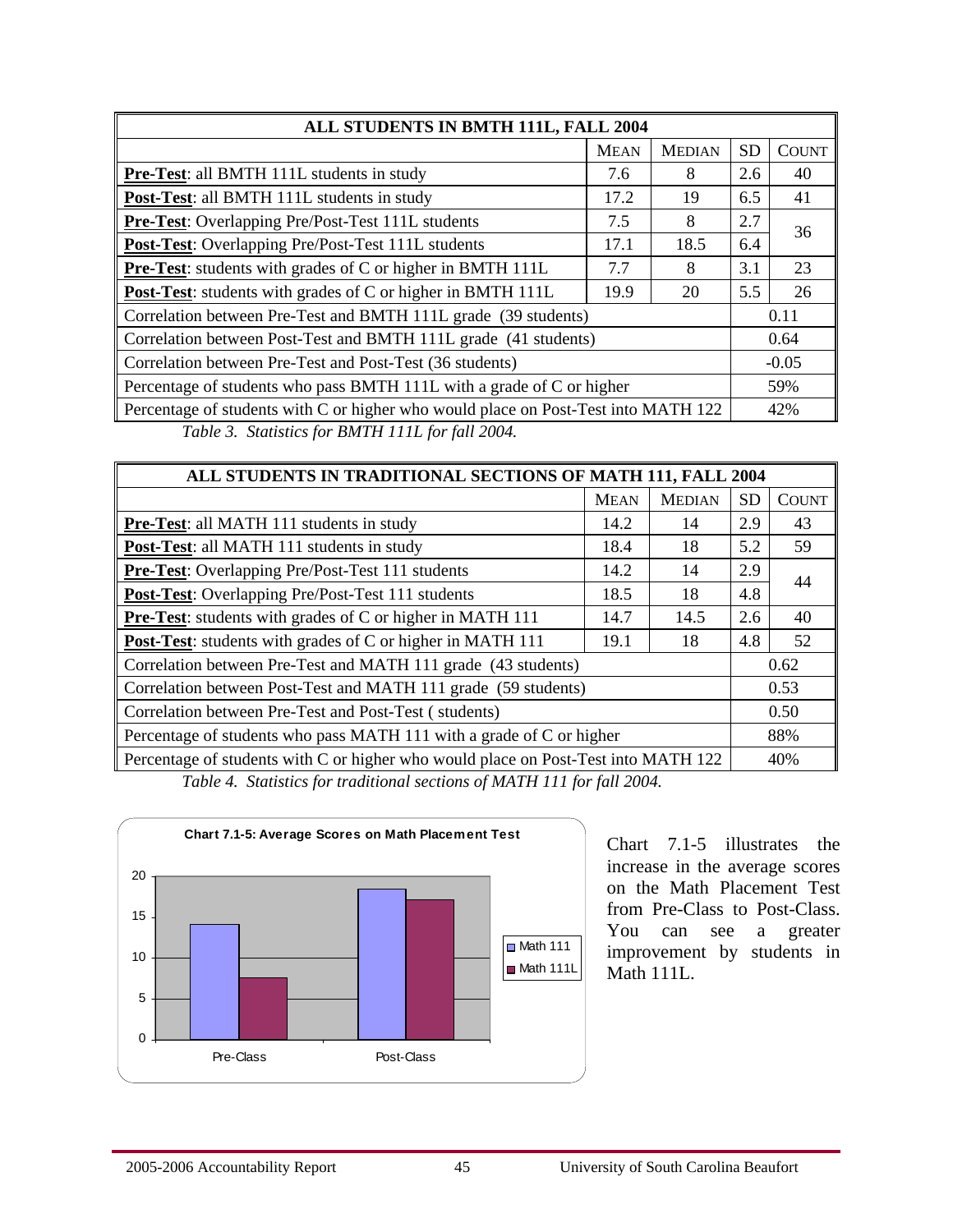| ALL STUDENTS IN BMTH 111L, FALL 2004 | | | | |
|---|---|---|---|---|
| | MEAN | MEDIAN | SD | COUNT |
| **Pre-Test**: all BMTH 111L students in study | 7.6 | 8 | 2.6 | 40 |
| **Post-Test**: all BMTH 111L students in study | 17.2 | 19 | 6.5 | 41 |
| **Pre-Test**: Overlapping Pre/Post-Test 111L students | 7.5 | 8 | 2.7 | 36 |
| **Post-Test**: Overlapping Pre/Post-Test 111L students | 17.1 | 18.5 | 6.4 | |
| **Pre-Test**: students with grades of C or higher in BMTH 111L | 7.7 | 8 | 3.1 | 23 |
| **Post-Test**: students with grades of C or higher in BMTH 111L | 19.9 | 20 | 5.5 | 26 |
| Correlation between Pre-Test and BMTH 111L grade (39 students) | | | | 0.11 |
| Correlation between Post-Test and BMTH 111L grade (41 students) | | | | 0.64 |
| Correlation between Pre-Test and Post-Test (36 students) | | | | -0.05 |
| Percentage of students who pass BMTH 111L with a grade of C or higher | | | | 59% |
| Percentage of students with C or higher who would place on Post-Test into MATH 122 | | | | 42% |

*Table 3. Statistics for BMTH 111L for fall 2004.*

| ALL STUDENTS IN TRADITIONAL SECTIONS OF MATH 111, FALL 2004 | | | | |
|---|---|---|---|---|
| | MEAN | MEDIAN | SD | COUNT |
| **Pre-Test**: all MATH 111 students in study | 14.2 | 14 | 2.9 | 43 |
| **Post-Test**: all MATH 111 students in study | 18.4 | 18 | 5.2 | 59 |
| **Pre-Test**: Overlapping Pre/Post-Test 111 students | 14.2 | 14 | 2.9 | 44 |
| **Post-Test**: Overlapping Pre/Post-Test 111 students | 18.5 | 18 | 4.8 | |
| **Pre-Test**: students with grades of C or higher in MATH 111 | 14.7 | 14.5 | 2.6 | 40 |
| **Post-Test**: students with grades of C or higher in MATH 111 | 19.1 | 18 | 4.8 | 52 |
| Correlation between Pre-Test and MATH 111 grade (43 students) | | | | 0.62 |
| Correlation between Post-Test and MATH 111 grade (59 students) | | | | 0.53 |
| Correlation between Pre-Test and Post-Test ( students) | | | | 0.50 |
| Percentage of students who pass MATH 111 with a grade of C or higher | | | | 88% |
| Percentage of students with C or higher who would place on Post-Test into MATH 122 | | | | 40% |

*Table 4. Statistics for traditional sections of MATH 111 for fall 2004.*

**Chart 7.1-5: Average Scores on Math Placement Test**

| | Math 111 | Math 111L |
|---|---|---|
| Pre-Class | 14.2 | 7.6 |
| Post-Class | 18.4 | 17.2 |

Chart 7.1-5 illustrates the increase in the average scores on the Math Placement Test from Pre-Class to Post-Class. You can see a greater improvement by students in Math 111L.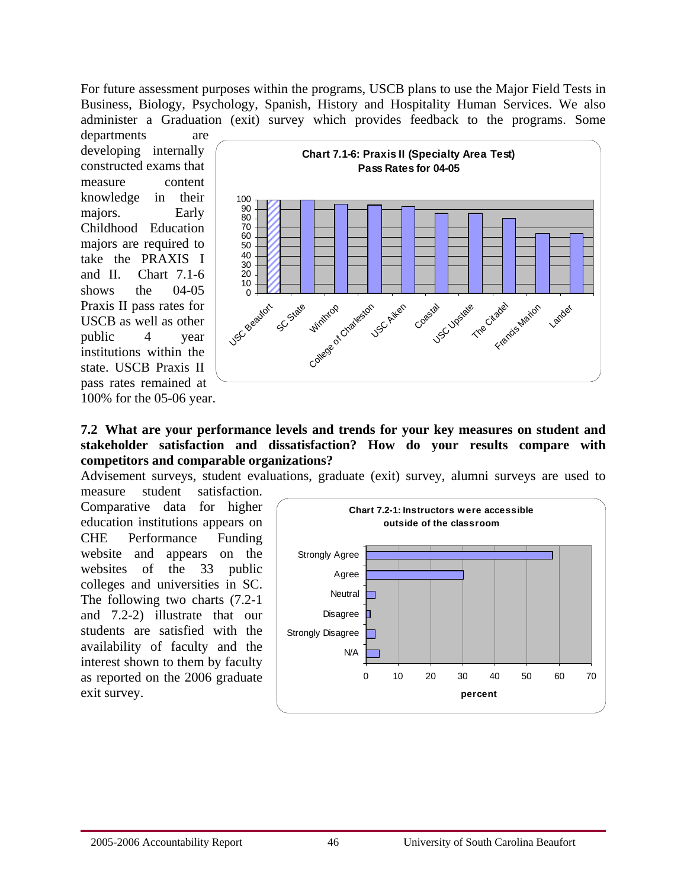For future assessment purposes within the programs, USCB plans to use the Major Field Tests in Business, Biology, Psychology, Spanish, History and Hospitality Human Services. We also administer a Graduation (exit) survey which provides feedback to the programs. Some departments are developing internally constructed exams that measure content knowledge in their majors. Early Childhood Education majors are required to take the PRAXIS I and II. Chart 7.1-6 shows the 04-05 Praxis II pass rates for USCB as well as other public 4 year institutions within the state. USCB Praxis II pass rates remained at 100% for the 05-06 year.

**Chart 7.1-6: Praxis II (Specialty Area Test) Pass Rates for 04-05**

**7.2 What are your performance levels and trends for your key measures on student and stakeholder satisfaction and dissatisfaction? How do your results compare with competitors and comparable organizations?**

Advisement surveys, student evaluations, graduate (exit) survey, alumni surveys are used to measure student satisfaction. Comparative data for higher education institutions appears on CHE Performance Funding website and appears on the websites of the 33 public colleges and universities in SC. The following two charts (7.2-1 and 7.2-2) illustrate that our students are satisfied with the availability of faculty and the interest shown to them by faculty as reported on the 2006 graduate exit survey.

**Chart 7.2-1: Instructors were accessible outside of the classroom**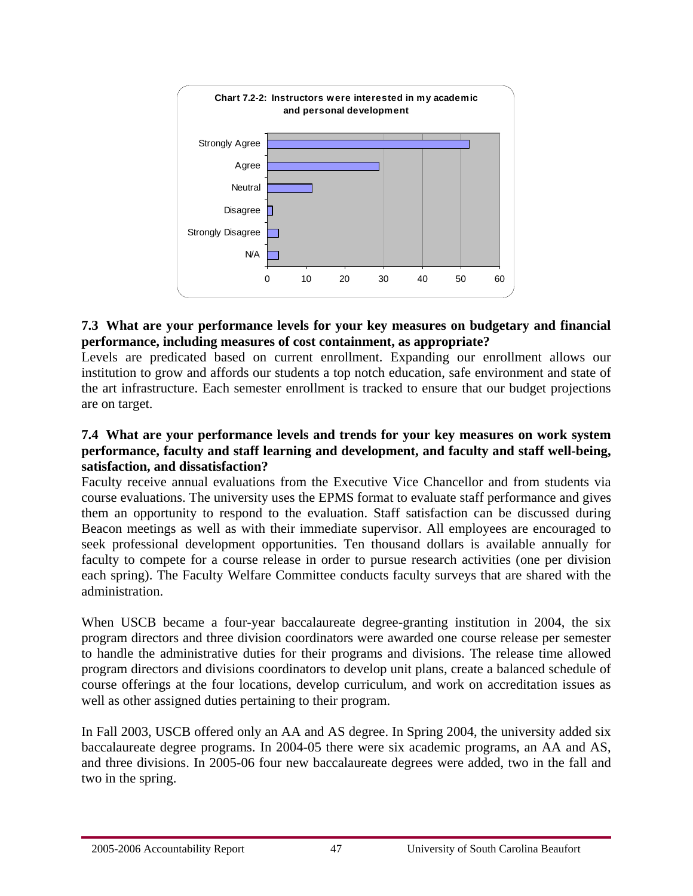**Chart 7.2-2: Instructors were interested in my academic and personal development**

| Response | Value |
|---|---|
| Strongly Agree | 52 |
| Agree | 29 |
| Neutral | 11 |
| Disagree | 1 |
| Strongly Disagree | 3 |
| N/A | 3 |

**7.3 What are your performance levels for your key measures on budgetary and financial performance, including measures of cost containment, as appropriate?**

Levels are predicated based on current enrollment. Expanding our enrollment allows our institution to grow and affords our students a top notch education, safe environment and state of the art infrastructure. Each semester enrollment is tracked to ensure that our budget projections are on target.

**7.4 What are your performance levels and trends for your key measures on work system performance, faculty and staff learning and development, and faculty and staff well-being, satisfaction, and dissatisfaction?**

Faculty receive annual evaluations from the Executive Vice Chancellor and from students via course evaluations. The university uses the EPMS format to evaluate staff performance and gives them an opportunity to respond to the evaluation. Staff satisfaction can be discussed during Beacon meetings as well as with their immediate supervisor. All employees are encouraged to seek professional development opportunities. Ten thousand dollars is available annually for faculty to compete for a course release in order to pursue research activities (one per division each spring). The Faculty Welfare Committee conducts faculty surveys that are shared with the administration.

When USCB became a four-year baccalaureate degree-granting institution in 2004, the six program directors and three division coordinators were awarded one course release per semester to handle the administrative duties for their programs and divisions. The release time allowed program directors and divisions coordinators to develop unit plans, create a balanced schedule of course offerings at the four locations, develop curriculum, and work on accreditation issues as well as other assigned duties pertaining to their program.

In Fall 2003, USCB offered only an AA and AS degree. In Spring 2004, the university added six baccalaureate degree programs. In 2004-05 there were six academic programs, an AA and AS, and three divisions. In 2005-06 four new baccalaureate degrees were added, two in the fall and two in the spring.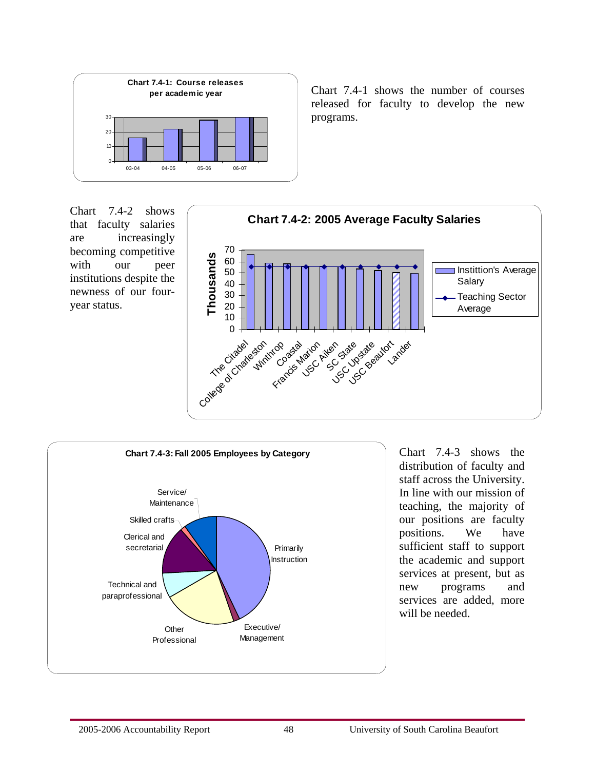**Chart 7.4-1: Course releases per academic year**

| Academic year | Course releases |
|---|---|
| 03-04 | 16 |
| 04-05 | 22 |
| 05-06 | 28 |
| 06-07 | 30 |

Chart 7.4-1 shows the number of courses released for faculty to develop the new programs.

Chart 7.4-2 shows that faculty salaries are increasingly becoming competitive with our peer institutions despite the newness of our four-year status.

**Chart 7.4-2: 2005 Average Faculty Salaries**

Thousands

Legend: Institition's Average Salary; Teaching Sector Average

Institutions: The Citadel, College of Charleston, Winthrop, Coastal, Francis Marion, USC Aiken, SC State, USC Upstate, USC Beaufort, Lander

**Chart 7.4-3: Fall 2005 Employees by Category**

Categories: Primarily Instruction, Executive/ Management, Other Professional, Technical and paraprofessional, Clerical and secretarial, Skilled crafts, Service/ Maintenance

Chart 7.4-3 shows the distribution of faculty and staff across the University. In line with our mission of teaching, the majority of our positions are faculty positions. We have sufficient staff to support the academic and support services at present, but as new programs and services are added, more will be needed.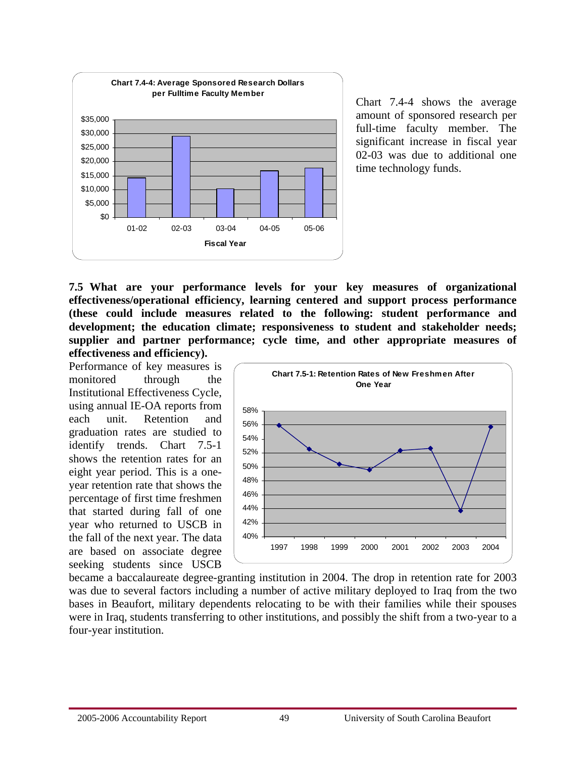**Chart 7.4-4: Average Sponsored Research Dollars per Fulltime Faculty Member**

Chart 7.4-4 shows the average amount of sponsored research per full-time faculty member. The significant increase in fiscal year 02-03 was due to additional one time technology funds.

**7.5 What are your performance levels for your key measures of organizational effectiveness/operational efficiency, learning centered and support process performance (these could include measures related to the following: student performance and development; the education climate; responsiveness to student and stakeholder needs; supplier and partner performance; cycle time, and other appropriate measures of effectiveness and efficiency).**

**Chart 7.5-1: Retention Rates of New Freshmen After One Year**

Performance of key measures is monitored through the Institutional Effectiveness Cycle, using annual IE-OA reports from each unit. Retention and graduation rates are studied to identify trends. Chart 7.5-1 shows the retention rates for an eight year period. This is a one-year retention rate that shows the percentage of first time freshmen that started during fall of one year who returned to USCB in the fall of the next year. The data are based on associate degree seeking students since USCB became a baccalaureate degree-granting institution in 2004. The drop in retention rate for 2003 was due to several factors including a number of active military deployed to Iraq from the two bases in Beaufort, military dependents relocating to be with their families while their spouses were in Iraq, students transferring to other institutions, and possibly the shift from a two-year to a four-year institution.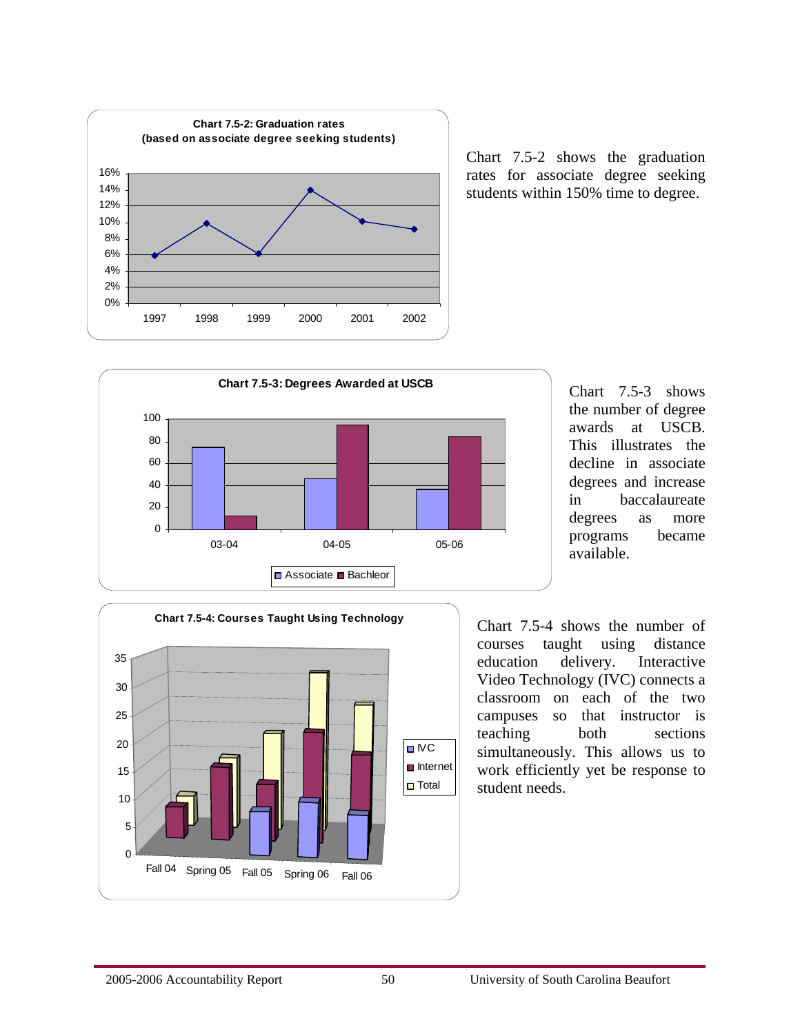**Chart 7.5-2: Graduation rates (based on associate degree seeking students)**

| Year | Graduation rate |
|---|---|
| 1997 | 6% |
| 1998 | 10% |
| 1999 | 6% |
| 2000 | 14% |
| 2001 | 10% |
| 2002 | 9% |

Chart 7.5-2 shows the graduation rates for associate degree seeking students within 150% time to degree.

**Chart 7.5-3: Degrees Awarded at USCB**

| | Associate | Bachleor |
|---|---|---|
| 03-04 | 75 | 13 |
| 04-05 | 46 | 95 |
| 05-06 | 37 | 85 |

Chart 7.5-3 shows the number of degree awards at USCB. This illustrates the decline in associate degrees and increase in baccalaureate degrees as more programs became available.

**Chart 7.5-4: Courses Taught Using Technology**

| | IVC | Internet | Total |
|---|---|---|---|
| Fall 04 | | 8 | 8 |
| Spring 05 | | 15 | 15 |
| Fall 05 | 8 | 12 | 20 |
| Spring 06 | 10 | 21 | 31 |
| Fall 06 | 8 | 17 | 25 |

Chart 7.5-4 shows the number of courses taught using distance education delivery. Interactive Video Technology (IVC) connects a classroom on each of the two campuses so that instructor is teaching both sections simultaneously. This allows us to work efficiently yet be response to student needs.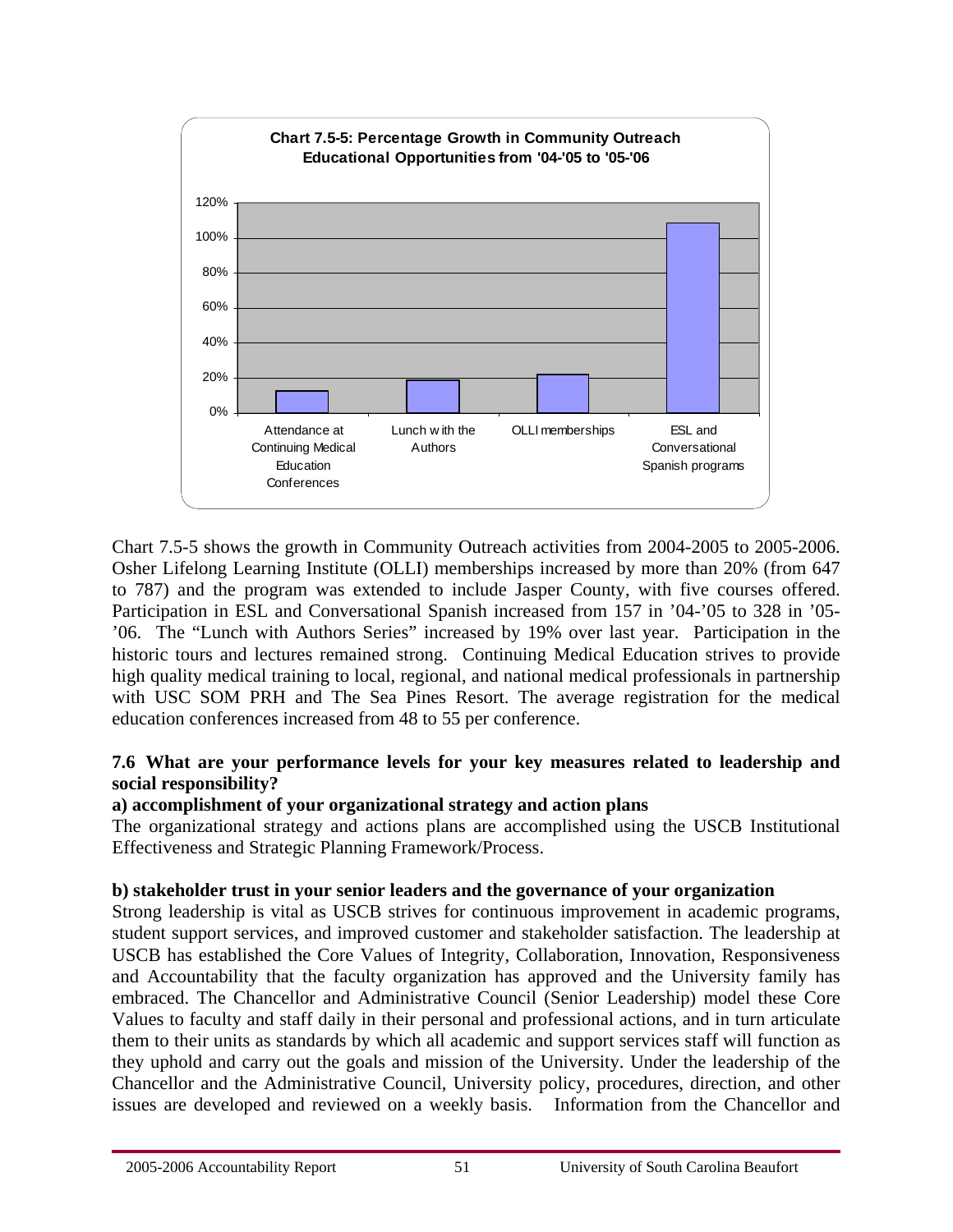**Chart 7.5-5: Percentage Growth in Community Outreach Educational Opportunities from '04-'05 to '05-'06**

Chart 7.5-5 shows the growth in Community Outreach activities from 2004-2005 to 2005-2006. Osher Lifelong Learning Institute (OLLI) memberships increased by more than 20% (from 647 to 787) and the program was extended to include Jasper County, with five courses offered. Participation in ESL and Conversational Spanish increased from 157 in '04-'05 to 328 in '05-'06. The "Lunch with Authors Series" increased by 19% over last year. Participation in the historic tours and lectures remained strong. Continuing Medical Education strives to provide high quality medical training to local, regional, and national medical professionals in partnership with USC SOM PRH and The Sea Pines Resort. The average registration for the medical education conferences increased from 48 to 55 per conference.

**7.6 What are your performance levels for your key measures related to leadership and social responsibility?**

**a) accomplishment of your organizational strategy and action plans**

The organizational strategy and actions plans are accomplished using the USCB Institutional Effectiveness and Strategic Planning Framework/Process.

**b) stakeholder trust in your senior leaders and the governance of your organization**

Strong leadership is vital as USCB strives for continuous improvement in academic programs, student support services, and improved customer and stakeholder satisfaction. The leadership at USCB has established the Core Values of Integrity, Collaboration, Innovation, Responsiveness and Accountability that the faculty organization has approved and the University family has embraced. The Chancellor and Administrative Council (Senior Leadership) model these Core Values to faculty and staff daily in their personal and professional actions, and in turn articulate them to their units as standards by which all academic and support services staff will function as they uphold and carry out the goals and mission of the University. Under the leadership of the Chancellor and the Administrative Council, University policy, procedures, direction, and other issues are developed and reviewed on a weekly basis. Information from the Chancellor and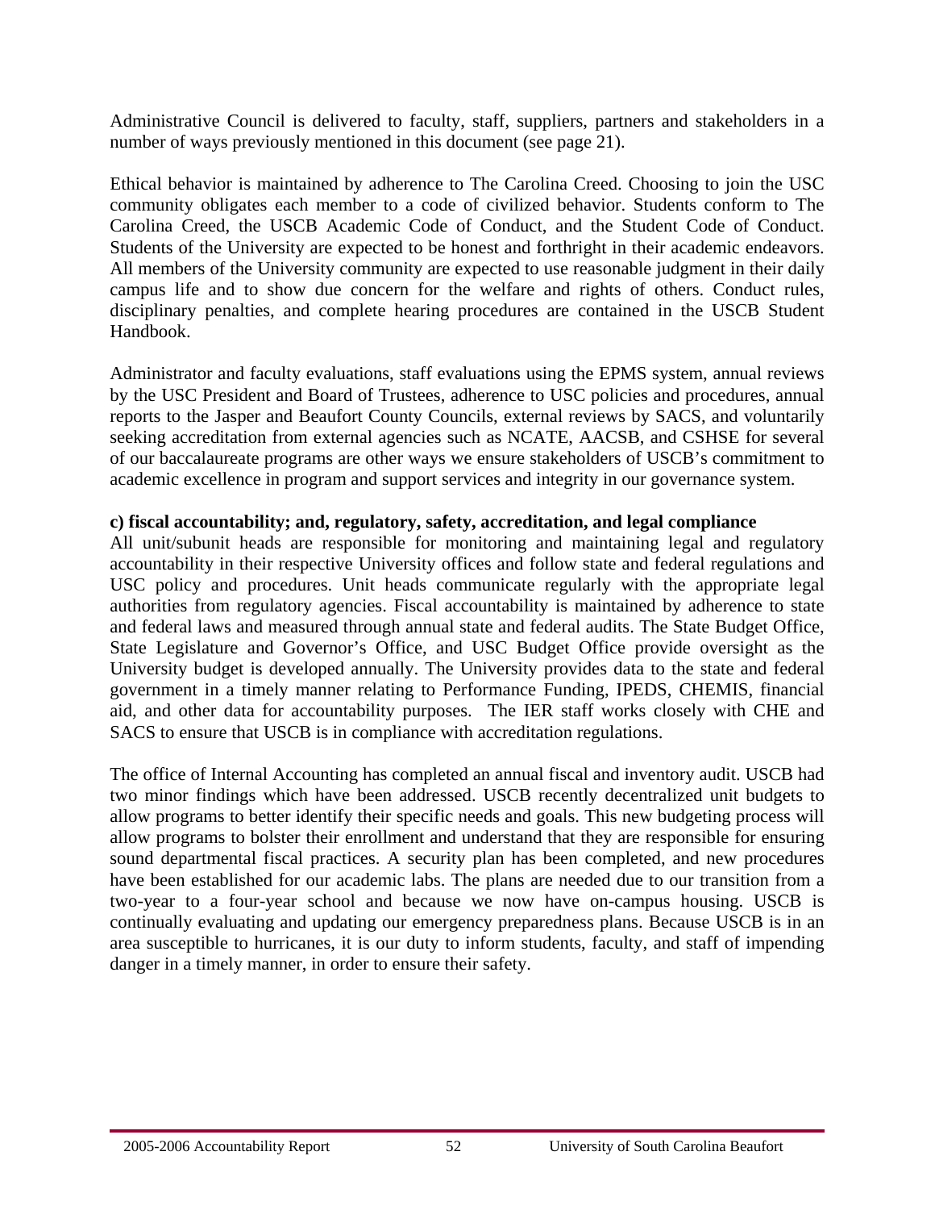Administrative Council is delivered to faculty, staff, suppliers, partners and stakeholders in a number of ways previously mentioned in this document (see page 21).

Ethical behavior is maintained by adherence to The Carolina Creed. Choosing to join the USC community obligates each member to a code of civilized behavior. Students conform to The Carolina Creed, the USCB Academic Code of Conduct, and the Student Code of Conduct. Students of the University are expected to be honest and forthright in their academic endeavors. All members of the University community are expected to use reasonable judgment in their daily campus life and to show due concern for the welfare and rights of others. Conduct rules, disciplinary penalties, and complete hearing procedures are contained in the USCB Student Handbook.

Administrator and faculty evaluations, staff evaluations using the EPMS system, annual reviews by the USC President and Board of Trustees, adherence to USC policies and procedures, annual reports to the Jasper and Beaufort County Councils, external reviews by SACS, and voluntarily seeking accreditation from external agencies such as NCATE, AACSB, and CSHSE for several of our baccalaureate programs are other ways we ensure stakeholders of USCB's commitment to academic excellence in program and support services and integrity in our governance system.

**c) fiscal accountability; and, regulatory, safety, accreditation, and legal compliance**

All unit/subunit heads are responsible for monitoring and maintaining legal and regulatory accountability in their respective University offices and follow state and federal regulations and USC policy and procedures. Unit heads communicate regularly with the appropriate legal authorities from regulatory agencies. Fiscal accountability is maintained by adherence to state and federal laws and measured through annual state and federal audits. The State Budget Office, State Legislature and Governor's Office, and USC Budget Office provide oversight as the University budget is developed annually. The University provides data to the state and federal government in a timely manner relating to Performance Funding, IPEDS, CHEMIS, financial aid, and other data for accountability purposes. The IER staff works closely with CHE and SACS to ensure that USCB is in compliance with accreditation regulations.

The office of Internal Accounting has completed an annual fiscal and inventory audit. USCB had two minor findings which have been addressed. USCB recently decentralized unit budgets to allow programs to better identify their specific needs and goals. This new budgeting process will allow programs to bolster their enrollment and understand that they are responsible for ensuring sound departmental fiscal practices. A security plan has been completed, and new procedures have been established for our academic labs. The plans are needed due to our transition from a two-year to a four-year school and because we now have on-campus housing. USCB is continually evaluating and updating our emergency preparedness plans. Because USCB is in an area susceptible to hurricanes, it is our duty to inform students, faculty, and staff of impending danger in a timely manner, in order to ensure their safety.